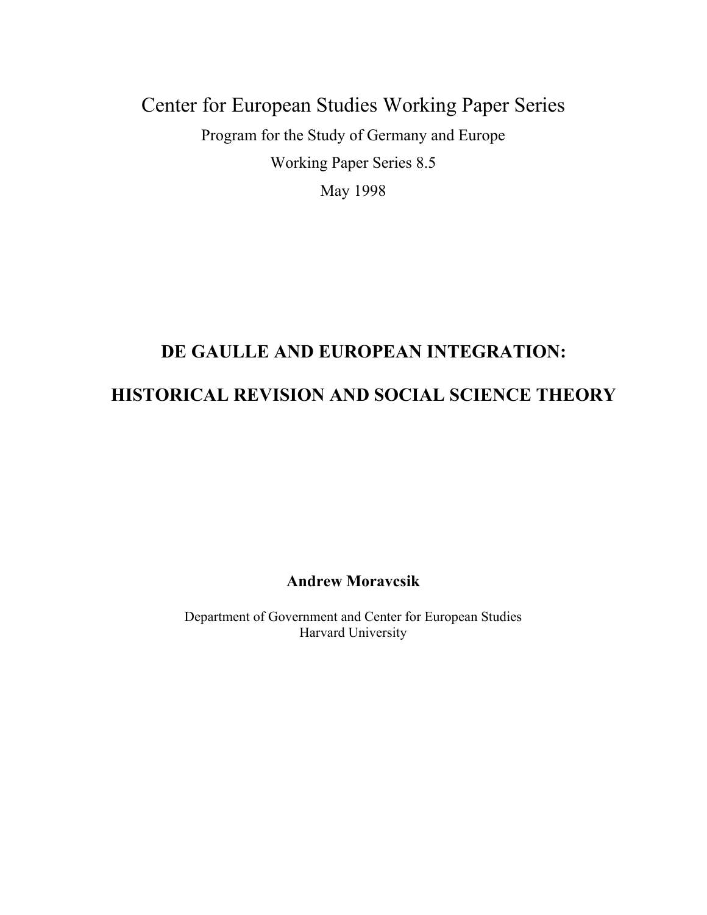Center for European Studies Working Paper Series

Program for the Study of Germany and Europe

Working Paper Series 8.5

May 1998

# DE GAULLE AND EUROPEAN INTEGRATION:

# HISTORICAL REVISION AND SOCIAL SCIENCE THEORY

**Andrew Moravcsik**

Department of Government and Center for European Studies
Harvard University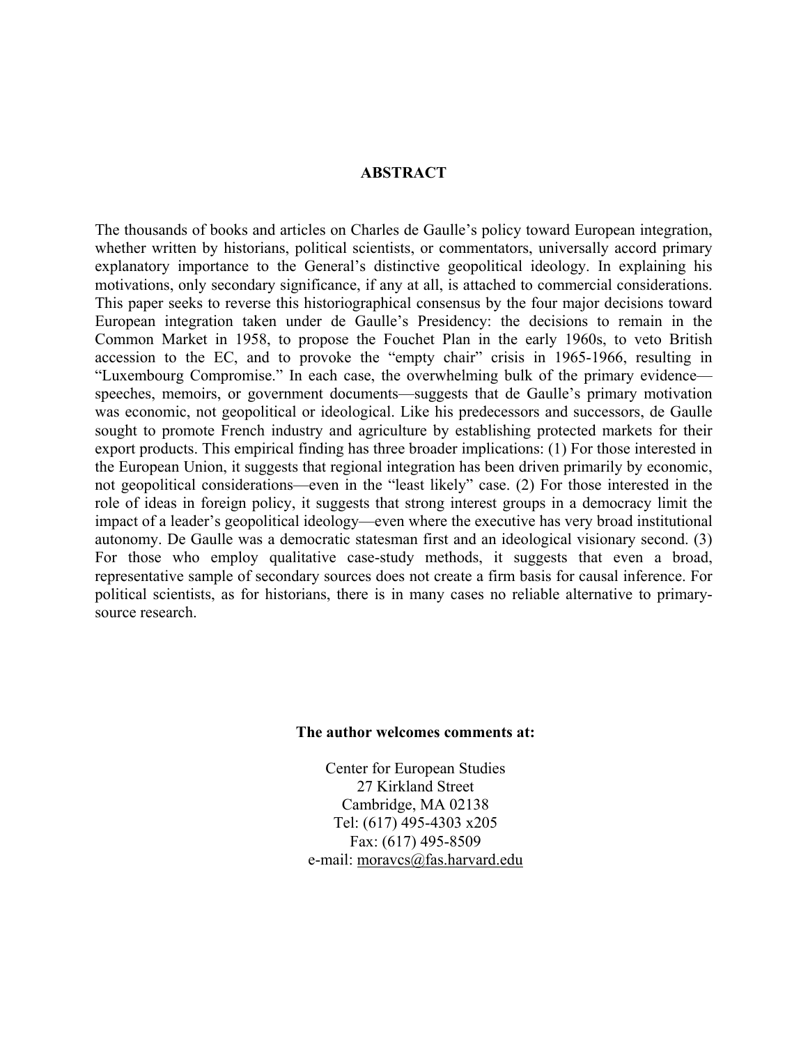## ABSTRACT

The thousands of books and articles on Charles de Gaulle's policy toward European integration, whether written by historians, political scientists, or commentators, universally accord primary explanatory importance to the General's distinctive geopolitical ideology. In explaining his motivations, only secondary significance, if any at all, is attached to commercial considerations. This paper seeks to reverse this historiographical consensus by the four major decisions toward European integration taken under de Gaulle's Presidency: the decisions to remain in the Common Market in 1958, to propose the Fouchet Plan in the early 1960s, to veto British accession to the EC, and to provoke the "empty chair" crisis in 1965-1966, resulting in "Luxembourg Compromise." In each case, the overwhelming bulk of the primary evidence—speeches, memoirs, or government documents—suggests that de Gaulle's primary motivation was economic, not geopolitical or ideological. Like his predecessors and successors, de Gaulle sought to promote French industry and agriculture by establishing protected markets for their export products. This empirical finding has three broader implications: (1) For those interested in the European Union, it suggests that regional integration has been driven primarily by economic, not geopolitical considerations—even in the "least likely" case. (2) For those interested in the role of ideas in foreign policy, it suggests that strong interest groups in a democracy limit the impact of a leader's geopolitical ideology—even where the executive has very broad institutional autonomy. De Gaulle was a democratic statesman first and an ideological visionary second. (3) For those who employ qualitative case-study methods, it suggests that even a broad, representative sample of secondary sources does not create a firm basis for causal inference. For political scientists, as for historians, there is in many cases no reliable alternative to primary-source research.

**The author welcomes comments at:**

Center for European Studies
27 Kirkland Street
Cambridge, MA 02138
Tel: (617) 495-4303 x205
Fax: (617) 495-8509
e-mail: moravcs@fas.harvard.edu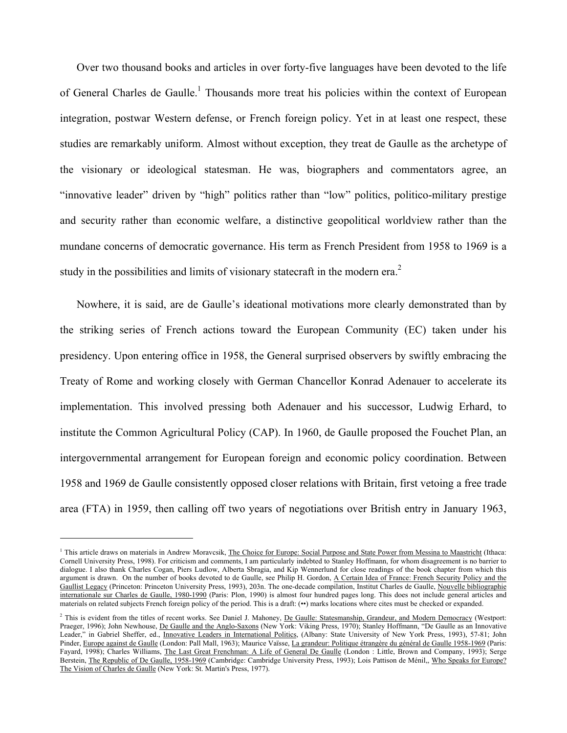Over two thousand books and articles in over forty-five languages have been devoted to the life of General Charles de Gaulle.[1] Thousands more treat his policies within the context of European integration, postwar Western defense, or French foreign policy. Yet in at least one respect, these studies are remarkably uniform. Almost without exception, they treat de Gaulle as the archetype of the visionary or ideological statesman. He was, biographers and commentators agree, an "innovative leader" driven by "high" politics rather than "low" politics, politico-military prestige and security rather than economic welfare, a distinctive geopolitical worldview rather than the mundane concerns of democratic governance. His term as French President from 1958 to 1969 is a study in the possibilities and limits of visionary statecraft in the modern era.[2]

Nowhere, it is said, are de Gaulle's ideational motivations more clearly demonstrated than by the striking series of French actions toward the European Community (EC) taken under his presidency. Upon entering office in 1958, the General surprised observers by swiftly embracing the Treaty of Rome and working closely with German Chancellor Konrad Adenauer to accelerate its implementation. This involved pressing both Adenauer and his successor, Ludwig Erhard, to institute the Common Agricultural Policy (CAP). In 1960, de Gaulle proposed the Fouchet Plan, an intergovernmental arrangement for European foreign and economic policy coordination. Between 1958 and 1969 de Gaulle consistently opposed closer relations with Britain, first vetoing a free trade area (FTA) in 1959, then calling off two years of negotiations over British entry in January 1963,

---

[1] This article draws on materials in Andrew Moravcsik, The Choice for Europe: Social Purpose and State Power from Messina to Maastricht (Ithaca: Cornell University Press, 1998). For criticism and comments, I am particularly indebted to Stanley Hoffmann, for whom disagreement is no barrier to dialogue. I also thank Charles Cogan, Piers Ludlow, Alberta Sbragia, and Kip Wennerlund for close readings of the book chapter from which this argument is drawn. On the number of books devoted to de Gaulle, see Philip H. Gordon, A Certain Idea of France: French Security Policy and the Gaullist Legacy (Princeton: Princeton University Press, 1993), 203n. The one-decade compilation, Institut Charles de Gaulle, Nouvelle bibliographie internationale sur Charles de Gaulle, 1980-1990 (Paris: Plon, 1990) is almost four hundred pages long. This does not include general articles and materials on related subjects French foreign policy of the period. This is a draft: (••) marks locations where cites must be checked or expanded.

[2] This is evident from the titles of recent works. See Daniel J. Mahoney, De Gaulle: Statesmanship, Grandeur, and Modern Democracy (Westport: Praeger, 1996); John Newhouse, De Gaulle and the Anglo-Saxons (New York: Viking Press, 1970); Stanley Hoffmann, "De Gaulle as an Innovative Leader," in Gabriel Sheffer, ed., Innovative Leaders in International Politics, (Albany: State University of New York Press, 1993), 57-81; John Pinder, Europe against de Gaulle (London: Pall Mall, 1963); Maurice Vaïsse, La grandeur: Politique étrangère du général de Gaulle 1958-1969 (Paris: Fayard, 1998); Charles Williams, The Last Great Frenchman: A Life of General De Gaulle (London : Little, Brown and Company, 1993); Serge Berstein, The Republic of De Gaulle, 1958-1969 (Cambridge: Cambridge University Press, 1993); Lois Pattison de Ménil,, Who Speaks for Europe? The Vision of Charles de Gaulle (New York: St. Martin's Press, 1977).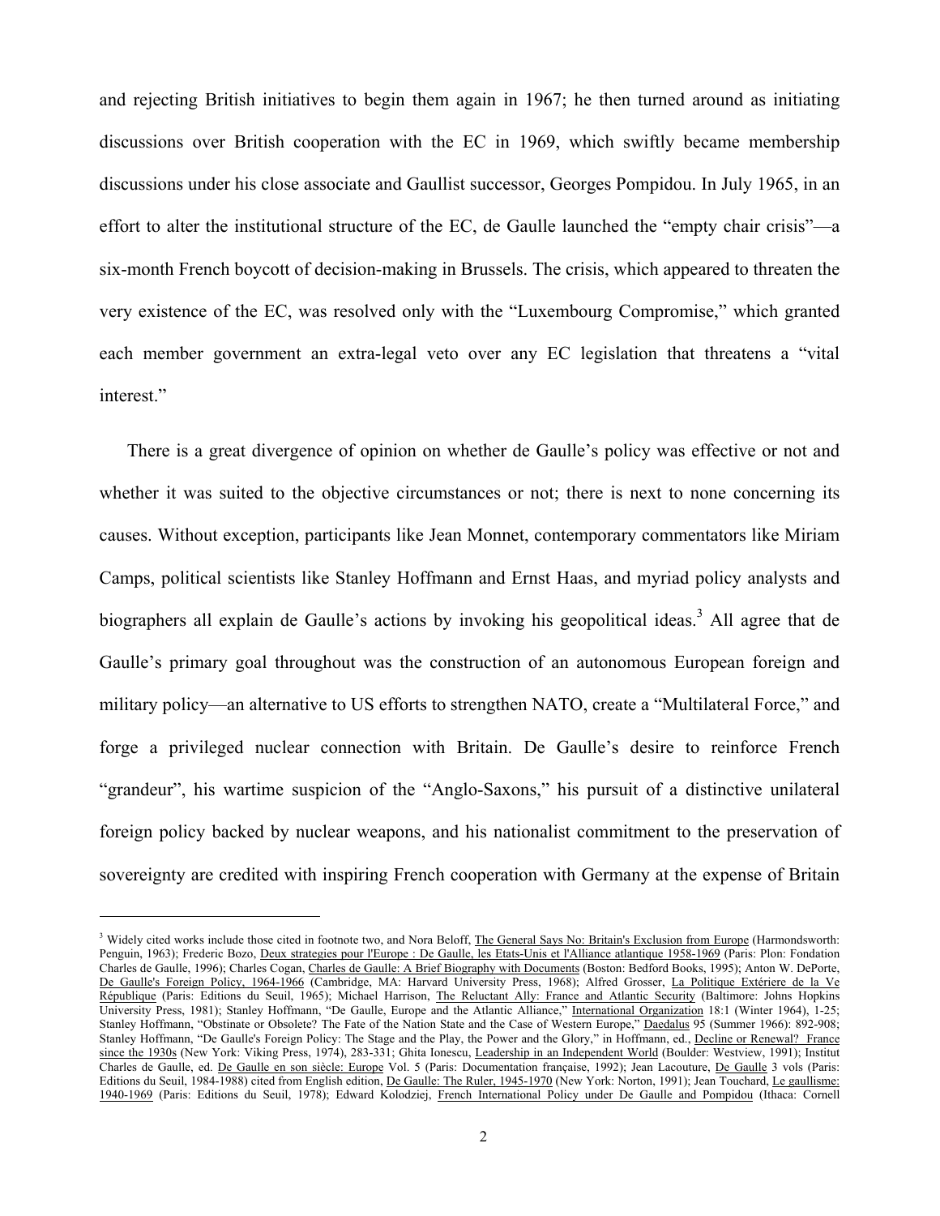and rejecting British initiatives to begin them again in 1967; he then turned around as initiating discussions over British cooperation with the EC in 1969, which swiftly became membership discussions under his close associate and Gaullist successor, Georges Pompidou. In July 1965, in an effort to alter the institutional structure of the EC, de Gaulle launched the "empty chair crisis"—a six-month French boycott of decision-making in Brussels. The crisis, which appeared to threaten the very existence of the EC, was resolved only with the "Luxembourg Compromise," which granted each member government an extra-legal veto over any EC legislation that threatens a "vital interest."

There is a great divergence of opinion on whether de Gaulle's policy was effective or not and whether it was suited to the objective circumstances or not; there is next to none concerning its causes. Without exception, participants like Jean Monnet, contemporary commentators like Miriam Camps, political scientists like Stanley Hoffmann and Ernst Haas, and myriad policy analysts and biographers all explain de Gaulle's actions by invoking his geopolitical ideas.[3] All agree that de Gaulle's primary goal throughout was the construction of an autonomous European foreign and military policy—an alternative to US efforts to strengthen NATO, create a "Multilateral Force," and forge a privileged nuclear connection with Britain. De Gaulle's desire to reinforce French "grandeur", his wartime suspicion of the "Anglo-Saxons," his pursuit of a distinctive unilateral foreign policy backed by nuclear weapons, and his nationalist commitment to the preservation of sovereignty are credited with inspiring French cooperation with Germany at the expense of Britain

[3] Widely cited works include those cited in footnote two, and Nora Beloff, The General Says No: Britain's Exclusion from Europe (Harmondsworth: Penguin, 1963); Frederic Bozo, Deux strategies pour l'Europe : De Gaulle, les Etats-Unis et l'Alliance atlantique 1958-1969 (Paris: Plon: Fondation Charles de Gaulle, 1996); Charles Cogan, Charles de Gaulle: A Brief Biography with Documents (Boston: Bedford Books, 1995); Anton W. DePorte, De Gaulle's Foreign Policy, 1964-1966 (Cambridge, MA: Harvard University Press, 1968); Alfred Grosser, La Politique Extériere de la Ve République (Paris: Editions du Seuil, 1965); Michael Harrison, The Reluctant Ally: France and Atlantic Security (Baltimore: Johns Hopkins University Press, 1981); Stanley Hoffmann, "De Gaulle, Europe and the Atlantic Alliance," International Organization 18:1 (Winter 1964), 1-25; Stanley Hoffmann, "Obstinate or Obsolete? The Fate of the Nation State and the Case of Western Europe," Daedalus 95 (Summer 1966): 892-908; Stanley Hoffmann, "De Gaulle's Foreign Policy: The Stage and the Play, the Power and the Glory," in Hoffmann, ed., Decline or Renewal? France since the 1930s (New York: Viking Press, 1974), 283-331; Ghita Ionescu, Leadership in an Independent World (Boulder: Westview, 1991); Institut Charles de Gaulle, ed. De Gaulle en son siècle: Europe Vol. 5 (Paris: Documentation française, 1992); Jean Lacouture, De Gaulle 3 vols (Paris: Editions du Seuil, 1984-1988) cited from English edition, De Gaulle: The Ruler, 1945-1970 (New York: Norton, 1991); Jean Touchard, Le gaullisme: 1940-1969 (Paris: Editions du Seuil, 1978); Edward Kolodziej, French International Policy under De Gaulle and Pompidou (Ithaca: Cornell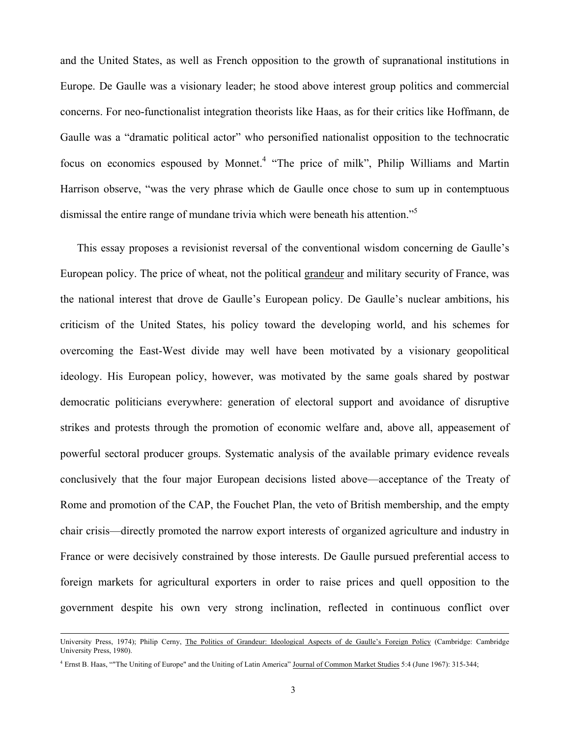and the United States, as well as French opposition to the growth of supranational institutions in Europe. De Gaulle was a visionary leader; he stood above interest group politics and commercial concerns. For neo-functionalist integration theorists like Haas, as for their critics like Hoffmann, de Gaulle was a "dramatic political actor" who personified nationalist opposition to the technocratic focus on economics espoused by Monnet.[4] "The price of milk", Philip Williams and Martin Harrison observe, "was the very phrase which de Gaulle once chose to sum up in contemptuous dismissal the entire range of mundane trivia which were beneath his attention."[5]

This essay proposes a revisionist reversal of the conventional wisdom concerning de Gaulle's European policy. The price of wheat, not the political grandeur and military security of France, was the national interest that drove de Gaulle's European policy. De Gaulle's nuclear ambitions, his criticism of the United States, his policy toward the developing world, and his schemes for overcoming the East-West divide may well have been motivated by a visionary geopolitical ideology. His European policy, however, was motivated by the same goals shared by postwar democratic politicians everywhere: generation of electoral support and avoidance of disruptive strikes and protests through the promotion of economic welfare and, above all, appeasement of powerful sectoral producer groups. Systematic analysis of the available primary evidence reveals conclusively that the four major European decisions listed above—acceptance of the Treaty of Rome and promotion of the CAP, the Fouchet Plan, the veto of British membership, and the empty chair crisis—directly promoted the narrow export interests of organized agriculture and industry in France or were decisively constrained by those interests. De Gaulle pursued preferential access to foreign markets for agricultural exporters in order to raise prices and quell opposition to the government despite his own very strong inclination, reflected in continuous conflict over

University Press, 1974); Philip Cerny, The Politics of Grandeur: Ideological Aspects of de Gaulle's Foreign Policy (Cambridge: Cambridge University Press, 1980).

[4] Ernst B. Haas, ""The Uniting of Europe" and the Uniting of Latin America" Journal of Common Market Studies 5:4 (June 1967): 315-344;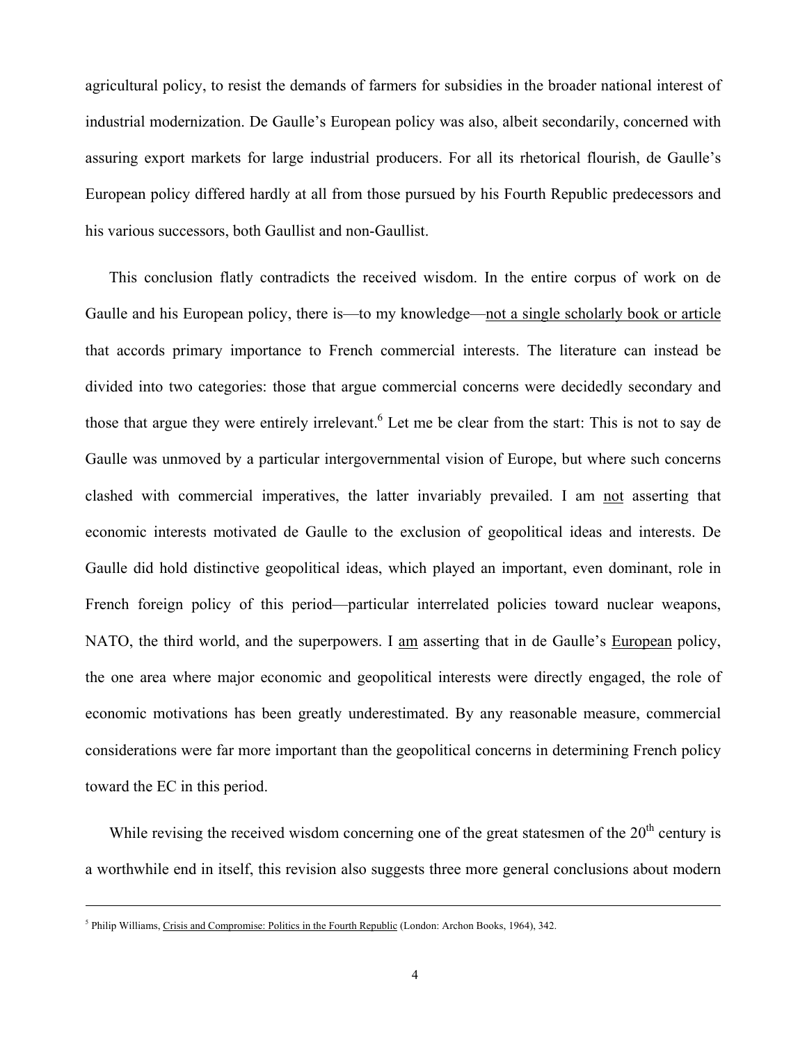agricultural policy, to resist the demands of farmers for subsidies in the broader national interest of industrial modernization. De Gaulle's European policy was also, albeit secondarily, concerned with assuring export markets for large industrial producers. For all its rhetorical flourish, de Gaulle's European policy differed hardly at all from those pursued by his Fourth Republic predecessors and his various successors, both Gaullist and non-Gaullist.

This conclusion flatly contradicts the received wisdom. In the entire corpus of work on de Gaulle and his European policy, there is—to my knowledge—<u>not a single scholarly book or article</u> that accords primary importance to French commercial interests. The literature can instead be divided into two categories: those that argue commercial concerns were decidedly secondary and those that argue they were entirely irrelevant.[6] Let me be clear from the start: This is not to say de Gaulle was unmoved by a particular intergovernmental vision of Europe, but where such concerns clashed with commercial imperatives, the latter invariably prevailed. I am <u>not</u> asserting that economic interests motivated de Gaulle to the exclusion of geopolitical ideas and interests. De Gaulle did hold distinctive geopolitical ideas, which played an important, even dominant, role in French foreign policy of this period—particular interrelated policies toward nuclear weapons, NATO, the third world, and the superpowers. I <u>am</u> asserting that in de Gaulle's <u>European</u> policy, the one area where major economic and geopolitical interests were directly engaged, the role of economic motivations has been greatly underestimated. By any reasonable measure, commercial considerations were far more important than the geopolitical concerns in determining French policy toward the EC in this period.

While revising the received wisdom concerning one of the great statesmen of the 20th century is a worthwhile end in itself, this revision also suggests three more general conclusions about modern

---

[5] Philip Williams, <u>Crisis and Compromise: Politics in the Fourth Republic</u> (London: Archon Books, 1964), 342.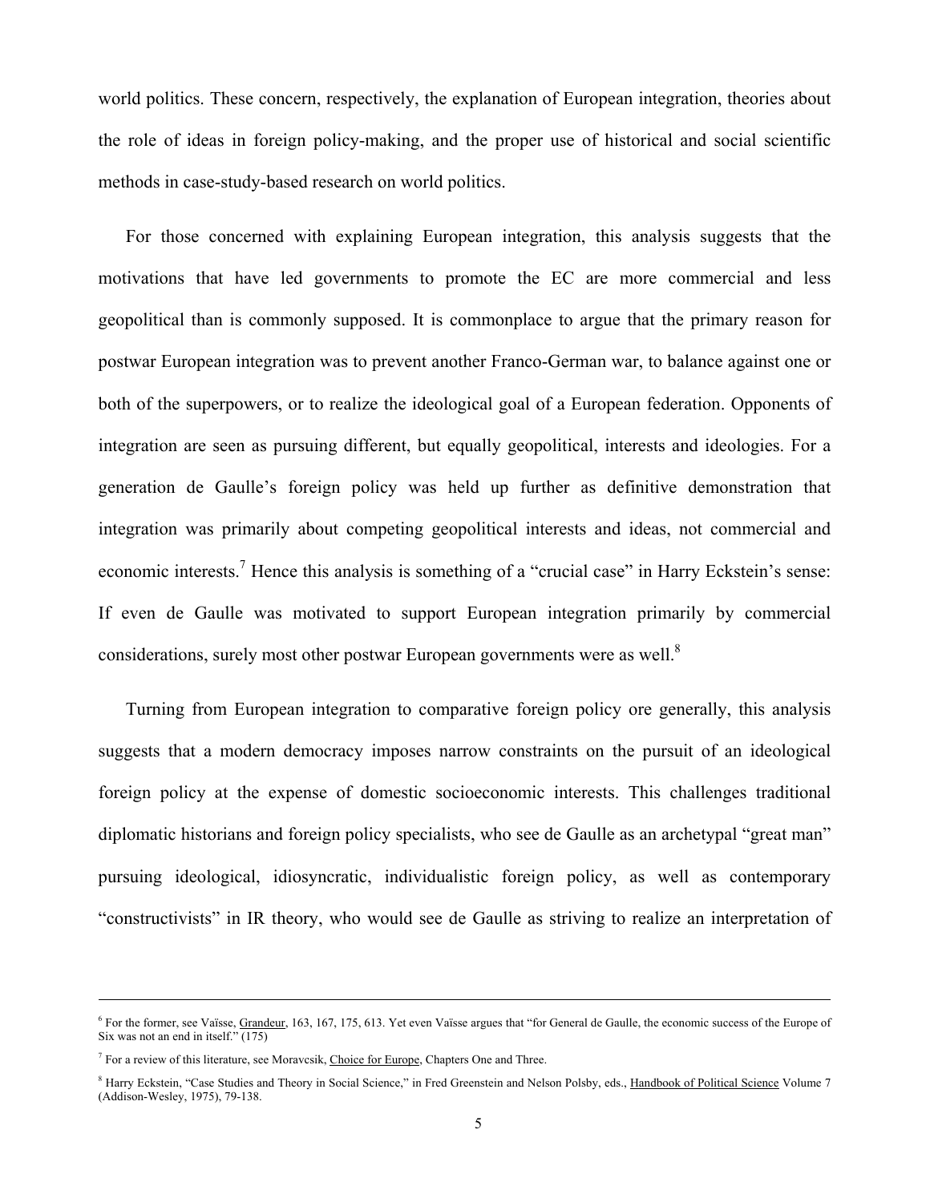world politics. These concern, respectively, the explanation of European integration, theories about the role of ideas in foreign policy-making, and the proper use of historical and social scientific methods in case-study-based research on world politics.

For those concerned with explaining European integration, this analysis suggests that the motivations that have led governments to promote the EC are more commercial and less geopolitical than is commonly supposed. It is commonplace to argue that the primary reason for postwar European integration was to prevent another Franco-German war, to balance against one or both of the superpowers, or to realize the ideological goal of a European federation. Opponents of integration are seen as pursuing different, but equally geopolitical, interests and ideologies. For a generation de Gaulle's foreign policy was held up further as definitive demonstration that integration was primarily about competing geopolitical interests and ideas, not commercial and economic interests.[7] Hence this analysis is something of a "crucial case" in Harry Eckstein's sense: If even de Gaulle was motivated to support European integration primarily by commercial considerations, surely most other postwar European governments were as well.[8]

Turning from European integration to comparative foreign policy ore generally, this analysis suggests that a modern democracy imposes narrow constraints on the pursuit of an ideological foreign policy at the expense of domestic socioeconomic interests. This challenges traditional diplomatic historians and foreign policy specialists, who see de Gaulle as an archetypal "great man" pursuing ideological, idiosyncratic, individualistic foreign policy, as well as contemporary "constructivists" in IR theory, who would see de Gaulle as striving to realize an interpretation of

---

[6] For the former, see Vaïsse, Grandeur, 163, 167, 175, 613. Yet even Vaïsse argues that "for General de Gaulle, the economic success of the Europe of Six was not an end in itself." (175)

[7] For a review of this literature, see Moravcsik, Choice for Europe, Chapters One and Three.

[8] Harry Eckstein, "Case Studies and Theory in Social Science," in Fred Greenstein and Nelson Polsby, eds., Handbook of Political Science Volume 7 (Addison-Wesley, 1975), 79-138.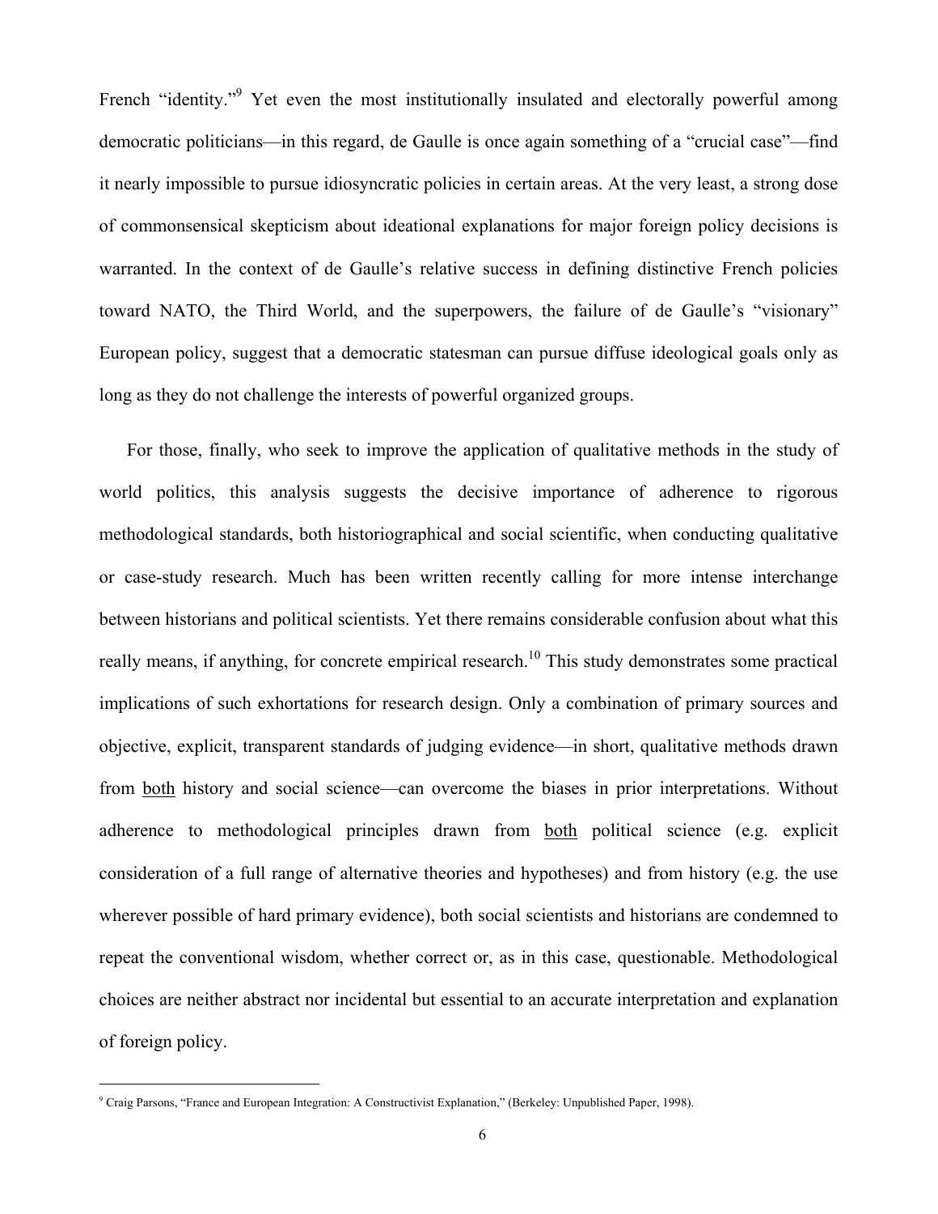French "identity."[9] Yet even the most institutionally insulated and electorally powerful among democratic politicians—in this regard, de Gaulle is once again something of a "crucial case"—find it nearly impossible to pursue idiosyncratic policies in certain areas. At the very least, a strong dose of commonsensical skepticism about ideational explanations for major foreign policy decisions is warranted. In the context of de Gaulle's relative success in defining distinctive French policies toward NATO, the Third World, and the superpowers, the failure of de Gaulle's "visionary" European policy, suggest that a democratic statesman can pursue diffuse ideological goals only as long as they do not challenge the interests of powerful organized groups.

For those, finally, who seek to improve the application of qualitative methods in the study of world politics, this analysis suggests the decisive importance of adherence to rigorous methodological standards, both historiographical and social scientific, when conducting qualitative or case-study research. Much has been written recently calling for more intense interchange between historians and political scientists. Yet there remains considerable confusion about what this really means, if anything, for concrete empirical research.[10] This study demonstrates some practical implications of such exhortations for research design. Only a combination of primary sources and objective, explicit, transparent standards of judging evidence—in short, qualitative methods drawn from <u>both</u> history and social science—can overcome the biases in prior interpretations. Without adherence to methodological principles drawn from <u>both</u> political science (e.g. explicit consideration of a full range of alternative theories and hypotheses) and from history (e.g. the use wherever possible of hard primary evidence), both social scientists and historians are condemned to repeat the conventional wisdom, whether correct or, as in this case, questionable. Methodological choices are neither abstract nor incidental but essential to an accurate interpretation and explanation of foreign policy.

[9] Craig Parsons, "France and European Integration: A Constructivist Explanation," (Berkeley: Unpublished Paper, 1998).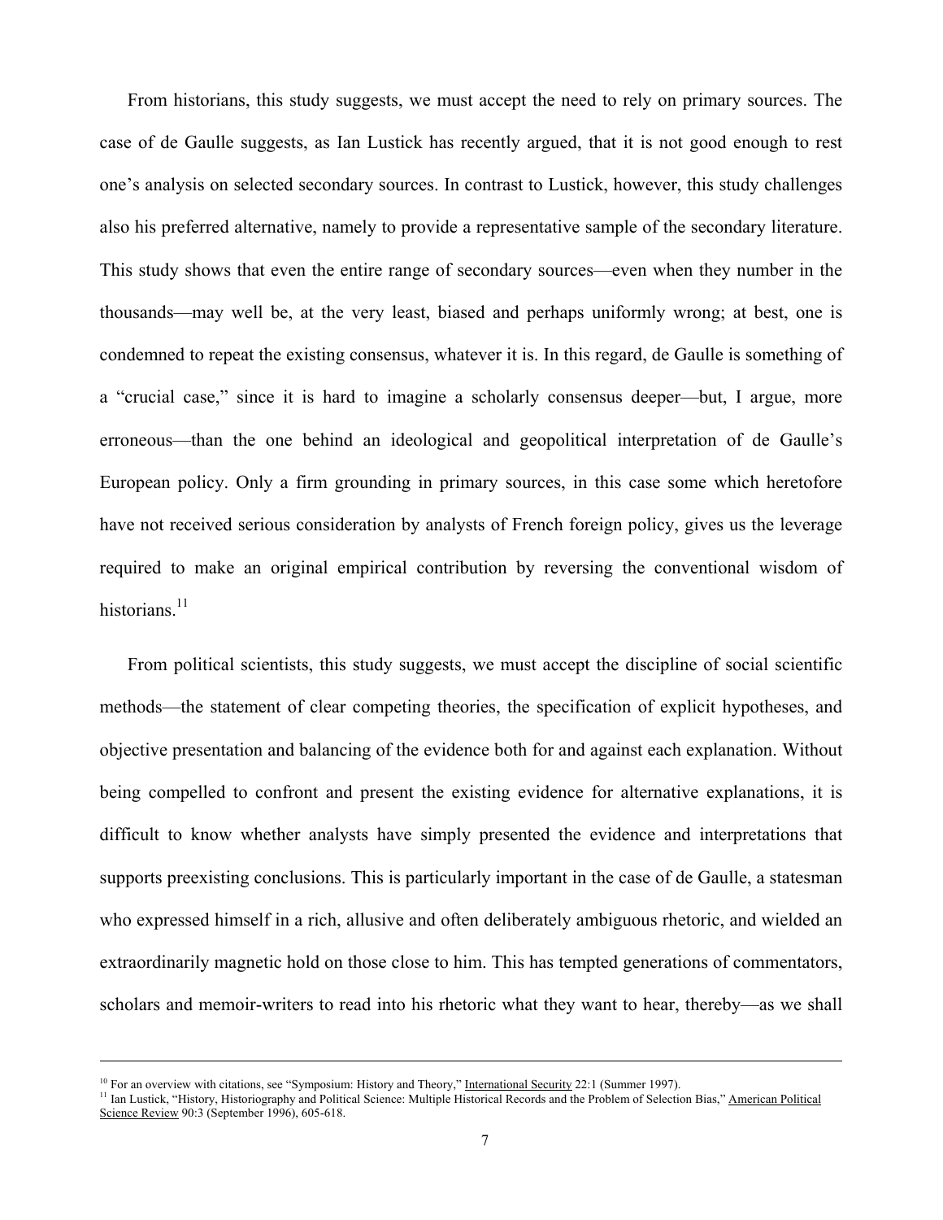From historians, this study suggests, we must accept the need to rely on primary sources. The case of de Gaulle suggests, as Ian Lustick has recently argued, that it is not good enough to rest one's analysis on selected secondary sources. In contrast to Lustick, however, this study challenges also his preferred alternative, namely to provide a representative sample of the secondary literature. This study shows that even the entire range of secondary sources—even when they number in the thousands—may well be, at the very least, biased and perhaps uniformly wrong; at best, one is condemned to repeat the existing consensus, whatever it is. In this regard, de Gaulle is something of a "crucial case," since it is hard to imagine a scholarly consensus deeper—but, I argue, more erroneous—than the one behind an ideological and geopolitical interpretation of de Gaulle's European policy. Only a firm grounding in primary sources, in this case some which heretofore have not received serious consideration by analysts of French foreign policy, gives us the leverage required to make an original empirical contribution by reversing the conventional wisdom of historians.[11]

From political scientists, this study suggests, we must accept the discipline of social scientific methods—the statement of clear competing theories, the specification of explicit hypotheses, and objective presentation and balancing of the evidence both for and against each explanation. Without being compelled to confront and present the existing evidence for alternative explanations, it is difficult to know whether analysts have simply presented the evidence and interpretations that supports preexisting conclusions. This is particularly important in the case of de Gaulle, a statesman who expressed himself in a rich, allusive and often deliberately ambiguous rhetoric, and wielded an extraordinarily magnetic hold on those close to him. This has tempted generations of commentators, scholars and memoir-writers to read into his rhetoric what they want to hear, thereby—as we shall

---

[10] For an overview with citations, see "Symposium: History and Theory," International Security 22:1 (Summer 1997).

[11] Ian Lustick, "History, Historiography and Political Science: Multiple Historical Records and the Problem of Selection Bias," American Political Science Review 90:3 (September 1996), 605-618.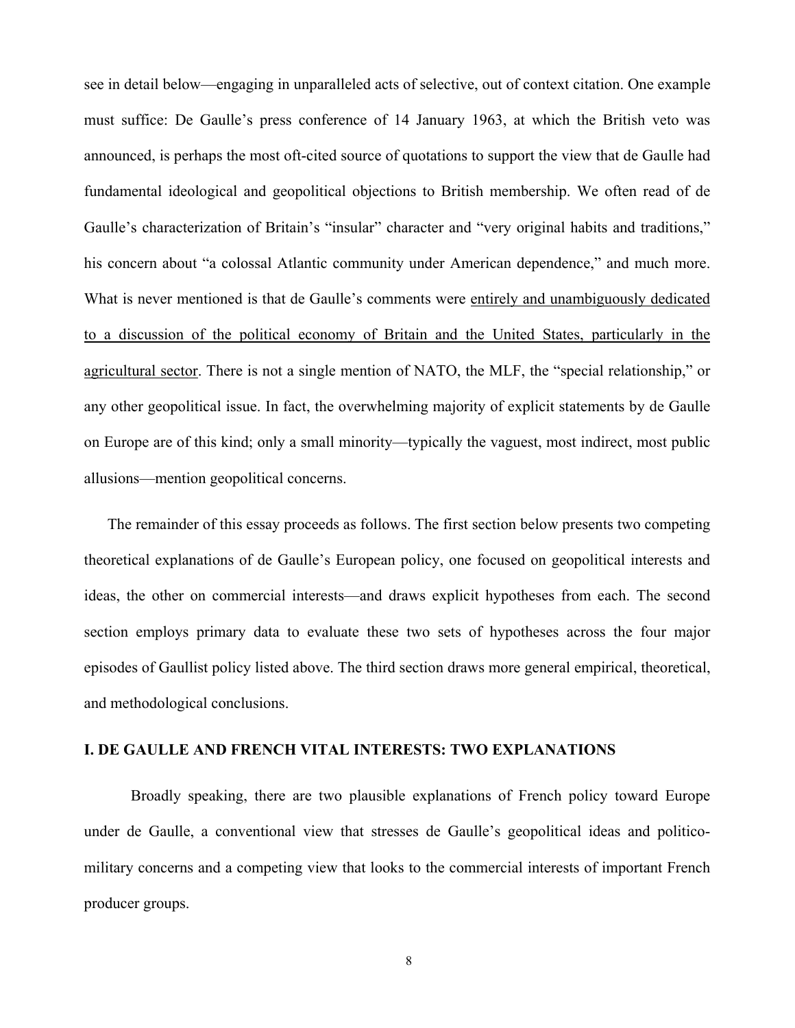see in detail below—engaging in unparalleled acts of selective, out of context citation. One example must suffice: De Gaulle's press conference of 14 January 1963, at which the British veto was announced, is perhaps the most oft-cited source of quotations to support the view that de Gaulle had fundamental ideological and geopolitical objections to British membership. We often read of de Gaulle's characterization of Britain's "insular" character and "very original habits and traditions," his concern about "a colossal Atlantic community under American dependence," and much more. What is never mentioned is that de Gaulle's comments were <u>entirely and unambiguously dedicated to a discussion of the political economy of Britain and the United States, particularly in the agricultural sector</u>. There is not a single mention of NATO, the MLF, the "special relationship," or any other geopolitical issue. In fact, the overwhelming majority of explicit statements by de Gaulle on Europe are of this kind; only a small minority—typically the vaguest, most indirect, most public allusions—mention geopolitical concerns.

The remainder of this essay proceeds as follows. The first section below presents two competing theoretical explanations of de Gaulle's European policy, one focused on geopolitical interests and ideas, the other on commercial interests—and draws explicit hypotheses from each. The second section employs primary data to evaluate these two sets of hypotheses across the four major episodes of Gaullist policy listed above. The third section draws more general empirical, theoretical, and methodological conclusions.

## I. DE GAULLE AND FRENCH VITAL INTERESTS: TWO EXPLANATIONS

Broadly speaking, there are two plausible explanations of French policy toward Europe under de Gaulle, a conventional view that stresses de Gaulle's geopolitical ideas and politico-military concerns and a competing view that looks to the commercial interests of important French producer groups.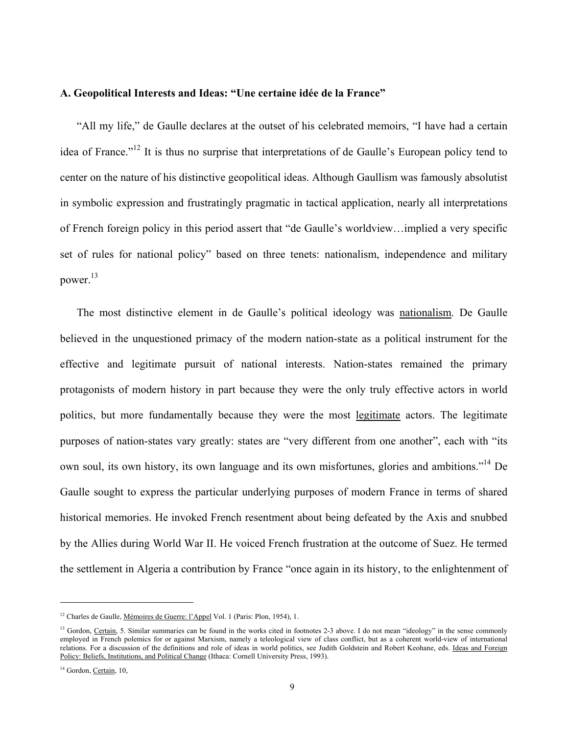### A. Geopolitical Interests and Ideas: "Une certaine idée de la France"

"All my life," de Gaulle declares at the outset of his celebrated memoirs, "I have had a certain idea of France."[12] It is thus no surprise that interpretations of de Gaulle's European policy tend to center on the nature of his distinctive geopolitical ideas. Although Gaullism was famously absolutist in symbolic expression and frustratingly pragmatic in tactical application, nearly all interpretations of French foreign policy in this period assert that "de Gaulle's worldview…implied a very specific set of rules for national policy" based on three tenets: nationalism, independence and military power.[13]

The most distinctive element in de Gaulle's political ideology was <u>nationalism</u>. De Gaulle believed in the unquestioned primacy of the modern nation-state as a political instrument for the effective and legitimate pursuit of national interests. Nation-states remained the primary protagonists of modern history in part because they were the only truly effective actors in world politics, but more fundamentally because they were the most <u>legitimate</u> actors. The legitimate purposes of nation-states vary greatly: states are "very different from one another", each with "its own soul, its own history, its own language and its own misfortunes, glories and ambitions."[14] De Gaulle sought to express the particular underlying purposes of modern France in terms of shared historical memories. He invoked French resentment about being defeated by the Axis and snubbed by the Allies during World War II. He voiced French frustration at the outcome of Suez. He termed the settlement in Algeria a contribution by France "once again in its history, to the enlightenment of

---

[12] Charles de Gaulle, <u>Mémoires de Guerre: l'Appel</u> Vol. 1 (Paris: Plon, 1954), 1.

[13] Gordon, <u>Certain</u>, 5. Similar summaries can be found in the works cited in footnotes 2-3 above. I do not mean "ideology" in the sense commonly employed in French polemics for or against Marxism, namely a teleological view of class conflict, but as a coherent world-view of international relations. For a discussion of the definitions and role of ideas in world politics, see Judith Goldstein and Robert Keohane, eds. <u>Ideas and Foreign Policy: Beliefs, Institutions, and Political Change</u> (Ithaca: Cornell University Press, 1993).

[14] Gordon, <u>Certain</u>, 10,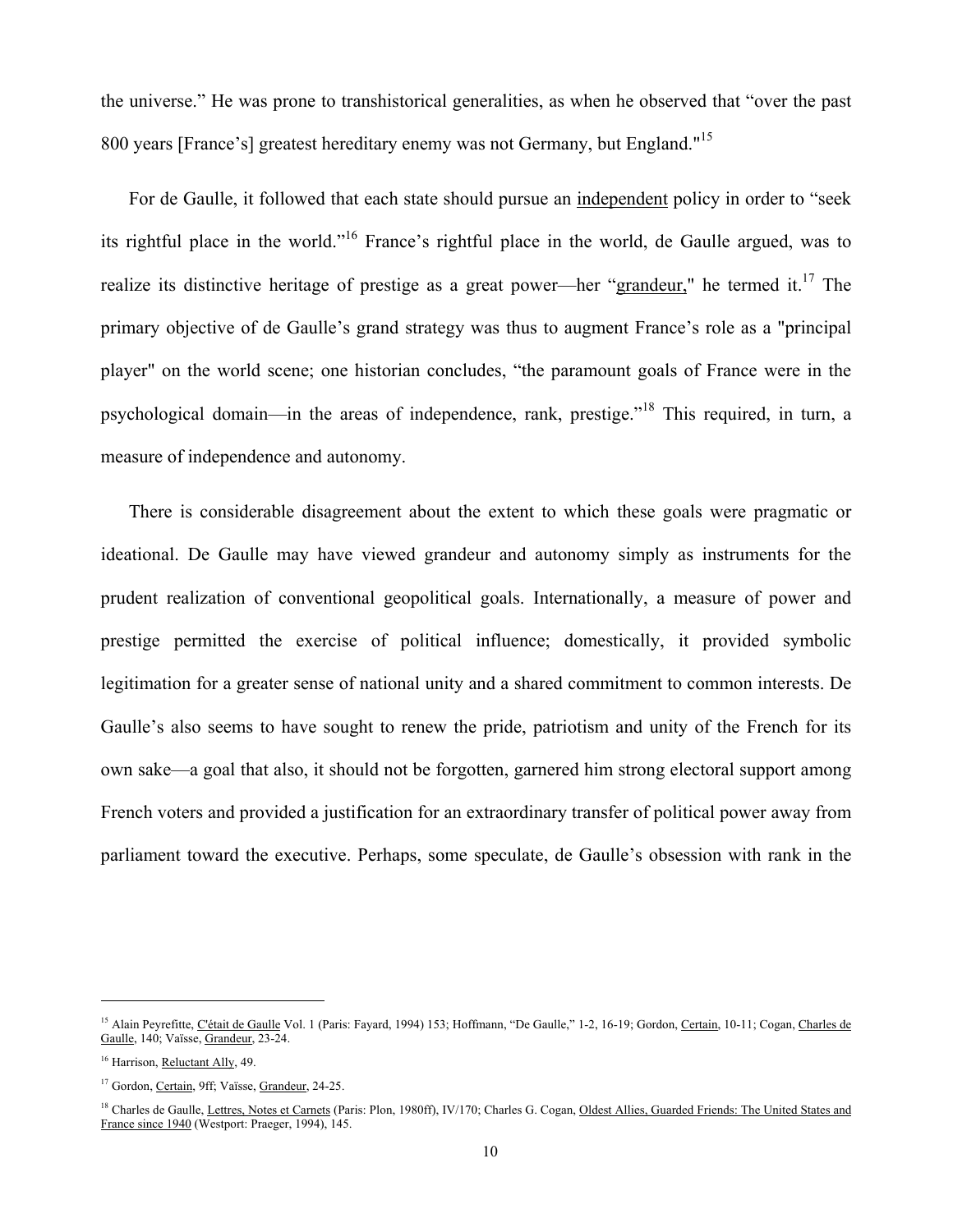the universe." He was prone to transhistorical generalities, as when he observed that "over the past 800 years [France's] greatest hereditary enemy was not Germany, but England."[15]

For de Gaulle, it followed that each state should pursue an independent policy in order to "seek its rightful place in the world."[16] France's rightful place in the world, de Gaulle argued, was to realize its distinctive heritage of prestige as a great power—her "grandeur," he termed it.[17] The primary objective of de Gaulle's grand strategy was thus to augment France's role as a "principal player" on the world scene; one historian concludes, "the paramount goals of France were in the psychological domain—in the areas of independence, rank, prestige."[18] This required, in turn, a measure of independence and autonomy.

There is considerable disagreement about the extent to which these goals were pragmatic or ideational. De Gaulle may have viewed grandeur and autonomy simply as instruments for the prudent realization of conventional geopolitical goals. Internationally, a measure of power and prestige permitted the exercise of political influence; domestically, it provided symbolic legitimation for a greater sense of national unity and a shared commitment to common interests. De Gaulle's also seems to have sought to renew the pride, patriotism and unity of the French for its own sake—a goal that also, it should not be forgotten, garnered him strong electoral support among French voters and provided a justification for an extraordinary transfer of political power away from parliament toward the executive. Perhaps, some speculate, de Gaulle's obsession with rank in the

---

[15] Alain Peyrefitte, C'était de Gaulle Vol. 1 (Paris: Fayard, 1994) 153; Hoffmann, "De Gaulle," 1-2, 16-19; Gordon, Certain, 10-11; Cogan, Charles de Gaulle, 140; Vaïsse, Grandeur, 23-24.

[16] Harrison, Reluctant Ally, 49.

[17] Gordon, Certain, 9ff; Vaïsse, Grandeur, 24-25.

[18] Charles de Gaulle, Lettres, Notes et Carnets (Paris: Plon, 1980ff), IV/170; Charles G. Cogan, Oldest Allies, Guarded Friends: The United States and France since 1940 (Westport: Praeger, 1994), 145.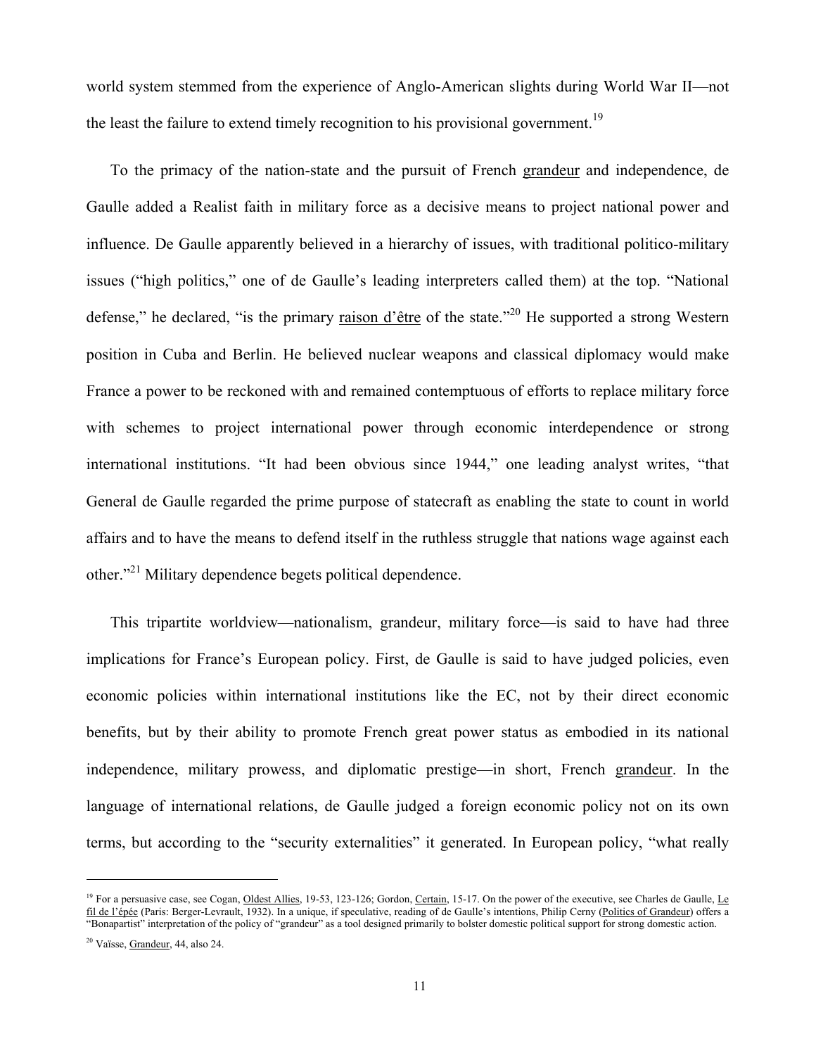world system stemmed from the experience of Anglo-American slights during World War II—not the least the failure to extend timely recognition to his provisional government.[19]

To the primacy of the nation-state and the pursuit of French grandeur and independence, de Gaulle added a Realist faith in military force as a decisive means to project national power and influence. De Gaulle apparently believed in a hierarchy of issues, with traditional politico-military issues ("high politics," one of de Gaulle's leading interpreters called them) at the top. "National defense," he declared, "is the primary raison d'être of the state."[20] He supported a strong Western position in Cuba and Berlin. He believed nuclear weapons and classical diplomacy would make France a power to be reckoned with and remained contemptuous of efforts to replace military force with schemes to project international power through economic interdependence or strong international institutions. "It had been obvious since 1944," one leading analyst writes, "that General de Gaulle regarded the prime purpose of statecraft as enabling the state to count in world affairs and to have the means to defend itself in the ruthless struggle that nations wage against each other."[21] Military dependence begets political dependence.

This tripartite worldview—nationalism, grandeur, military force—is said to have had three implications for France's European policy. First, de Gaulle is said to have judged policies, even economic policies within international institutions like the EC, not by their direct economic benefits, but by their ability to promote French great power status as embodied in its national independence, military prowess, and diplomatic prestige—in short, French grandeur. In the language of international relations, de Gaulle judged a foreign economic policy not on its own terms, but according to the "security externalities" it generated. In European policy, "what really

---

[19] For a persuasive case, see Cogan, Oldest Allies, 19-53, 123-126; Gordon, Certain, 15-17. On the power of the executive, see Charles de Gaulle, Le fil de l'épée (Paris: Berger-Levrault, 1932). In a unique, if speculative, reading of de Gaulle's intentions, Philip Cerny (Politics of Grandeur) offers a "Bonapartist" interpretation of the policy of "grandeur" as a tool designed primarily to bolster domestic political support for strong domestic action.

[20] Vaïsse, Grandeur, 44, also 24.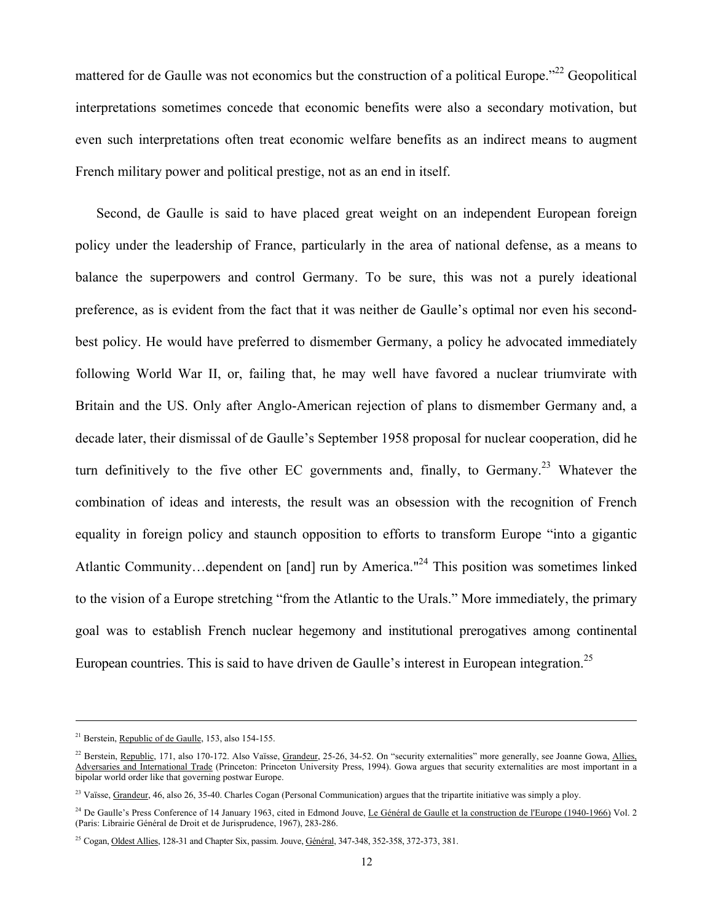mattered for de Gaulle was not economics but the construction of a political Europe."[22] Geopolitical interpretations sometimes concede that economic benefits were also a secondary motivation, but even such interpretations often treat economic welfare benefits as an indirect means to augment French military power and political prestige, not as an end in itself.

Second, de Gaulle is said to have placed great weight on an independent European foreign policy under the leadership of France, particularly in the area of national defense, as a means to balance the superpowers and control Germany. To be sure, this was not a purely ideational preference, as is evident from the fact that it was neither de Gaulle's optimal nor even his second-best policy. He would have preferred to dismember Germany, a policy he advocated immediately following World War II, or, failing that, he may well have favored a nuclear triumvirate with Britain and the US. Only after Anglo-American rejection of plans to dismember Germany and, a decade later, their dismissal of de Gaulle's September 1958 proposal for nuclear cooperation, did he turn definitively to the five other EC governments and, finally, to Germany.[23] Whatever the combination of ideas and interests, the result was an obsession with the recognition of French equality in foreign policy and staunch opposition to efforts to transform Europe "into a gigantic Atlantic Community…dependent on [and] run by America."[24] This position was sometimes linked to the vision of a Europe stretching "from the Atlantic to the Urals." More immediately, the primary goal was to establish French nuclear hegemony and institutional prerogatives among continental European countries. This is said to have driven de Gaulle's interest in European integration.[25]

---

[21] Berstein, Republic of de Gaulle, 153, also 154-155.

[22] Berstein, Republic, 171, also 170-172. Also Vaïsse, Grandeur, 25-26, 34-52. On "security externalities" more generally, see Joanne Gowa, Allies, Adversaries and International Trade (Princeton: Princeton University Press, 1994). Gowa argues that security externalities are most important in a bipolar world order like that governing postwar Europe.

[23] Vaïsse, Grandeur, 46, also 26, 35-40. Charles Cogan (Personal Communication) argues that the tripartite initiative was simply a ploy.

[24] De Gaulle's Press Conference of 14 January 1963, cited in Edmond Jouve, Le Général de Gaulle et la construction de l'Europe (1940-1966) Vol. 2 (Paris: Librairie Général de Droit et de Jurisprudence, 1967), 283-286.

[25] Cogan, Oldest Allies, 128-31 and Chapter Six, passim. Jouve, Général, 347-348, 352-358, 372-373, 381.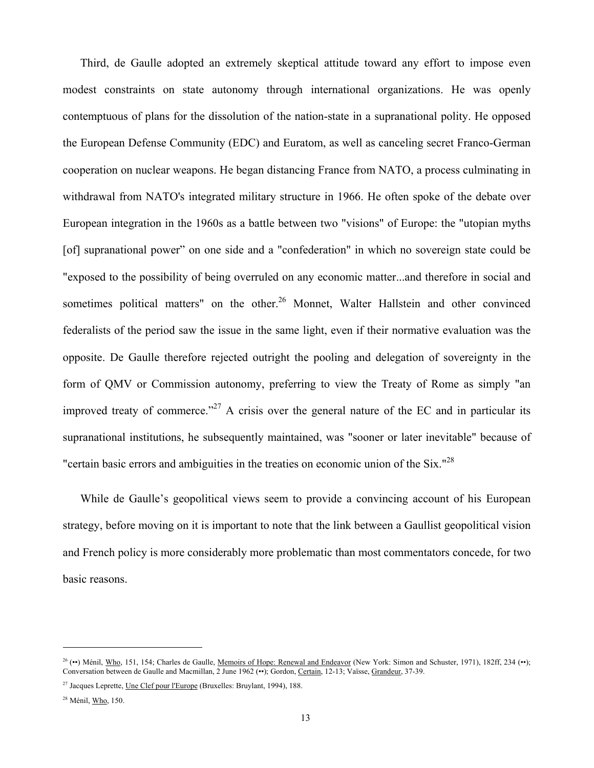Third, de Gaulle adopted an extremely skeptical attitude toward any effort to impose even modest constraints on state autonomy through international organizations. He was openly contemptuous of plans for the dissolution of the nation-state in a supranational polity. He opposed the European Defense Community (EDC) and Euratom, as well as canceling secret Franco-German cooperation on nuclear weapons. He began distancing France from NATO, a process culminating in withdrawal from NATO's integrated military structure in 1966. He often spoke of the debate over European integration in the 1960s as a battle between two "visions" of Europe: the "utopian myths [of] supranational power" on one side and a "confederation" in which no sovereign state could be "exposed to the possibility of being overruled on any economic matter...and therefore in social and sometimes political matters" on the other.[26] Monnet, Walter Hallstein and other convinced federalists of the period saw the issue in the same light, even if their normative evaluation was the opposite. De Gaulle therefore rejected outright the pooling and delegation of sovereignty in the form of QMV or Commission autonomy, preferring to view the Treaty of Rome as simply "an improved treaty of commerce."[27] A crisis over the general nature of the EC and in particular its supranational institutions, he subsequently maintained, was "sooner or later inevitable" because of "certain basic errors and ambiguities in the treaties on economic union of the Six."[28]

While de Gaulle's geopolitical views seem to provide a convincing account of his European strategy, before moving on it is important to note that the link between a Gaullist geopolitical vision and French policy is more considerably more problematic than most commentators concede, for two basic reasons.

---

[26] (••) Ménil, Who, 151, 154; Charles de Gaulle, Memoirs of Hope: Renewal and Endeavor (New York: Simon and Schuster, 1971), 182ff, 234 (••); Conversation between de Gaulle and Macmillan, 2 June 1962 (••); Gordon, Certain, 12-13; Vaïsse, Grandeur, 37-39.

[27] Jacques Leprette, Une Clef pour l'Europe (Bruxelles: Bruylant, 1994), 188.

[28] Ménil, Who, 150.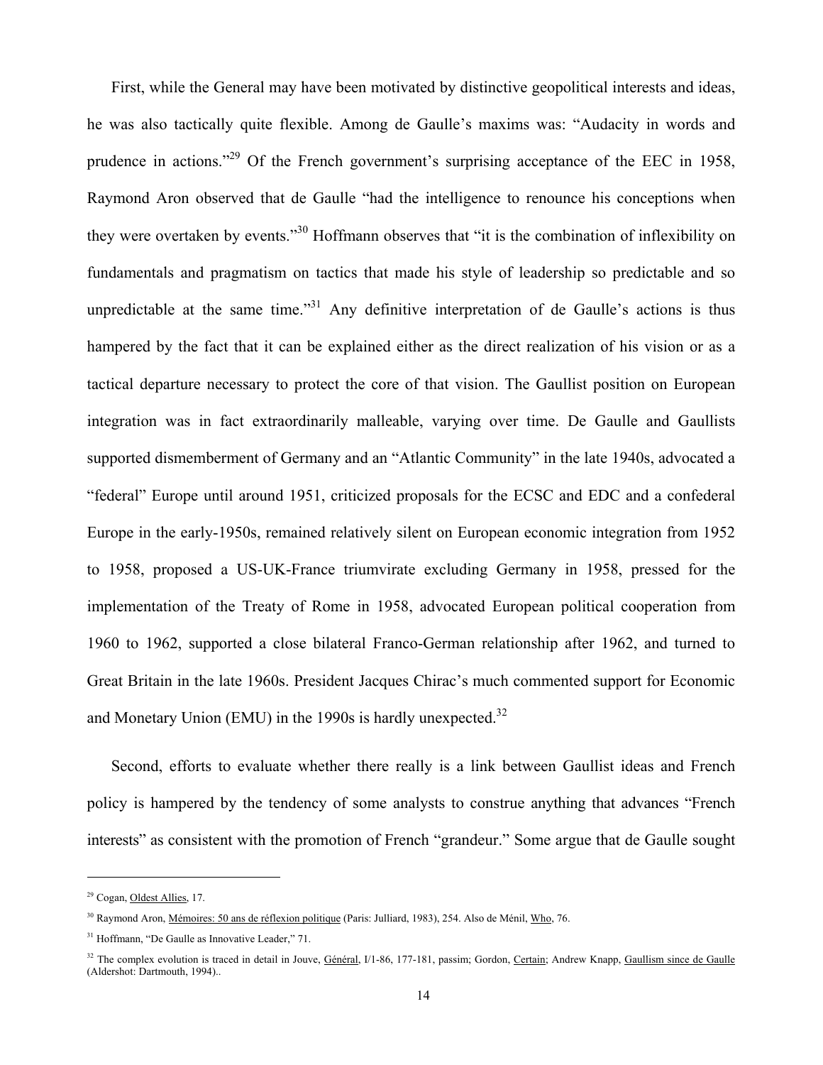First, while the General may have been motivated by distinctive geopolitical interests and ideas, he was also tactically quite flexible. Among de Gaulle's maxims was: "Audacity in words and prudence in actions."[29] Of the French government's surprising acceptance of the EEC in 1958, Raymond Aron observed that de Gaulle "had the intelligence to renounce his conceptions when they were overtaken by events."[30] Hoffmann observes that "it is the combination of inflexibility on fundamentals and pragmatism on tactics that made his style of leadership so predictable and so unpredictable at the same time."[31] Any definitive interpretation of de Gaulle's actions is thus hampered by the fact that it can be explained either as the direct realization of his vision or as a tactical departure necessary to protect the core of that vision. The Gaullist position on European integration was in fact extraordinarily malleable, varying over time. De Gaulle and Gaullists supported dismemberment of Germany and an "Atlantic Community" in the late 1940s, advocated a "federal" Europe until around 1951, criticized proposals for the ECSC and EDC and a confederal Europe in the early-1950s, remained relatively silent on European economic integration from 1952 to 1958, proposed a US-UK-France triumvirate excluding Germany in 1958, pressed for the implementation of the Treaty of Rome in 1958, advocated European political cooperation from 1960 to 1962, supported a close bilateral Franco-German relationship after 1962, and turned to Great Britain in the late 1960s. President Jacques Chirac's much commented support for Economic and Monetary Union (EMU) in the 1990s is hardly unexpected.[32]

Second, efforts to evaluate whether there really is a link between Gaullist ideas and French policy is hampered by the tendency of some analysts to construe anything that advances "French interests" as consistent with the promotion of French "grandeur." Some argue that de Gaulle sought

---

[29] Cogan, Oldest Allies, 17.

[30] Raymond Aron, Mémoires: 50 ans de réflexion politique (Paris: Julliard, 1983), 254. Also de Ménil, Who, 76.

[31] Hoffmann, "De Gaulle as Innovative Leader," 71.

[32] The complex evolution is traced in detail in Jouve, Général, I/1-86, 177-181, passim; Gordon, Certain; Andrew Knapp, Gaullism since de Gaulle (Aldershot: Dartmouth, 1994)..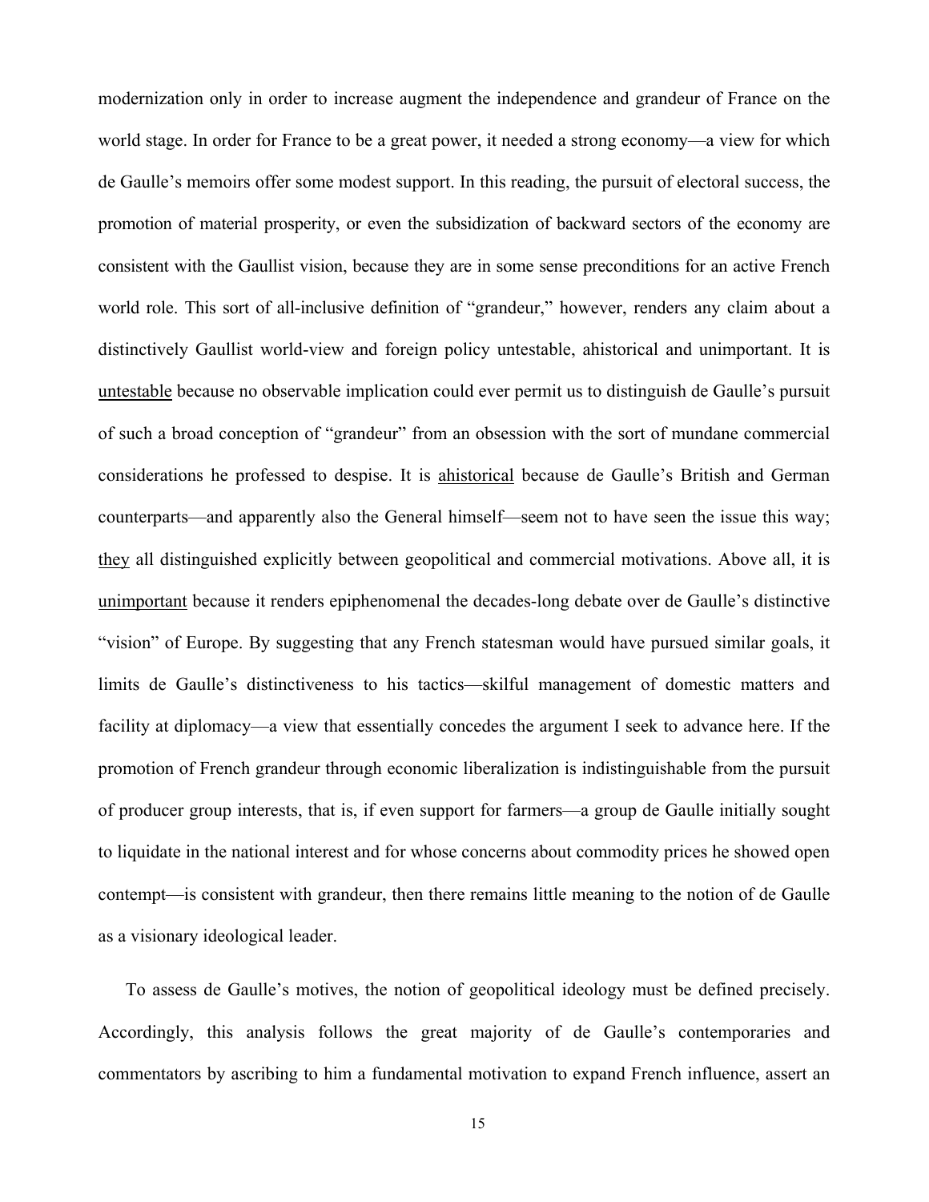modernization only in order to increase augment the independence and grandeur of France on the world stage. In order for France to be a great power, it needed a strong economy—a view for which de Gaulle's memoirs offer some modest support. In this reading, the pursuit of electoral success, the promotion of material prosperity, or even the subsidization of backward sectors of the economy are consistent with the Gaullist vision, because they are in some sense preconditions for an active French world role. This sort of all-inclusive definition of "grandeur," however, renders any claim about a distinctively Gaullist world-view and foreign policy untestable, ahistorical and unimportant. It is <u>untestable</u> because no observable implication could ever permit us to distinguish de Gaulle's pursuit of such a broad conception of "grandeur" from an obsession with the sort of mundane commercial considerations he professed to despise. It is <u>ahistorical</u> because de Gaulle's British and German counterparts—and apparently also the General himself—seem not to have seen the issue this way; <u>they</u> all distinguished explicitly between geopolitical and commercial motivations. Above all, it is <u>unimportant</u> because it renders epiphenomenal the decades-long debate over de Gaulle's distinctive "vision" of Europe. By suggesting that any French statesman would have pursued similar goals, it limits de Gaulle's distinctiveness to his tactics—skilful management of domestic matters and facility at diplomacy—a view that essentially concedes the argument I seek to advance here. If the promotion of French grandeur through economic liberalization is indistinguishable from the pursuit of producer group interests, that is, if even support for farmers—a group de Gaulle initially sought to liquidate in the national interest and for whose concerns about commodity prices he showed open contempt—is consistent with grandeur, then there remains little meaning to the notion of de Gaulle as a visionary ideological leader.

To assess de Gaulle's motives, the notion of geopolitical ideology must be defined precisely. Accordingly, this analysis follows the great majority of de Gaulle's contemporaries and commentators by ascribing to him a fundamental motivation to expand French influence, assert an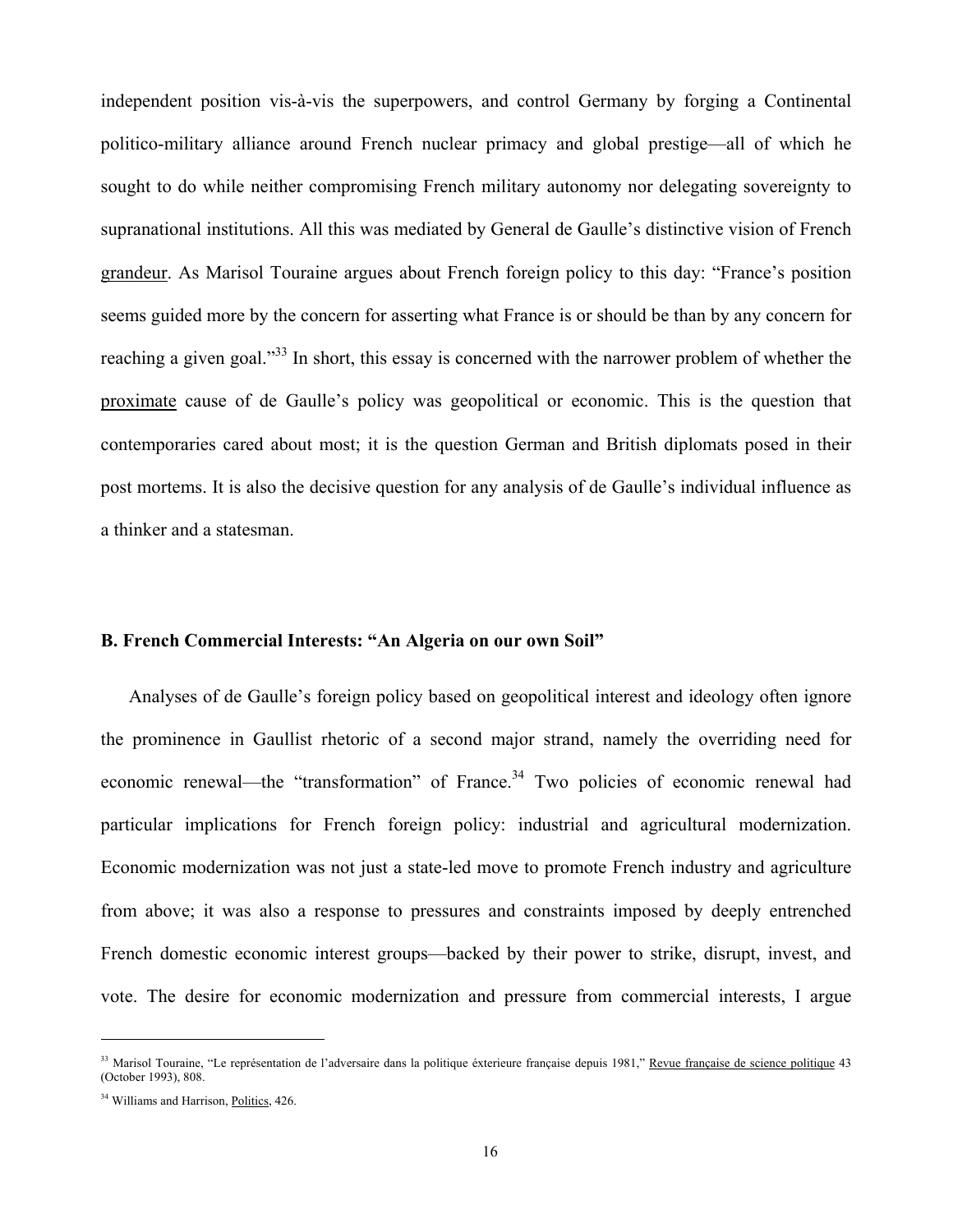independent position vis-à-vis the superpowers, and control Germany by forging a Continental politico-military alliance around French nuclear primacy and global prestige—all of which he sought to do while neither compromising French military autonomy nor delegating sovereignty to supranational institutions. All this was mediated by General de Gaulle's distinctive vision of French grandeur. As Marisol Touraine argues about French foreign policy to this day: "France's position seems guided more by the concern for asserting what France is or should be than by any concern for reaching a given goal."[33] In short, this essay is concerned with the narrower problem of whether the proximate cause of de Gaulle's policy was geopolitical or economic. This is the question that contemporaries cared about most; it is the question German and British diplomats posed in their post mortems. It is also the decisive question for any analysis of de Gaulle's individual influence as a thinker and a statesman.

### B. French Commercial Interests: "An Algeria on our own Soil"

Analyses of de Gaulle's foreign policy based on geopolitical interest and ideology often ignore the prominence in Gaullist rhetoric of a second major strand, namely the overriding need for economic renewal—the "transformation" of France.[34] Two policies of economic renewal had particular implications for French foreign policy: industrial and agricultural modernization. Economic modernization was not just a state-led move to promote French industry and agriculture from above; it was also a response to pressures and constraints imposed by deeply entrenched French domestic economic interest groups—backed by their power to strike, disrupt, invest, and vote. The desire for economic modernization and pressure from commercial interests, I argue

---

[33] Marisol Touraine, "Le représentation de l'adversaire dans la politique éxterieure française depuis 1981," Revue française de science politique 43 (October 1993), 808.

[34] Williams and Harrison, Politics, 426.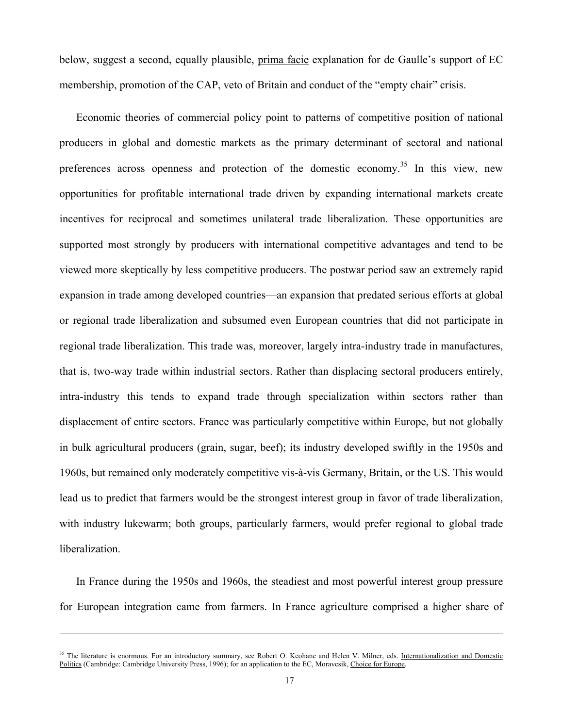below, suggest a second, equally plausible, prima facie explanation for de Gaulle's support of EC membership, promotion of the CAP, veto of Britain and conduct of the "empty chair" crisis.

Economic theories of commercial policy point to patterns of competitive position of national producers in global and domestic markets as the primary determinant of sectoral and national preferences across openness and protection of the domestic economy.[35] In this view, new opportunities for profitable international trade driven by expanding international markets create incentives for reciprocal and sometimes unilateral trade liberalization. These opportunities are supported most strongly by producers with international competitive advantages and tend to be viewed more skeptically by less competitive producers. The postwar period saw an extremely rapid expansion in trade among developed countries—an expansion that predated serious efforts at global or regional trade liberalization and subsumed even European countries that did not participate in regional trade liberalization. This trade was, moreover, largely intra-industry trade in manufactures, that is, two-way trade within industrial sectors. Rather than displacing sectoral producers entirely, intra-industry this tends to expand trade through specialization within sectors rather than displacement of entire sectors. France was particularly competitive within Europe, but not globally in bulk agricultural producers (grain, sugar, beef); its industry developed swiftly in the 1950s and 1960s, but remained only moderately competitive vis-à-vis Germany, Britain, or the US. This would lead us to predict that farmers would be the strongest interest group in favor of trade liberalization, with industry lukewarm; both groups, particularly farmers, would prefer regional to global trade liberalization.

In France during the 1950s and 1960s, the steadiest and most powerful interest group pressure for European integration came from farmers. In France agriculture comprised a higher share of

---

[35] The literature is enormous. For an introductory summary, see Robert O. Keohane and Helen V. Milner, eds. Internationalization and Domestic Politics (Cambridge: Cambridge University Press, 1996); for an application to the EC, Moravcsik, Choice for Europe.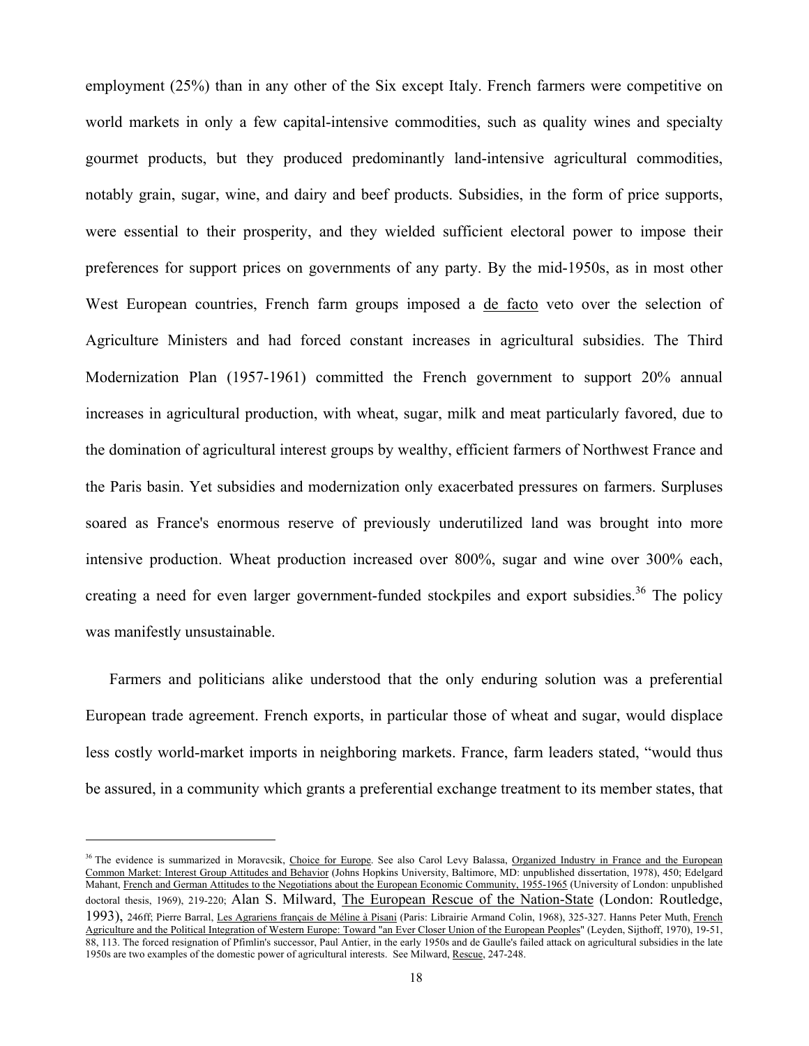employment (25%) than in any other of the Six except Italy. French farmers were competitive on world markets in only a few capital-intensive commodities, such as quality wines and specialty gourmet products, but they produced predominantly land-intensive agricultural commodities, notably grain, sugar, wine, and dairy and beef products. Subsidies, in the form of price supports, were essential to their prosperity, and they wielded sufficient electoral power to impose their preferences for support prices on governments of any party. By the mid-1950s, as in most other West European countries, French farm groups imposed a de facto veto over the selection of Agriculture Ministers and had forced constant increases in agricultural subsidies. The Third Modernization Plan (1957-1961) committed the French government to support 20% annual increases in agricultural production, with wheat, sugar, milk and meat particularly favored, due to the domination of agricultural interest groups by wealthy, efficient farmers of Northwest France and the Paris basin. Yet subsidies and modernization only exacerbated pressures on farmers. Surpluses soared as France's enormous reserve of previously underutilized land was brought into more intensive production. Wheat production increased over 800%, sugar and wine over 300% each, creating a need for even larger government-funded stockpiles and export subsidies.[36] The policy was manifestly unsustainable.

Farmers and politicians alike understood that the only enduring solution was a preferential European trade agreement. French exports, in particular those of wheat and sugar, would displace less costly world-market imports in neighboring markets. France, farm leaders stated, "would thus be assured, in a community which grants a preferential exchange treatment to its member states, that

---

[36] The evidence is summarized in Moravcsik, Choice for Europe. See also Carol Levy Balassa, Organized Industry in France and the European Common Market: Interest Group Attitudes and Behavior (Johns Hopkins University, Baltimore, MD: unpublished dissertation, 1978), 450; Edelgard Mahant, French and German Attitudes to the Negotiations about the European Economic Community, 1955-1965 (University of London: unpublished doctoral thesis, 1969), 219-220; Alan S. Milward, The European Rescue of the Nation-State (London: Routledge, 1993), 246ff; Pierre Barral, Les Agrariens français de Méline à Pisani (Paris: Librairie Armand Colin, 1968), 325-327. Hanns Peter Muth, French Agriculture and the Political Integration of Western Europe: Toward "an Ever Closer Union of the European Peoples" (Leyden, Sijthoff, 1970), 19-51, 88, 113. The forced resignation of Pfimlin's successor, Paul Antier, in the early 1950s and de Gaulle's failed attack on agricultural subsidies in the late 1950s are two examples of the domestic power of agricultural interests. See Milward, Rescue, 247-248.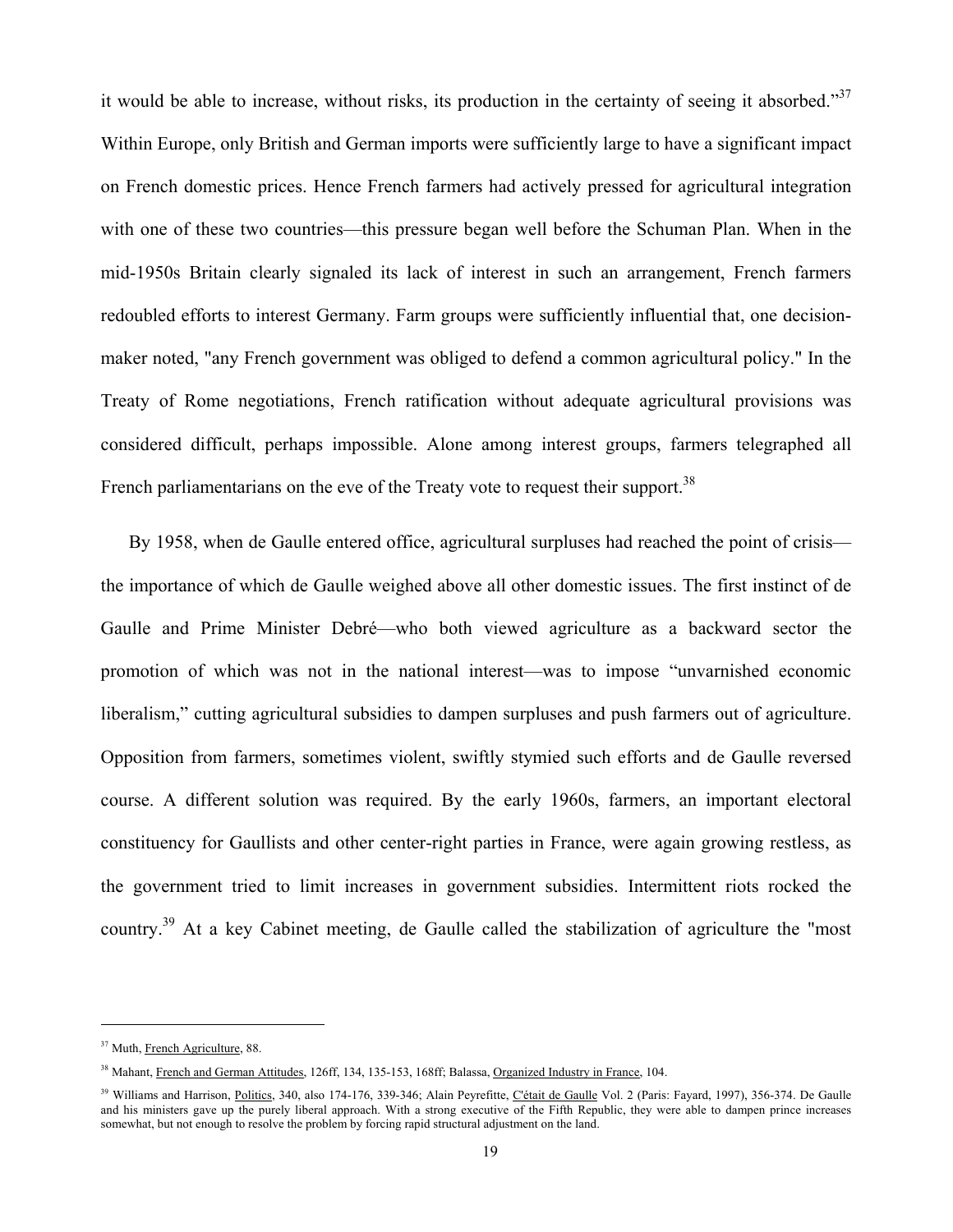it would be able to increase, without risks, its production in the certainty of seeing it absorbed."[37] Within Europe, only British and German imports were sufficiently large to have a significant impact on French domestic prices. Hence French farmers had actively pressed for agricultural integration with one of these two countries—this pressure began well before the Schuman Plan. When in the mid-1950s Britain clearly signaled its lack of interest in such an arrangement, French farmers redoubled efforts to interest Germany. Farm groups were sufficiently influential that, one decision-maker noted, "any French government was obliged to defend a common agricultural policy." In the Treaty of Rome negotiations, French ratification without adequate agricultural provisions was considered difficult, perhaps impossible. Alone among interest groups, farmers telegraphed all French parliamentarians on the eve of the Treaty vote to request their support.[38]

By 1958, when de Gaulle entered office, agricultural surpluses had reached the point of crisis—the importance of which de Gaulle weighed above all other domestic issues. The first instinct of de Gaulle and Prime Minister Debré—who both viewed agriculture as a backward sector the promotion of which was not in the national interest—was to impose "unvarnished economic liberalism," cutting agricultural subsidies to dampen surpluses and push farmers out of agriculture. Opposition from farmers, sometimes violent, swiftly stymied such efforts and de Gaulle reversed course. A different solution was required. By the early 1960s, farmers, an important electoral constituency for Gaullists and other center-right parties in France, were again growing restless, as the government tried to limit increases in government subsidies. Intermittent riots rocked the country.[39] At a key Cabinet meeting, de Gaulle called the stabilization of agriculture the "most

---

[37] Muth, French Agriculture, 88.

[38] Mahant, French and German Attitudes, 126ff, 134, 135-153, 168ff; Balassa, Organized Industry in France, 104.

[39] Williams and Harrison, Politics, 340, also 174-176, 339-346; Alain Peyrefitte, C'était de Gaulle Vol. 2 (Paris: Fayard, 1997), 356-374. De Gaulle and his ministers gave up the purely liberal approach. With a strong executive of the Fifth Republic, they were able to dampen prince increases somewhat, but not enough to resolve the problem by forcing rapid structural adjustment on the land.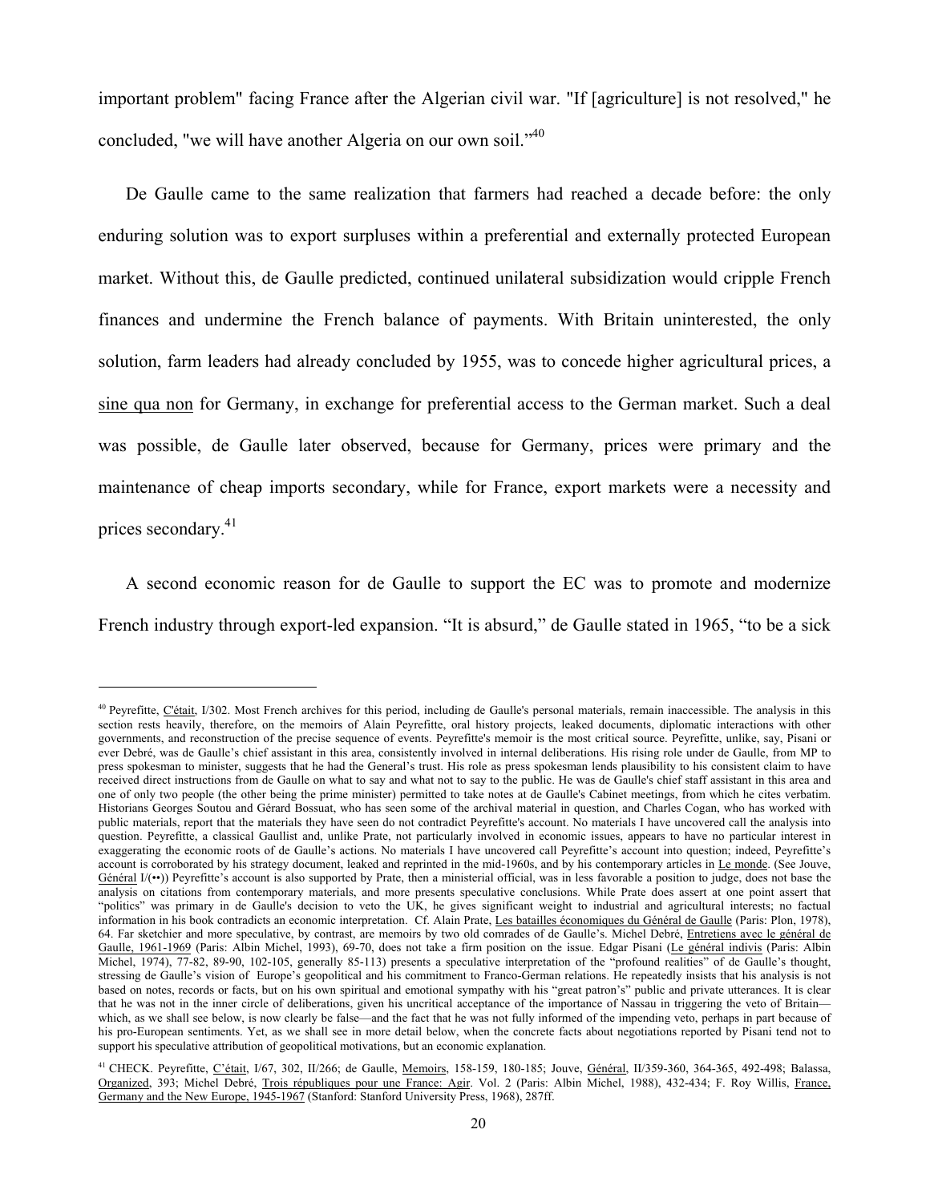important problem" facing France after the Algerian civil war. "If [agriculture] is not resolved," he concluded, "we will have another Algeria on our own soil."[40]

De Gaulle came to the same realization that farmers had reached a decade before: the only enduring solution was to export surpluses within a preferential and externally protected European market. Without this, de Gaulle predicted, continued unilateral subsidization would cripple French finances and undermine the French balance of payments. With Britain uninterested, the only solution, farm leaders had already concluded by 1955, was to concede higher agricultural prices, a sine qua non for Germany, in exchange for preferential access to the German market. Such a deal was possible, de Gaulle later observed, because for Germany, prices were primary and the maintenance of cheap imports secondary, while for France, export markets were a necessity and prices secondary.[41]

A second economic reason for de Gaulle to support the EC was to promote and modernize French industry through export-led expansion. "It is absurd," de Gaulle stated in 1965, "to be a sick

---

[40] Peyrefitte, C'était, I/302. Most French archives for this period, including de Gaulle's personal materials, remain inaccessible. The analysis in this section rests heavily, therefore, on the memoirs of Alain Peyrefitte, oral history projects, leaked documents, diplomatic interactions with other governments, and reconstruction of the precise sequence of events. Peyrefitte's memoir is the most critical source. Peyrefitte, unlike, say, Pisani or ever Debré, was de Gaulle's chief assistant in this area, consistently involved in internal deliberations. His rising role under de Gaulle, from MP to press spokesman to minister, suggests that he had the General's trust. His role as press spokesman lends plausibility to his consistent claim to have received direct instructions from de Gaulle on what to say and what not to say to the public. He was de Gaulle's chief staff assistant in this area and one of only two people (the other being the prime minister) permitted to take notes at de Gaulle's Cabinet meetings, from which he cites verbatim. Historians Georges Soutou and Gérard Bossuat, who has seen some of the archival material in question, and Charles Cogan, who has worked with public materials, report that the materials they have seen do not contradict Peyrefitte's account. No materials I have uncovered call the analysis into question. Peyrefitte, a classical Gaullist and, unlike Prate, not particularly involved in economic issues, appears to have no particular interest in exaggerating the economic roots of de Gaulle's actions. No materials I have uncovered call Peyrefitte's account into question; indeed, Peyrefitte's account is corroborated by his strategy document, leaked and reprinted in the mid-1960s, and by his contemporary articles in Le monde. (See Jouve, Général I/(••)) Peyrefitte's account is also supported by Prate, then a ministerial official, was in less favorable a position to judge, does not base the analysis on citations from contemporary materials, and more presents speculative conclusions. While Prate does assert at one point assert that "politics" was primary in de Gaulle's decision to veto the UK, he gives significant weight to industrial and agricultural interests; no factual information in his book contradicts an economic interpretation. Cf. Alain Prate, Les batailles économiques du Général de Gaulle (Paris: Plon, 1978), 64. Far sketchier and more speculative, by contrast, are memoirs by two old comrades of de Gaulle's. Michel Debré, Entretiens avec le général de Gaulle, 1961-1969 (Paris: Albin Michel, 1993), 69-70, does not take a firm position on the issue. Edgar Pisani (Le général indivis (Paris: Albin Michel, 1974), 77-82, 89-90, 102-105, generally 85-113) presents a speculative interpretation of the "profound realities" of de Gaulle's thought, stressing de Gaulle's vision of Europe's geopolitical and his commitment to Franco-German relations. He repeatedly insists that his analysis is not based on notes, records or facts, but on his own spiritual and emotional sympathy with his "great patron's" public and private utterances. It is clear that he was not in the inner circle of deliberations, given his uncritical acceptance of the importance of Nassau in triggering the veto of Britain—which, as we shall see below, is now clearly be false—and the fact that he was not fully informed of the impending veto, perhaps in part because of his pro-European sentiments. Yet, as we shall see in more detail below, when the concrete facts about negotiations reported by Pisani tend not to support his speculative attribution of geopolitical motivations, but an economic explanation.

[41] CHECK. Peyrefitte, C'était, I/67, 302, II/266; de Gaulle, Memoirs, 158-159, 180-185; Jouve, Général, II/359-360, 364-365, 492-498; Balassa, Organized, 393; Michel Debré, Trois républiques pour une France: Agir. Vol. 2 (Paris: Albin Michel, 1988), 432-434; F. Roy Willis, France, Germany and the New Europe, 1945-1967 (Stanford: Stanford University Press, 1968), 287ff.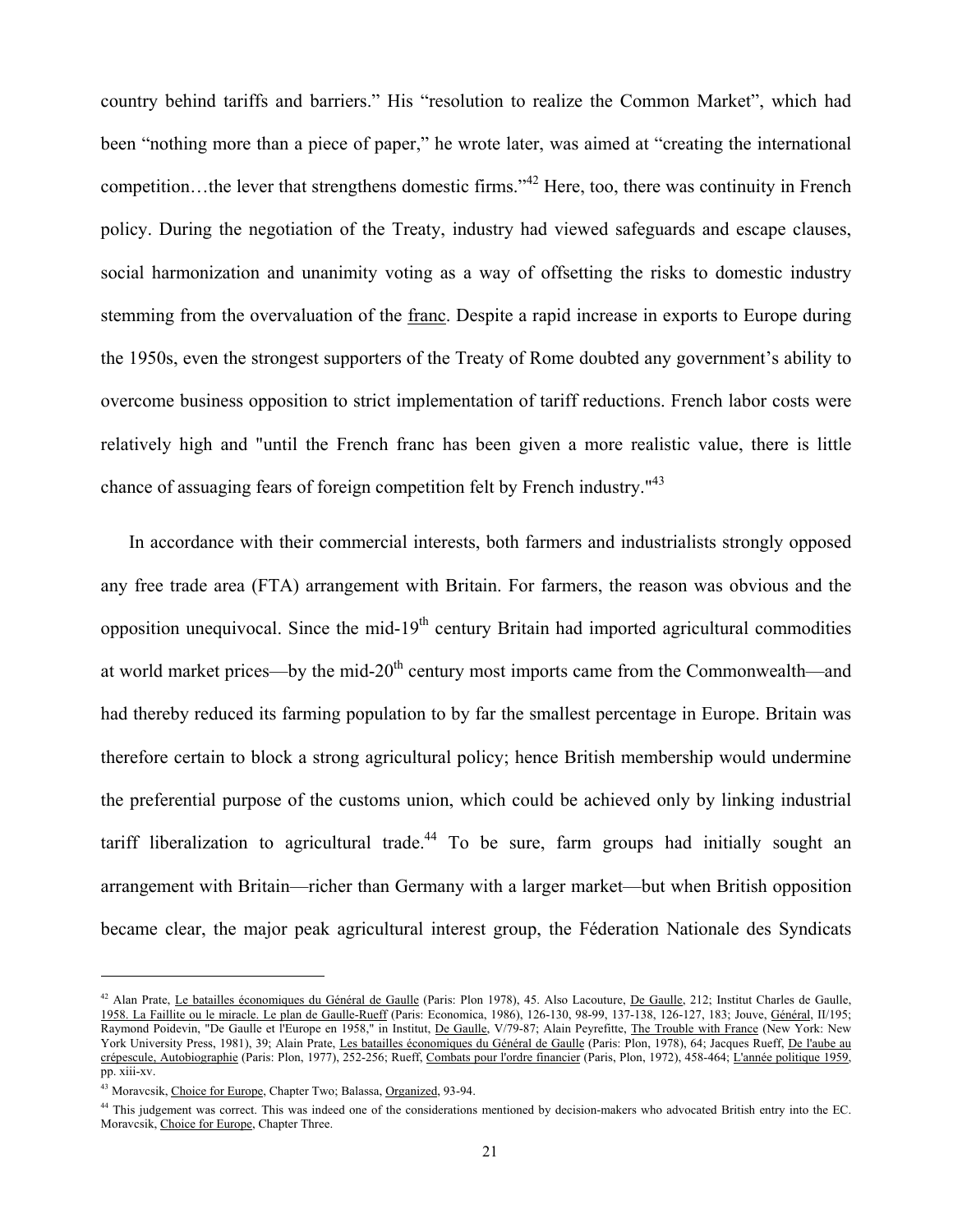country behind tariffs and barriers." His "resolution to realize the Common Market", which had been "nothing more than a piece of paper," he wrote later, was aimed at "creating the international competition…the lever that strengthens domestic firms."[42] Here, too, there was continuity in French policy. During the negotiation of the Treaty, industry had viewed safeguards and escape clauses, social harmonization and unanimity voting as a way of offsetting the risks to domestic industry stemming from the overvaluation of the franc. Despite a rapid increase in exports to Europe during the 1950s, even the strongest supporters of the Treaty of Rome doubted any government's ability to overcome business opposition to strict implementation of tariff reductions. French labor costs were relatively high and "until the French franc has been given a more realistic value, there is little chance of assuaging fears of foreign competition felt by French industry."[43]

In accordance with their commercial interests, both farmers and industrialists strongly opposed any free trade area (FTA) arrangement with Britain. For farmers, the reason was obvious and the opposition unequivocal. Since the mid-19th century Britain had imported agricultural commodities at world market prices—by the mid-20th century most imports came from the Commonwealth—and had thereby reduced its farming population to by far the smallest percentage in Europe. Britain was therefore certain to block a strong agricultural policy; hence British membership would undermine the preferential purpose of the customs union, which could be achieved only by linking industrial tariff liberalization to agricultural trade.[44] To be sure, farm groups had initially sought an arrangement with Britain—richer than Germany with a larger market—but when British opposition became clear, the major peak agricultural interest group, the Féderation Nationale des Syndicats

---

[42] Alan Prate, Le batailles économiques du Général de Gaulle (Paris: Plon 1978), 45. Also Lacouture, De Gaulle, 212; Institut Charles de Gaulle, 1958. La Faillite ou le miracle. Le plan de Gaulle-Rueff (Paris: Economica, 1986), 126-130, 98-99, 137-138, 126-127, 183; Jouve, Général, II/195; Raymond Poidevin, "De Gaulle et l'Europe en 1958," in Institut, De Gaulle, V/79-87; Alain Peyrefitte, The Trouble with France (New York: New York University Press, 1981), 39; Alain Prate, Les batailles économiques du Général de Gaulle (Paris: Plon, 1978), 64; Jacques Rueff, De l'aube au crépescule, Autobiographie (Paris: Plon, 1977), 252-256; Rueff, Combats pour l'ordre financier (Paris, Plon, 1972), 458-464; L'année politique 1959, pp. xiii-xv.

[43] Moravcsik, Choice for Europe, Chapter Two; Balassa, Organized, 93-94.

[44] This judgement was correct. This was indeed one of the considerations mentioned by decision-makers who advocated British entry into the EC. Moravcsik, Choice for Europe, Chapter Three.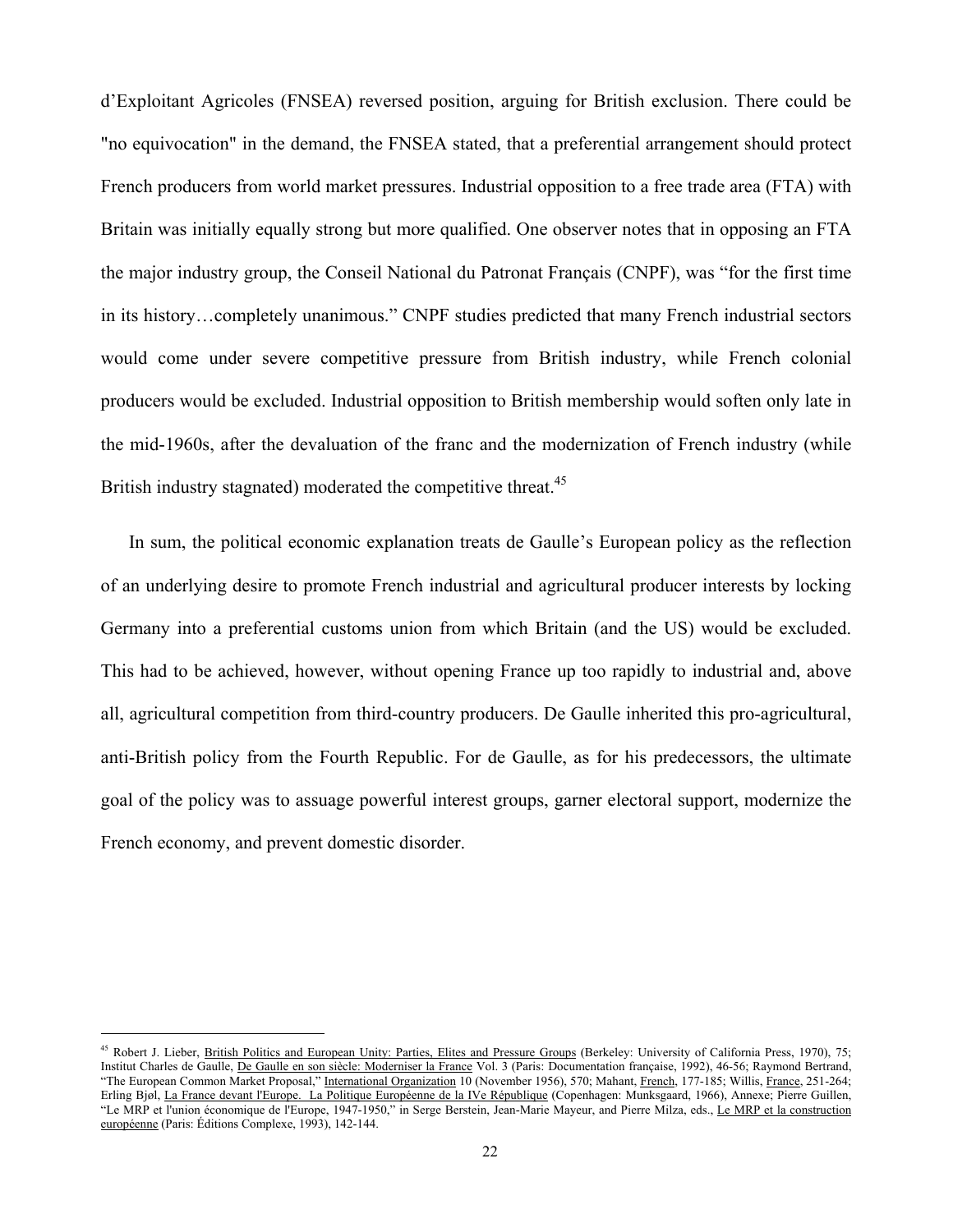d'Exploitant Agricoles (FNSEA) reversed position, arguing for British exclusion. There could be "no equivocation" in the demand, the FNSEA stated, that a preferential arrangement should protect French producers from world market pressures. Industrial opposition to a free trade area (FTA) with Britain was initially equally strong but more qualified. One observer notes that in opposing an FTA the major industry group, the Conseil National du Patronat Français (CNPF), was "for the first time in its history…completely unanimous." CNPF studies predicted that many French industrial sectors would come under severe competitive pressure from British industry, while French colonial producers would be excluded. Industrial opposition to British membership would soften only late in the mid-1960s, after the devaluation of the franc and the modernization of French industry (while British industry stagnated) moderated the competitive threat.[45]

In sum, the political economic explanation treats de Gaulle's European policy as the reflection of an underlying desire to promote French industrial and agricultural producer interests by locking Germany into a preferential customs union from which Britain (and the US) would be excluded. This had to be achieved, however, without opening France up too rapidly to industrial and, above all, agricultural competition from third-country producers. De Gaulle inherited this pro-agricultural, anti-British policy from the Fourth Republic. For de Gaulle, as for his predecessors, the ultimate goal of the policy was to assuage powerful interest groups, garner electoral support, modernize the French economy, and prevent domestic disorder.

---

[45] Robert J. Lieber, British Politics and European Unity: Parties, Elites and Pressure Groups (Berkeley: University of California Press, 1970), 75; Institut Charles de Gaulle, De Gaulle en son siècle: Moderniser la France Vol. 3 (Paris: Documentation française, 1992), 46-56; Raymond Bertrand, "The European Common Market Proposal," International Organization 10 (November 1956), 570; Mahant, French, 177-185; Willis, France, 251-264; Erling Bjøl, La France devant l'Europe. La Politique Européenne de la IVe République (Copenhagen: Munksgaard, 1966), Annexe; Pierre Guillen, "Le MRP et l'union économique de l'Europe, 1947-1950," in Serge Berstein, Jean-Marie Mayeur, and Pierre Milza, eds., Le MRP et la construction européenne (Paris: Éditions Complexe, 1993), 142-144.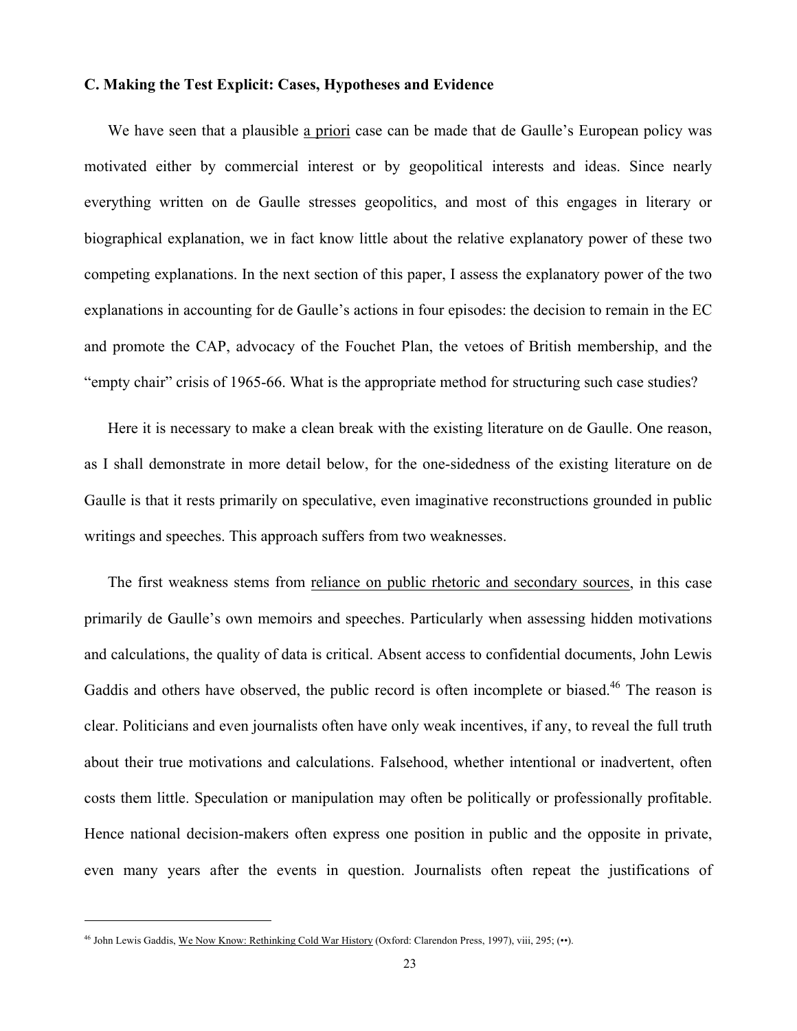### C. Making the Test Explicit: Cases, Hypotheses and Evidence

We have seen that a plausible a priori case can be made that de Gaulle's European policy was motivated either by commercial interest or by geopolitical interests and ideas. Since nearly everything written on de Gaulle stresses geopolitics, and most of this engages in literary or biographical explanation, we in fact know little about the relative explanatory power of these two competing explanations. In the next section of this paper, I assess the explanatory power of the two explanations in accounting for de Gaulle's actions in four episodes: the decision to remain in the EC and promote the CAP, advocacy of the Fouchet Plan, the vetoes of British membership, and the "empty chair" crisis of 1965-66. What is the appropriate method for structuring such case studies?

Here it is necessary to make a clean break with the existing literature on de Gaulle. One reason, as I shall demonstrate in more detail below, for the one-sidedness of the existing literature on de Gaulle is that it rests primarily on speculative, even imaginative reconstructions grounded in public writings and speeches. This approach suffers from two weaknesses.

The first weakness stems from reliance on public rhetoric and secondary sources, in this case primarily de Gaulle's own memoirs and speeches. Particularly when assessing hidden motivations and calculations, the quality of data is critical. Absent access to confidential documents, John Lewis Gaddis and others have observed, the public record is often incomplete or biased.[46] The reason is clear. Politicians and even journalists often have only weak incentives, if any, to reveal the full truth about their true motivations and calculations. Falsehood, whether intentional or inadvertent, often costs them little. Speculation or manipulation may often be politically or professionally profitable. Hence national decision-makers often express one position in public and the opposite in private, even many years after the events in question. Journalists often repeat the justifications of

---

[46] John Lewis Gaddis, We Now Know: Rethinking Cold War History (Oxford: Clarendon Press, 1997), viii, 295; (••).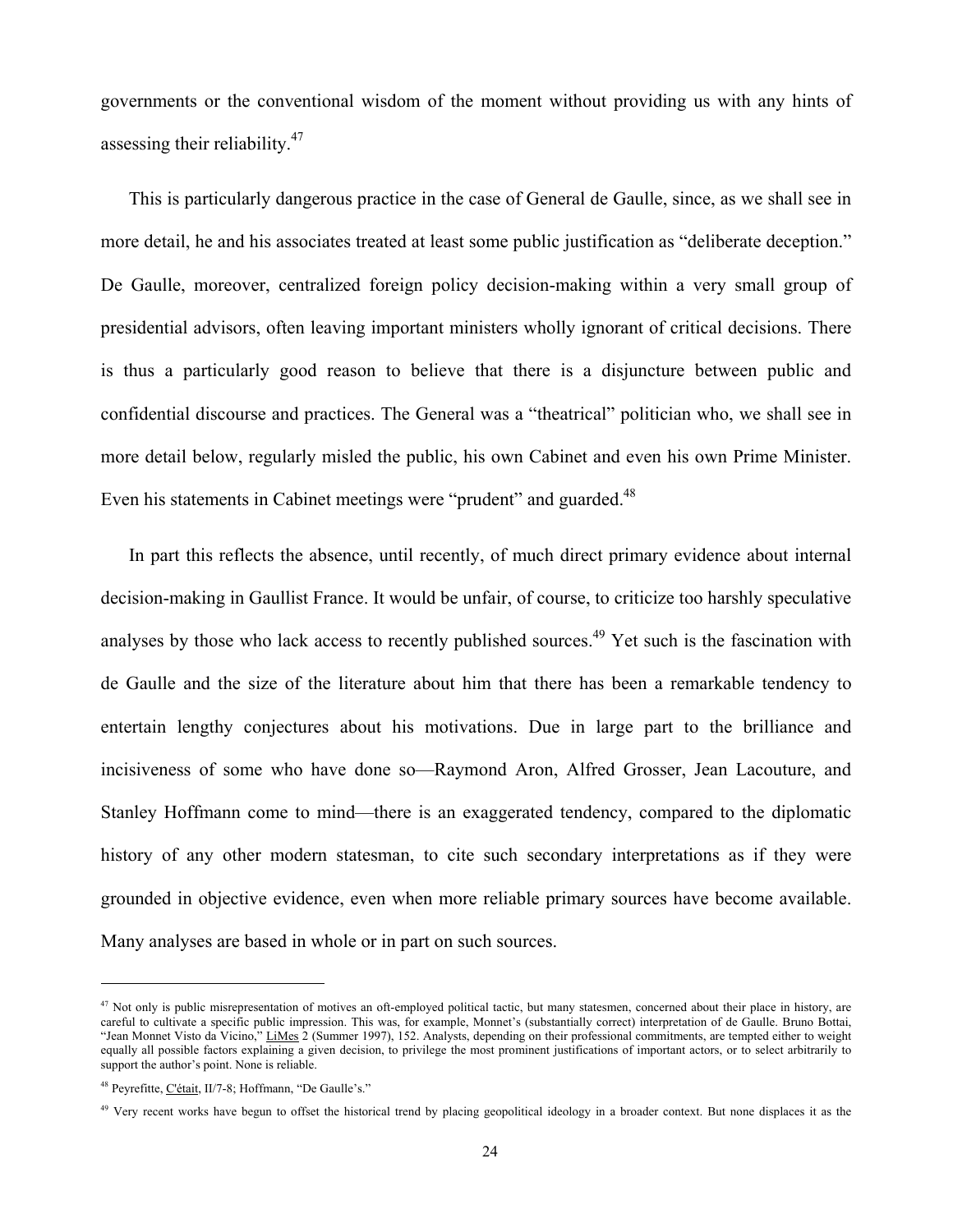governments or the conventional wisdom of the moment without providing us with any hints of assessing their reliability.[47]

This is particularly dangerous practice in the case of General de Gaulle, since, as we shall see in more detail, he and his associates treated at least some public justification as "deliberate deception." De Gaulle, moreover, centralized foreign policy decision-making within a very small group of presidential advisors, often leaving important ministers wholly ignorant of critical decisions. There is thus a particularly good reason to believe that there is a disjuncture between public and confidential discourse and practices. The General was a "theatrical" politician who, we shall see in more detail below, regularly misled the public, his own Cabinet and even his own Prime Minister. Even his statements in Cabinet meetings were "prudent" and guarded.[48]

In part this reflects the absence, until recently, of much direct primary evidence about internal decision-making in Gaullist France. It would be unfair, of course, to criticize too harshly speculative analyses by those who lack access to recently published sources.[49] Yet such is the fascination with de Gaulle and the size of the literature about him that there has been a remarkable tendency to entertain lengthy conjectures about his motivations. Due in large part to the brilliance and incisiveness of some who have done so—Raymond Aron, Alfred Grosser, Jean Lacouture, and Stanley Hoffmann come to mind—there is an exaggerated tendency, compared to the diplomatic history of any other modern statesman, to cite such secondary interpretations as if they were grounded in objective evidence, even when more reliable primary sources have become available. Many analyses are based in whole or in part on such sources.

---

[47] Not only is public misrepresentation of motives an oft-employed political tactic, but many statesmen, concerned about their place in history, are careful to cultivate a specific public impression. This was, for example, Monnet's (substantially correct) interpretation of de Gaulle. Bruno Bottai, "Jean Monnet Visto da Vicino," LiMes 2 (Summer 1997), 152. Analysts, depending on their professional commitments, are tempted either to weight equally all possible factors explaining a given decision, to privilege the most prominent justifications of important actors, or to select arbitrarily to support the author's point. None is reliable.

[48] Peyrefitte, C'était, II/7-8; Hoffmann, "De Gaulle's."

[49] Very recent works have begun to offset the historical trend by placing geopolitical ideology in a broader context. But none displaces it as the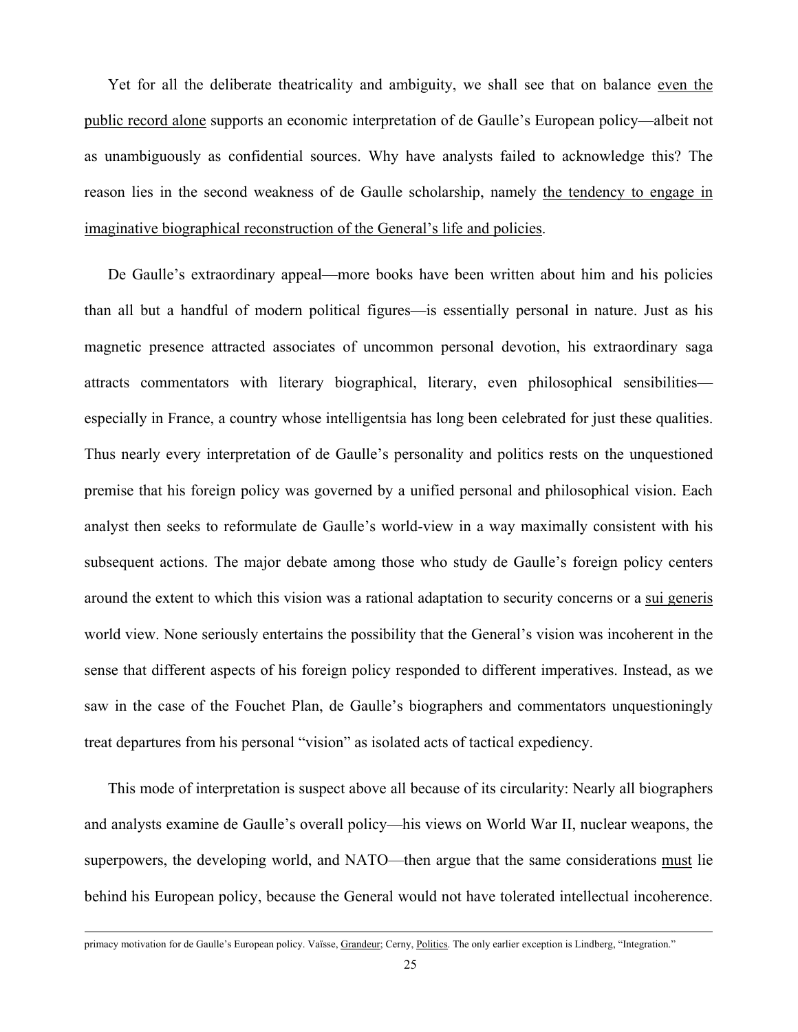Yet for all the deliberate theatricality and ambiguity, we shall see that on balance <u>even the public record alone</u> supports an economic interpretation of de Gaulle's European policy—albeit not as unambiguously as confidential sources. Why have analysts failed to acknowledge this? The reason lies in the second weakness of de Gaulle scholarship, namely <u>the tendency to engage in imaginative biographical reconstruction of the General's life and policies</u>.

De Gaulle's extraordinary appeal—more books have been written about him and his policies than all but a handful of modern political figures—is essentially personal in nature. Just as his magnetic presence attracted associates of uncommon personal devotion, his extraordinary saga attracts commentators with literary biographical, literary, even philosophical sensibilities—especially in France, a country whose intelligentsia has long been celebrated for just these qualities. Thus nearly every interpretation of de Gaulle's personality and politics rests on the unquestioned premise that his foreign policy was governed by a unified personal and philosophical vision. Each analyst then seeks to reformulate de Gaulle's world-view in a way maximally consistent with his subsequent actions. The major debate among those who study de Gaulle's foreign policy centers around the extent to which this vision was a rational adaptation to security concerns or a <u>sui generis</u> world view. None seriously entertains the possibility that the General's vision was incoherent in the sense that different aspects of his foreign policy responded to different imperatives. Instead, as we saw in the case of the Fouchet Plan, de Gaulle's biographers and commentators unquestioningly treat departures from his personal "vision" as isolated acts of tactical expediency.

This mode of interpretation is suspect above all because of its circularity: Nearly all biographers and analysts examine de Gaulle's overall policy—his views on World War II, nuclear weapons, the superpowers, the developing world, and NATO—then argue that the same considerations <u>must</u> lie behind his European policy, because the General would not have tolerated intellectual incoherence.

---

primacy motivation for de Gaulle's European policy. Vaïsse, <u>Grandeur</u>; Cerny, <u>Politics</u>. The only earlier exception is Lindberg, "Integration."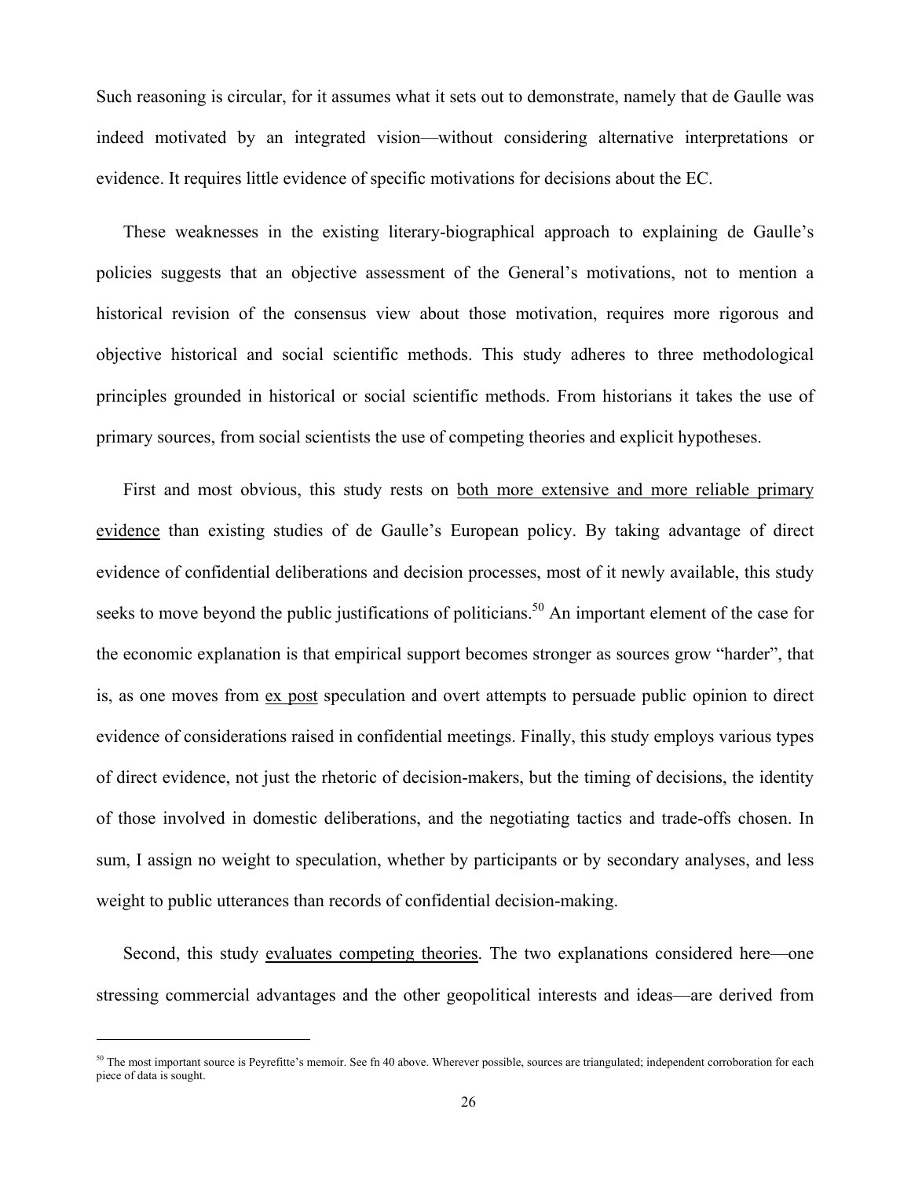Such reasoning is circular, for it assumes what it sets out to demonstrate, namely that de Gaulle was indeed motivated by an integrated vision—without considering alternative interpretations or evidence. It requires little evidence of specific motivations for decisions about the EC.

These weaknesses in the existing literary-biographical approach to explaining de Gaulle's policies suggests that an objective assessment of the General's motivations, not to mention a historical revision of the consensus view about those motivation, requires more rigorous and objective historical and social scientific methods. This study adheres to three methodological principles grounded in historical or social scientific methods. From historians it takes the use of primary sources, from social scientists the use of competing theories and explicit hypotheses.

First and most obvious, this study rests on <u>both more extensive and more reliable primary evidence</u> than existing studies of de Gaulle's European policy. By taking advantage of direct evidence of confidential deliberations and decision processes, most of it newly available, this study seeks to move beyond the public justifications of politicians.[50] An important element of the case for the economic explanation is that empirical support becomes stronger as sources grow "harder", that is, as one moves from <u>ex post</u> speculation and overt attempts to persuade public opinion to direct evidence of considerations raised in confidential meetings. Finally, this study employs various types of direct evidence, not just the rhetoric of decision-makers, but the timing of decisions, the identity of those involved in domestic deliberations, and the negotiating tactics and trade-offs chosen. In sum, I assign no weight to speculation, whether by participants or by secondary analyses, and less weight to public utterances than records of confidential decision-making.

Second, this study <u>evaluates competing theories</u>. The two explanations considered here—one stressing commercial advantages and the other geopolitical interests and ideas—are derived from

---

[50] The most important source is Peyrefitte's memoir. See fn 40 above. Wherever possible, sources are triangulated; independent corroboration for each piece of data is sought.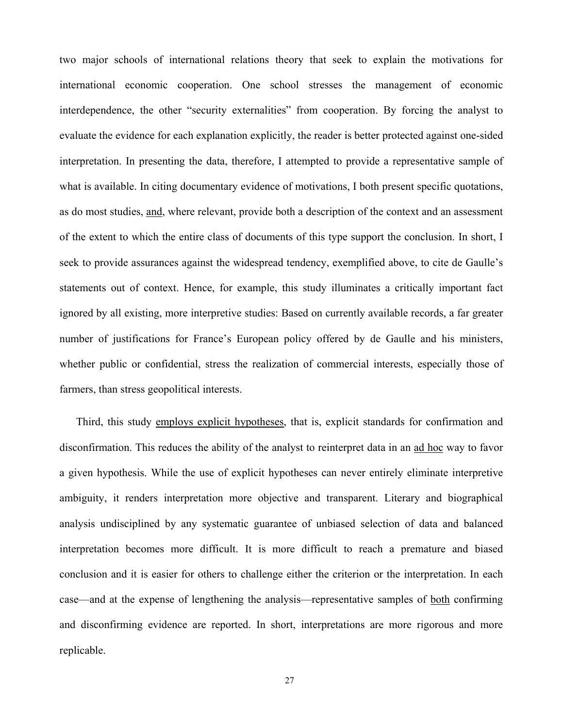two major schools of international relations theory that seek to explain the motivations for international economic cooperation. One school stresses the management of economic interdependence, the other "security externalities" from cooperation. By forcing the analyst to evaluate the evidence for each explanation explicitly, the reader is better protected against one-sided interpretation. In presenting the data, therefore, I attempted to provide a representative sample of what is available. In citing documentary evidence of motivations, I both present specific quotations, as do most studies, <u>and</u>, where relevant, provide both a description of the context and an assessment of the extent to which the entire class of documents of this type support the conclusion. In short, I seek to provide assurances against the widespread tendency, exemplified above, to cite de Gaulle's statements out of context. Hence, for example, this study illuminates a critically important fact ignored by all existing, more interpretive studies: Based on currently available records, a far greater number of justifications for France's European policy offered by de Gaulle and his ministers, whether public or confidential, stress the realization of commercial interests, especially those of farmers, than stress geopolitical interests.

Third, this study <u>employs explicit hypotheses</u>, that is, explicit standards for confirmation and disconfirmation. This reduces the ability of the analyst to reinterpret data in an <u>ad hoc</u> way to favor a given hypothesis. While the use of explicit hypotheses can never entirely eliminate interpretive ambiguity, it renders interpretation more objective and transparent. Literary and biographical analysis undisciplined by any systematic guarantee of unbiased selection of data and balanced interpretation becomes more difficult. It is more difficult to reach a premature and biased conclusion and it is easier for others to challenge either the criterion or the interpretation. In each case—and at the expense of lengthening the analysis—representative samples of <u>both</u> confirming and disconfirming evidence are reported. In short, interpretations are more rigorous and more replicable.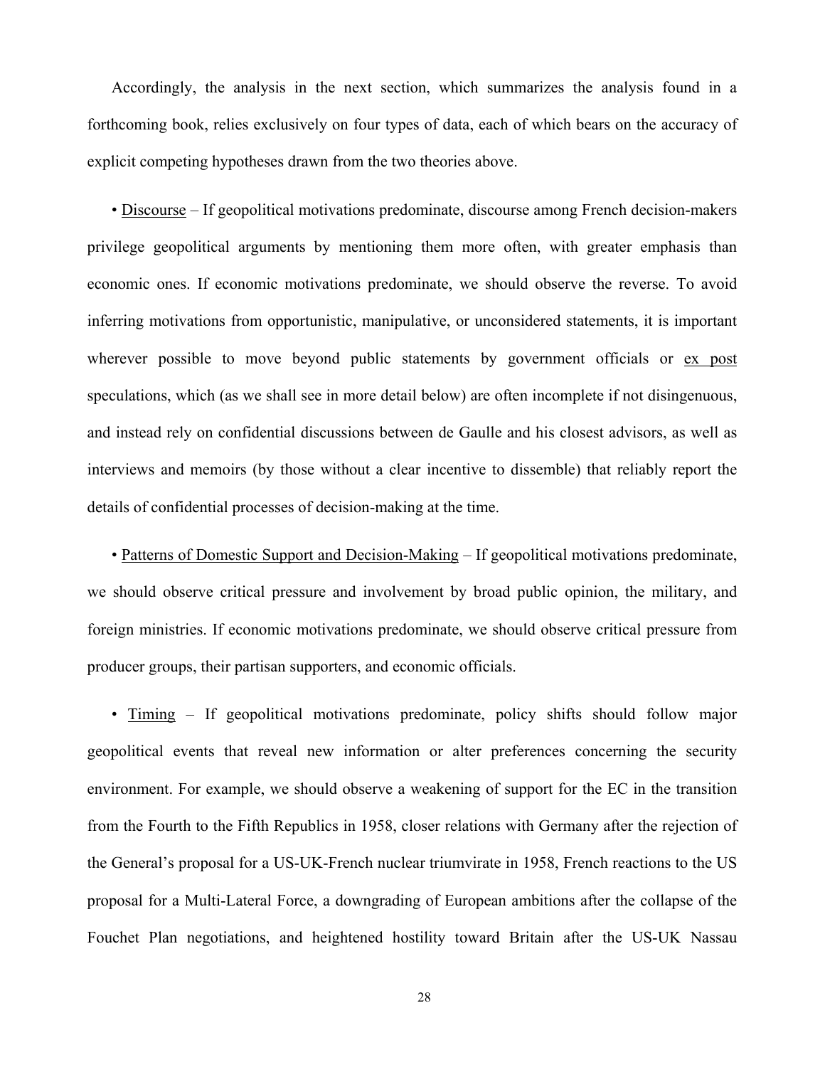Accordingly, the analysis in the next section, which summarizes the analysis found in a forthcoming book, relies exclusively on four types of data, each of which bears on the accuracy of explicit competing hypotheses drawn from the two theories above.

- Discourse – If geopolitical motivations predominate, discourse among French decision-makers privilege geopolitical arguments by mentioning them more often, with greater emphasis than economic ones. If economic motivations predominate, we should observe the reverse. To avoid inferring motivations from opportunistic, manipulative, or unconsidered statements, it is important wherever possible to move beyond public statements by government officials or ex post speculations, which (as we shall see in more detail below) are often incomplete if not disingenuous, and instead rely on confidential discussions between de Gaulle and his closest advisors, as well as interviews and memoirs (by those without a clear incentive to dissemble) that reliably report the details of confidential processes of decision-making at the time.

- Patterns of Domestic Support and Decision-Making – If geopolitical motivations predominate, we should observe critical pressure and involvement by broad public opinion, the military, and foreign ministries. If economic motivations predominate, we should observe critical pressure from producer groups, their partisan supporters, and economic officials.

- Timing – If geopolitical motivations predominate, policy shifts should follow major geopolitical events that reveal new information or alter preferences concerning the security environment. For example, we should observe a weakening of support for the EC in the transition from the Fourth to the Fifth Republics in 1958, closer relations with Germany after the rejection of the General's proposal for a US-UK-French nuclear triumvirate in 1958, French reactions to the US proposal for a Multi-Lateral Force, a downgrading of European ambitions after the collapse of the Fouchet Plan negotiations, and heightened hostility toward Britain after the US-UK Nassau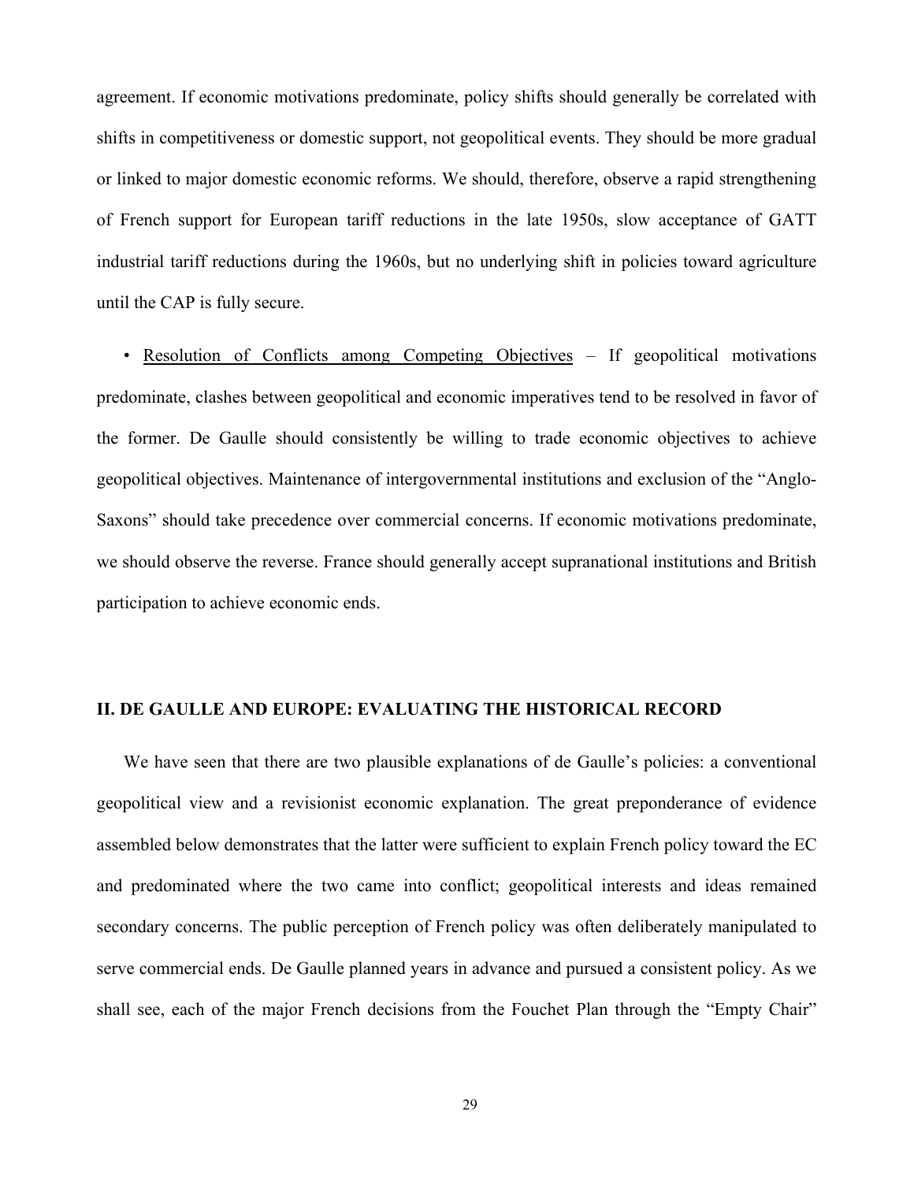agreement. If economic motivations predominate, policy shifts should generally be correlated with shifts in competitiveness or domestic support, not geopolitical events. They should be more gradual or linked to major domestic economic reforms. We should, therefore, observe a rapid strengthening of French support for European tariff reductions in the late 1950s, slow acceptance of GATT industrial tariff reductions during the 1960s, but no underlying shift in policies toward agriculture until the CAP is fully secure.

• <u>Resolution of Conflicts among Competing Objectives</u> – If geopolitical motivations predominate, clashes between geopolitical and economic imperatives tend to be resolved in favor of the former. De Gaulle should consistently be willing to trade economic objectives to achieve geopolitical objectives. Maintenance of intergovernmental institutions and exclusion of the "Anglo-Saxons" should take precedence over commercial concerns. If economic motivations predominate, we should observe the reverse. France should generally accept supranational institutions and British participation to achieve economic ends.

## II. DE GAULLE AND EUROPE: EVALUATING THE HISTORICAL RECORD

We have seen that there are two plausible explanations of de Gaulle's policies: a conventional geopolitical view and a revisionist economic explanation. The great preponderance of evidence assembled below demonstrates that the latter were sufficient to explain French policy toward the EC and predominated where the two came into conflict; geopolitical interests and ideas remained secondary concerns. The public perception of French policy was often deliberately manipulated to serve commercial ends. De Gaulle planned years in advance and pursued a consistent policy. As we shall see, each of the major French decisions from the Fouchet Plan through the "Empty Chair"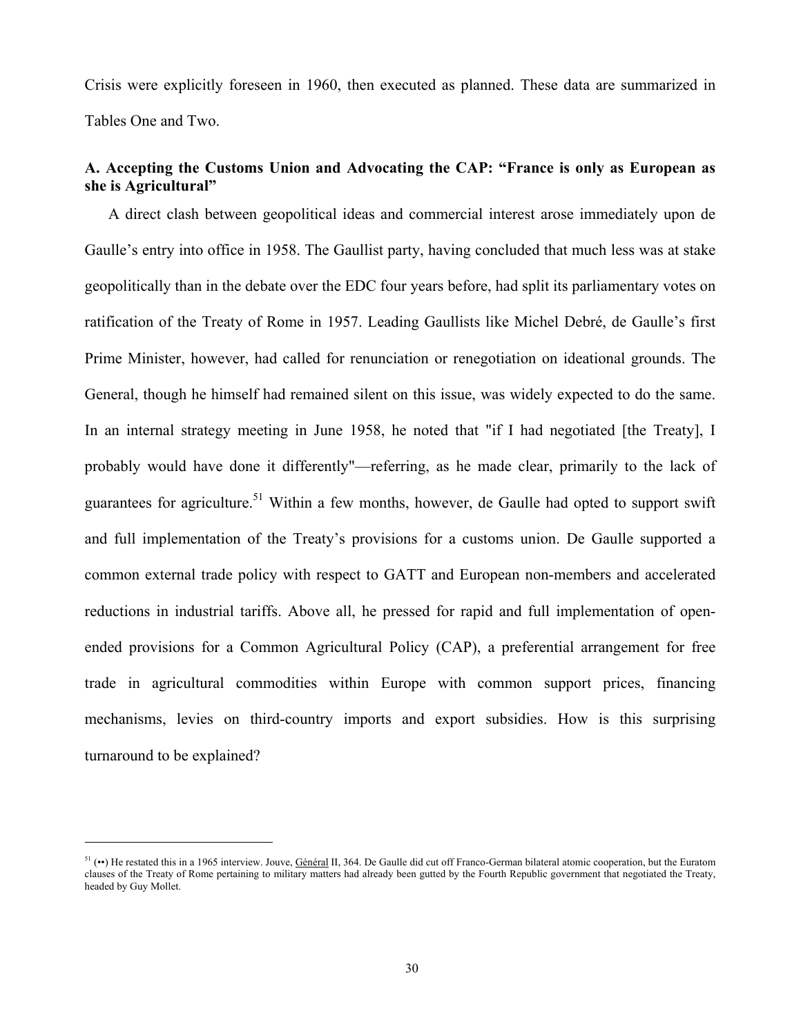Crisis were explicitly foreseen in 1960, then executed as planned. These data are summarized in Tables One and Two.

### A. Accepting the Customs Union and Advocating the CAP: "France is only as European as she is Agricultural"

A direct clash between geopolitical ideas and commercial interest arose immediately upon de Gaulle's entry into office in 1958. The Gaullist party, having concluded that much less was at stake geopolitically than in the debate over the EDC four years before, had split its parliamentary votes on ratification of the Treaty of Rome in 1957. Leading Gaullists like Michel Debré, de Gaulle's first Prime Minister, however, had called for renunciation or renegotiation on ideational grounds. The General, though he himself had remained silent on this issue, was widely expected to do the same. In an internal strategy meeting in June 1958, he noted that "if I had negotiated [the Treaty], I probably would have done it differently"—referring, as he made clear, primarily to the lack of guarantees for agriculture.[51] Within a few months, however, de Gaulle had opted to support swift and full implementation of the Treaty's provisions for a customs union. De Gaulle supported a common external trade policy with respect to GATT and European non-members and accelerated reductions in industrial tariffs. Above all, he pressed for rapid and full implementation of open-ended provisions for a Common Agricultural Policy (CAP), a preferential arrangement for free trade in agricultural commodities within Europe with common support prices, financing mechanisms, levies on third-country imports and export subsidies. How is this surprising turnaround to be explained?

---

[51] (••) He restated this in a 1965 interview. Jouve, Général II, 364. De Gaulle did cut off Franco-German bilateral atomic cooperation, but the Euratom clauses of the Treaty of Rome pertaining to military matters had already been gutted by the Fourth Republic government that negotiated the Treaty, headed by Guy Mollet.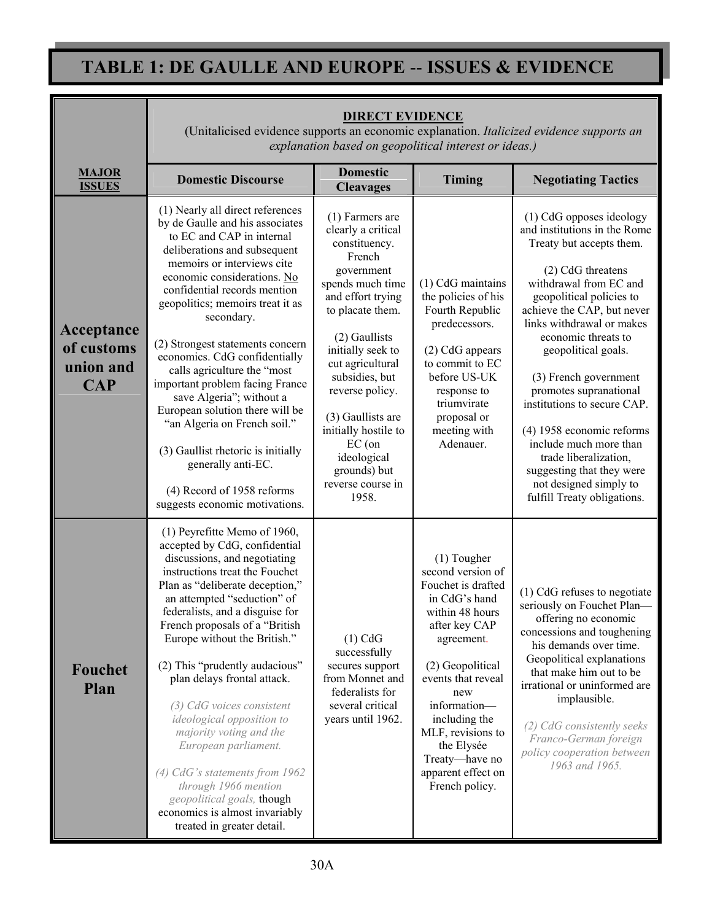# TABLE 1: DE GAULLE AND EUROPE -- ISSUES & EVIDENCE

| **MAJOR ISSUES** | **DIRECT EVIDENCE** (Unitalicised evidence supports an economic explanation. *Italicized evidence supports an explanation based on geopolitical interest or ideas.)* | | | |
|---|---|---|---|---|
| | **Domestic Discourse** | **Domestic Cleavages** | **Timing** | **Negotiating Tactics** |
| **Acceptance of customs union and CAP** | (1) Nearly all direct references by de Gaulle and his associates to EC and CAP in internal deliberations and subsequent memoirs or interviews cite economic considerations. No confidential records mention geopolitics; memoirs treat it as secondary. (2) Strongest statements concern economics. CdG confidentially calls agriculture the "most important problem facing France save Algeria"; without a European solution there will be "an Algeria on French soil." (3) Gaullist rhetoric is initially generally anti-EC. (4) Record of 1958 reforms suggests economic motivations. | (1) Farmers are clearly a critical constituency. French government spends much time and effort trying to placate them. (2) Gaullists initially seek to cut agricultural subsidies, but reverse policy. (3) Gaullists are initially hostile to EC (on ideological grounds) but reverse course in 1958. | (1) CdG maintains the policies of his Fourth Republic predecessors. (2) CdG appears to commit to EC before US-UK response to triumvirate proposal or meeting with Adenauer. | (1) CdG opposes ideology and institutions in the Rome Treaty but accepts them. (2) CdG threatens withdrawal from EC and geopolitical policies to achieve the CAP, but never links withdrawal or makes economic threats to geopolitical goals. (3) French government promotes supranational institutions to secure CAP. (4) 1958 economic reforms include much more than trade liberalization, suggesting that they were not designed simply to fulfill Treaty obligations. |
| **Fouchet Plan** | (1) Peyrefitte Memo of 1960, accepted by CdG, confidential discussions, and negotiating instructions treat the Fouchet Plan as "deliberate deception," an attempted "seduction" of federalists, and a disguise for French proposals of a "British Europe without the British." (2) This "prudently audacious" plan delays frontal attack. *(3) CdG voices consistent ideological opposition to majority voting and the European parliament.* *(4) CdG's statements from 1962 through 1966 mention geopolitical goals,* though economics is almost invariably treated in greater detail. | (1) CdG successfully secures support from Monnet and federalists for several critical years until 1962. | (1) Tougher second version of Fouchet is drafted in CdG's hand within 48 hours after key CAP agreement. (2) Geopolitical events that reveal new information—including the MLF, revisions to the Elysée Treaty—have no apparent effect on French policy. | (1) CdG refuses to negotiate seriously on Fouchet Plan—offering no economic concessions and toughening his demands over time. Geopolitical explanations that make him out to be irrational or uninformed are implausible. *(2) CdG consistently seeks Franco-German foreign policy cooperation between 1963 and 1965.* |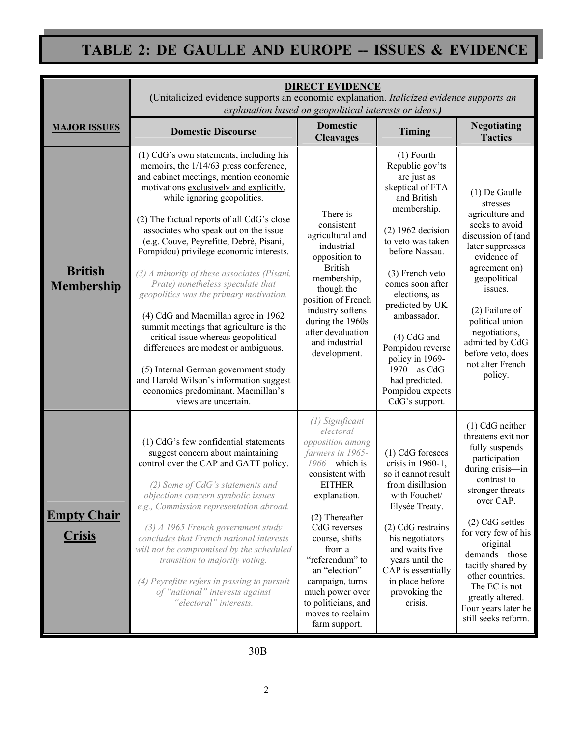# TABLE 2: DE GAULLE AND EUROPE -- ISSUES & EVIDENCE

| MAJOR ISSUES | DIRECT EVIDENCE (Unitalicized evidence supports an economic explanation. *Italicized evidence supports an explanation based on geopolitical interests or ideas.*) | | | |
|---|---|---|---|---|
| | **Domestic Discourse** | **Domestic Cleavages** | **Timing** | **Negotiating Tactics** |
| **British Membership** | (1) CdG's own statements, including his memoirs, the 1/14/63 press conference, and cabinet meetings, mention economic motivations exclusively and explicitly, while ignoring geopolitics.<br><br>(2) The factual reports of all CdG's close associates who speak out on the issue (e.g. Couve, Peyrefitte, Debré, Pisani, Pompidou) privilege economic interests.<br><br>*(3) A minority of these associates (Pisani, Prate) nonetheless speculate that geopolitics was the primary motivation.*<br><br>(4) CdG and Macmillan agree in 1962 summit meetings that agriculture is the critical issue whereas geopolitical differences are modest or ambiguous.<br><br>(5) Internal German government study and Harold Wilson's information suggest economics predominant. Macmillan's views are uncertain. | There is consistent agricultural and industrial opposition to British membership, though the position of French industry softens during the 1960s after devaluation and industrial development. | (1) Fourth Republic gov'ts are just as skeptical of FTA and British membership.<br><br>(2) 1962 decision to veto was taken before Nassau.<br><br>(3) French veto comes soon after elections, as predicted by UK ambassador.<br><br>(4) CdG and Pompidou reverse policy in 1969-1970—as CdG had predicted. Pompidou expects CdG's support. | (1) De Gaulle stresses agriculture and seeks to avoid discussion of (and later suppresses evidence of agreement on) geopolitical issues.<br><br>(2) Failure of political union negotiations, admitted by CdG before veto, does not alter French policy. |
| **Empty Chair Crisis** | (1) CdG's few confidential statements suggest concern about maintaining control over the CAP and GATT policy.<br><br>*(2) Some of CdG's statements and objections concern symbolic issues—e.g., Commission representation abroad.*<br><br>*(3) A 1965 French government study concludes that French national interests will not be compromised by the scheduled transition to majority voting.*<br><br>*(4) Peyrefitte refers in passing to pursuit of "national" interests against "electoral" interests.* | *(1) Significant electoral opposition among farmers in 1965-1966*—which is consistent with EITHER explanation.<br><br>(2) Thereafter CdG reverses course, shifts from a "referendum" to an "election" campaign, turns much power over to politicians, and moves to reclaim farm support. | (1) CdG foresees crisis in 1960-1, so it cannot result from disillusion with Fouchet/ Elysée Treaty.<br><br>(2) CdG restrains his negotiators and waits five years until the CAP is essentially in place before provoking the crisis. | (1) CdG neither threatens exit nor fully suspends participation during crisis—in contrast to stronger threats over CAP.<br><br>(2) CdG settles for very few of his original demands—those tacitly shared by other countries. The EC is not greatly altered. Four years later he still seeks reform. |

30B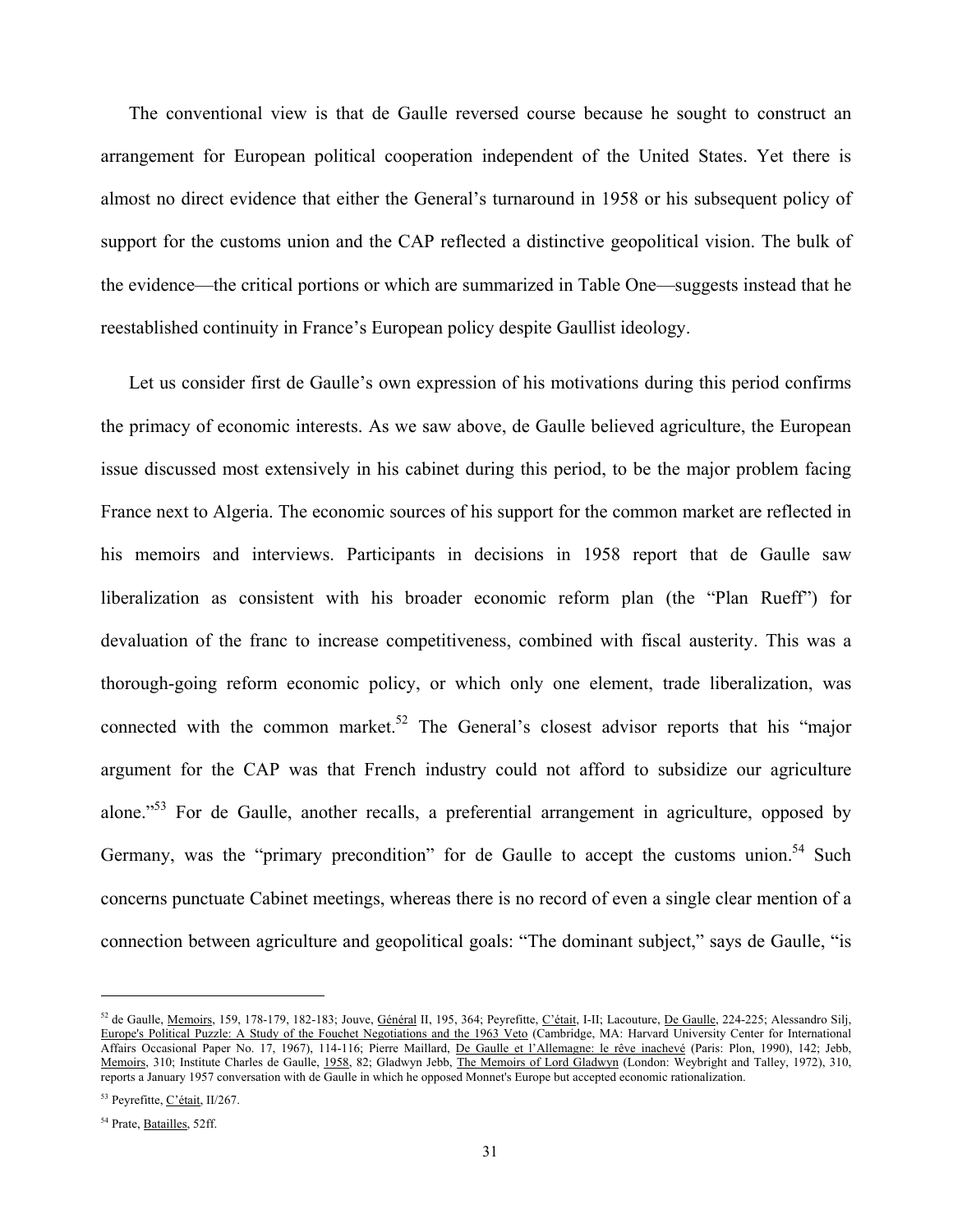The conventional view is that de Gaulle reversed course because he sought to construct an arrangement for European political cooperation independent of the United States. Yet there is almost no direct evidence that either the General's turnaround in 1958 or his subsequent policy of support for the customs union and the CAP reflected a distinctive geopolitical vision. The bulk of the evidence—the critical portions or which are summarized in Table One—suggests instead that he reestablished continuity in France's European policy despite Gaullist ideology.

Let us consider first de Gaulle's own expression of his motivations during this period confirms the primacy of economic interests. As we saw above, de Gaulle believed agriculture, the European issue discussed most extensively in his cabinet during this period, to be the major problem facing France next to Algeria. The economic sources of his support for the common market are reflected in his memoirs and interviews. Participants in decisions in 1958 report that de Gaulle saw liberalization as consistent with his broader economic reform plan (the "Plan Rueff") for devaluation of the franc to increase competitiveness, combined with fiscal austerity. This was a thorough-going reform economic policy, or which only one element, trade liberalization, was connected with the common market.[52] The General's closest advisor reports that his "major argument for the CAP was that French industry could not afford to subsidize our agriculture alone."[53] For de Gaulle, another recalls, a preferential arrangement in agriculture, opposed by Germany, was the "primary precondition" for de Gaulle to accept the customs union.[54] Such concerns punctuate Cabinet meetings, whereas there is no record of even a single clear mention of a connection between agriculture and geopolitical goals: "The dominant subject," says de Gaulle, "is

---

[52] de Gaulle, Memoirs, 159, 178-179, 182-183; Jouve, Général II, 195, 364; Peyrefitte, C'était, I-II; Lacouture, De Gaulle, 224-225; Alessandro Silj, Europe's Political Puzzle: A Study of the Fouchet Negotiations and the 1963 Veto (Cambridge, MA: Harvard University Center for International Affairs Occasional Paper No. 17, 1967), 114-116; Pierre Maillard, De Gaulle et l'Allemagne: le rêve inachevé (Paris: Plon, 1990), 142; Jebb, Memoirs, 310; Institute Charles de Gaulle, 1958, 82; Gladwyn Jebb, The Memoirs of Lord Gladwyn (London: Weybright and Talley, 1972), 310, reports a January 1957 conversation with de Gaulle in which he opposed Monnet's Europe but accepted economic rationalization.

[53] Peyrefitte, C'était, II/267.

[54] Prate, Batailles, 52ff.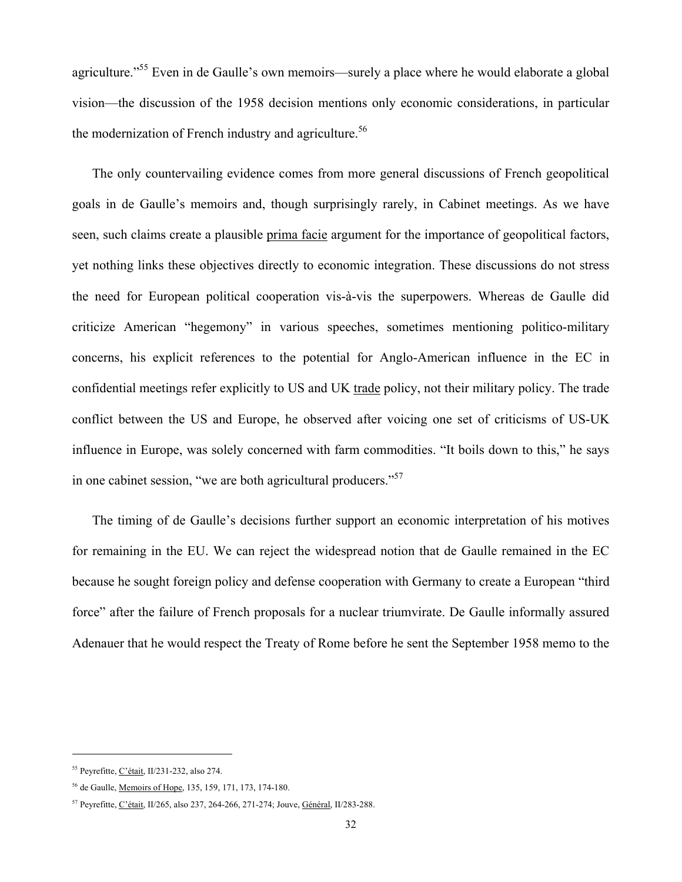agriculture."[55] Even in de Gaulle's own memoirs—surely a place where he would elaborate a global vision—the discussion of the 1958 decision mentions only economic considerations, in particular the modernization of French industry and agriculture.[56]

The only countervailing evidence comes from more general discussions of French geopolitical goals in de Gaulle's memoirs and, though surprisingly rarely, in Cabinet meetings. As we have seen, such claims create a plausible prima facie argument for the importance of geopolitical factors, yet nothing links these objectives directly to economic integration. These discussions do not stress the need for European political cooperation vis-à-vis the superpowers. Whereas de Gaulle did criticize American "hegemony" in various speeches, sometimes mentioning politico-military concerns, his explicit references to the potential for Anglo-American influence in the EC in confidential meetings refer explicitly to US and UK trade policy, not their military policy. The trade conflict between the US and Europe, he observed after voicing one set of criticisms of US-UK influence in Europe, was solely concerned with farm commodities. "It boils down to this," he says in one cabinet session, "we are both agricultural producers."[57]

The timing of de Gaulle's decisions further support an economic interpretation of his motives for remaining in the EU. We can reject the widespread notion that de Gaulle remained in the EC because he sought foreign policy and defense cooperation with Germany to create a European "third force" after the failure of French proposals for a nuclear triumvirate. De Gaulle informally assured Adenauer that he would respect the Treaty of Rome before he sent the September 1958 memo to the

---

[55] Peyrefitte, C'était, II/231-232, also 274.

[56] de Gaulle, Memoirs of Hope, 135, 159, 171, 173, 174-180.

[57] Peyrefitte, C'était, II/265, also 237, 264-266, 271-274; Jouve, Général, II/283-288.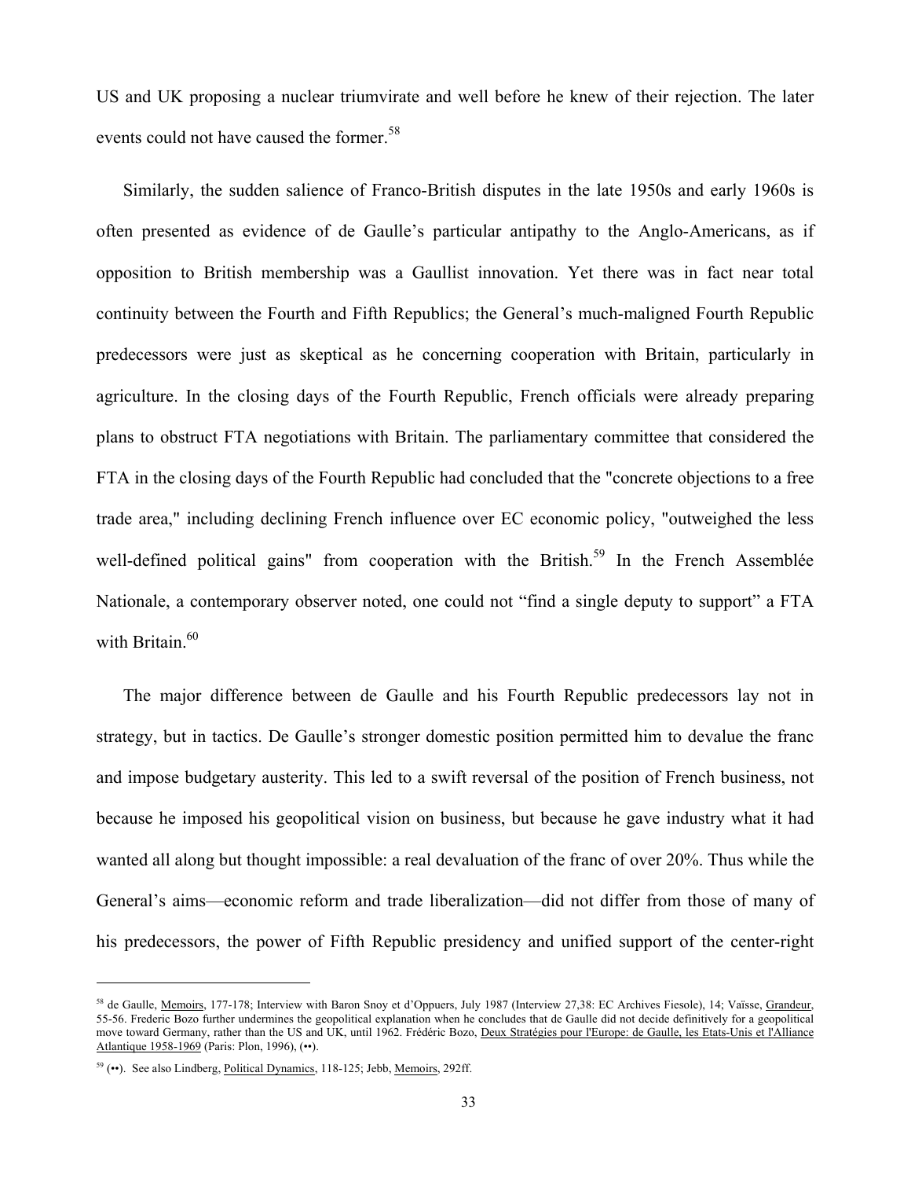US and UK proposing a nuclear triumvirate and well before he knew of their rejection. The later events could not have caused the former.[58]

Similarly, the sudden salience of Franco-British disputes in the late 1950s and early 1960s is often presented as evidence of de Gaulle's particular antipathy to the Anglo-Americans, as if opposition to British membership was a Gaullist innovation. Yet there was in fact near total continuity between the Fourth and Fifth Republics; the General's much-maligned Fourth Republic predecessors were just as skeptical as he concerning cooperation with Britain, particularly in agriculture. In the closing days of the Fourth Republic, French officials were already preparing plans to obstruct FTA negotiations with Britain. The parliamentary committee that considered the FTA in the closing days of the Fourth Republic had concluded that the "concrete objections to a free trade area," including declining French influence over EC economic policy, "outweighed the less well-defined political gains" from cooperation with the British.[59] In the French Assemblée Nationale, a contemporary observer noted, one could not "find a single deputy to support" a FTA with Britain.[60]

The major difference between de Gaulle and his Fourth Republic predecessors lay not in strategy, but in tactics. De Gaulle's stronger domestic position permitted him to devalue the franc and impose budgetary austerity. This led to a swift reversal of the position of French business, not because he imposed his geopolitical vision on business, but because he gave industry what it had wanted all along but thought impossible: a real devaluation of the franc of over 20%. Thus while the General's aims—economic reform and trade liberalization—did not differ from those of many of his predecessors, the power of Fifth Republic presidency and unified support of the center-right

---

[58] de Gaulle, Memoirs, 177-178; Interview with Baron Snoy et d'Oppuers, July 1987 (Interview 27,38: EC Archives Fiesole), 14; Vaïsse, Grandeur, 55-56. Frederic Bozo further undermines the geopolitical explanation when he concludes that de Gaulle did not decide definitively for a geopolitical move toward Germany, rather than the US and UK, until 1962. Frédéric Bozo, Deux Stratégies pour l'Europe: de Gaulle, les Etats-Unis et l'Alliance Atlantique 1958-1969 (Paris: Plon, 1996), (••).

[59] (••). See also Lindberg, Political Dynamics, 118-125; Jebb, Memoirs, 292ff.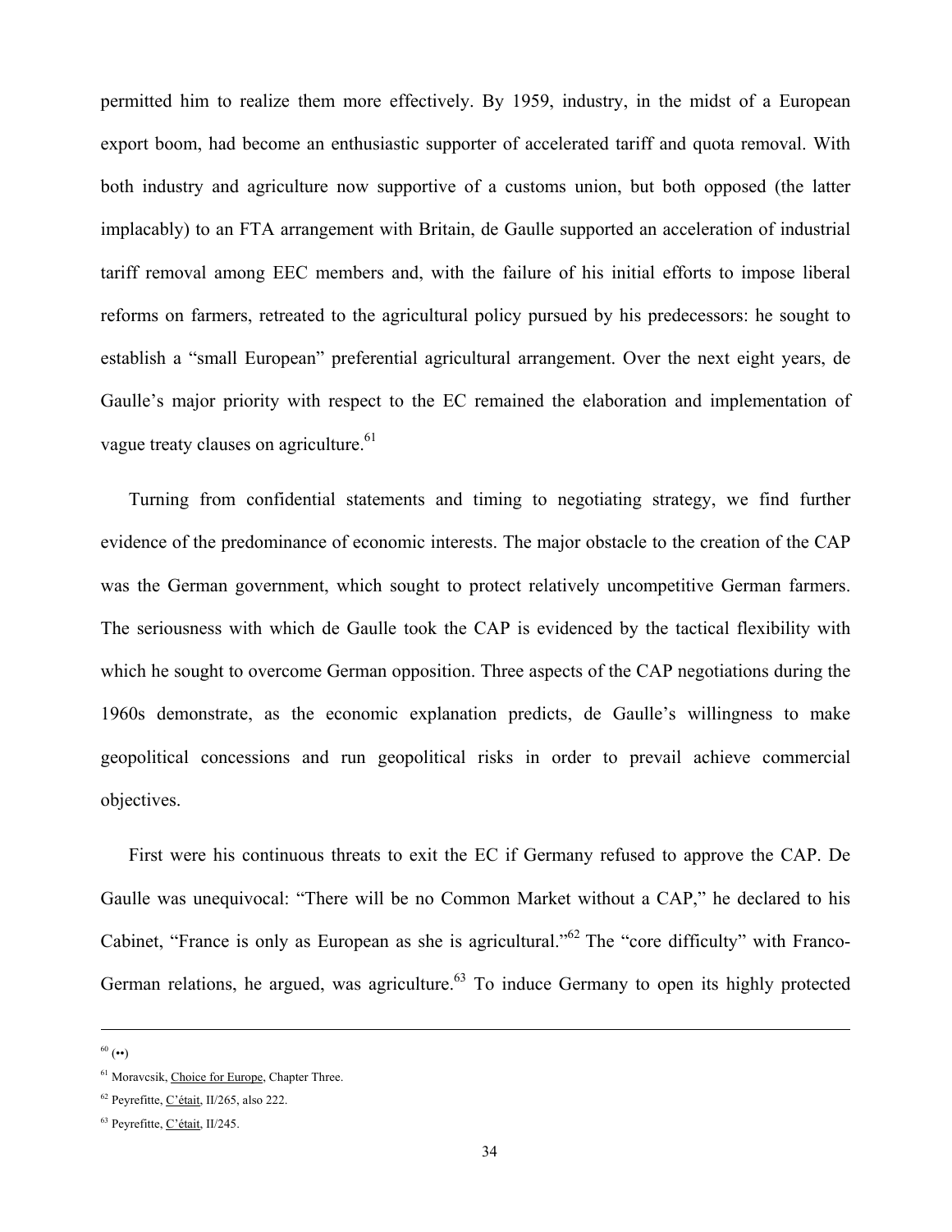permitted him to realize them more effectively. By 1959, industry, in the midst of a European export boom, had become an enthusiastic supporter of accelerated tariff and quota removal. With both industry and agriculture now supportive of a customs union, but both opposed (the latter implacably) to an FTA arrangement with Britain, de Gaulle supported an acceleration of industrial tariff removal among EEC members and, with the failure of his initial efforts to impose liberal reforms on farmers, retreated to the agricultural policy pursued by his predecessors: he sought to establish a "small European" preferential agricultural arrangement. Over the next eight years, de Gaulle's major priority with respect to the EC remained the elaboration and implementation of vague treaty clauses on agriculture.[61]

Turning from confidential statements and timing to negotiating strategy, we find further evidence of the predominance of economic interests. The major obstacle to the creation of the CAP was the German government, which sought to protect relatively uncompetitive German farmers. The seriousness with which de Gaulle took the CAP is evidenced by the tactical flexibility with which he sought to overcome German opposition. Three aspects of the CAP negotiations during the 1960s demonstrate, as the economic explanation predicts, de Gaulle's willingness to make geopolitical concessions and run geopolitical risks in order to prevail achieve commercial objectives.

First were his continuous threats to exit the EC if Germany refused to approve the CAP. De Gaulle was unequivocal: "There will be no Common Market without a CAP," he declared to his Cabinet, "France is only as European as she is agricultural."[62] The "core difficulty" with Franco-German relations, he argued, was agriculture.[63] To induce Germany to open its highly protected

---

[60] (••)

[61] Moravcsik, Choice for Europe, Chapter Three.

[62] Peyrefitte, C'était, II/265, also 222.

[63] Peyrefitte, C'était, II/245.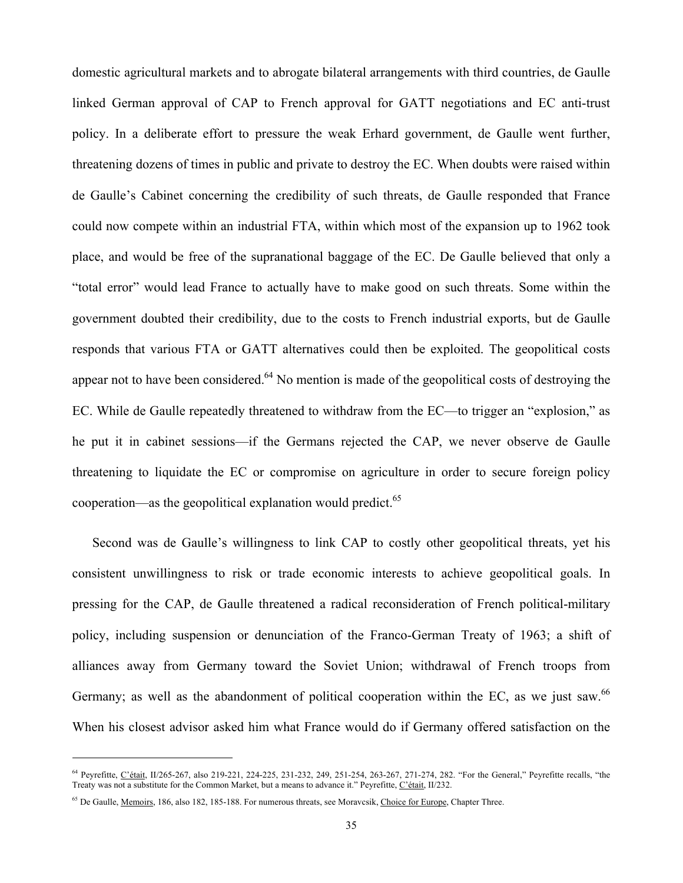domestic agricultural markets and to abrogate bilateral arrangements with third countries, de Gaulle linked German approval of CAP to French approval for GATT negotiations and EC anti-trust policy. In a deliberate effort to pressure the weak Erhard government, de Gaulle went further, threatening dozens of times in public and private to destroy the EC. When doubts were raised within de Gaulle's Cabinet concerning the credibility of such threats, de Gaulle responded that France could now compete within an industrial FTA, within which most of the expansion up to 1962 took place, and would be free of the supranational baggage of the EC. De Gaulle believed that only a "total error" would lead France to actually have to make good on such threats. Some within the government doubted their credibility, due to the costs to French industrial exports, but de Gaulle responds that various FTA or GATT alternatives could then be exploited. The geopolitical costs appear not to have been considered.[64] No mention is made of the geopolitical costs of destroying the EC. While de Gaulle repeatedly threatened to withdraw from the EC—to trigger an "explosion," as he put it in cabinet sessions—if the Germans rejected the CAP, we never observe de Gaulle threatening to liquidate the EC or compromise on agriculture in order to secure foreign policy cooperation—as the geopolitical explanation would predict.[65]

Second was de Gaulle's willingness to link CAP to costly other geopolitical threats, yet his consistent unwillingness to risk or trade economic interests to achieve geopolitical goals. In pressing for the CAP, de Gaulle threatened a radical reconsideration of French political-military policy, including suspension or denunciation of the Franco-German Treaty of 1963; a shift of alliances away from Germany toward the Soviet Union; withdrawal of French troops from Germany; as well as the abandonment of political cooperation within the EC, as we just saw.[66] When his closest advisor asked him what France would do if Germany offered satisfaction on the

---

[64] Peyrefitte, C'était, II/265-267, also 219-221, 224-225, 231-232, 249, 251-254, 263-267, 271-274, 282. "For the General," Peyrefitte recalls, "the Treaty was not a substitute for the Common Market, but a means to advance it." Peyrefitte, C'était, II/232.

[65] De Gaulle, Memoirs, 186, also 182, 185-188. For numerous threats, see Moravcsik, Choice for Europe, Chapter Three.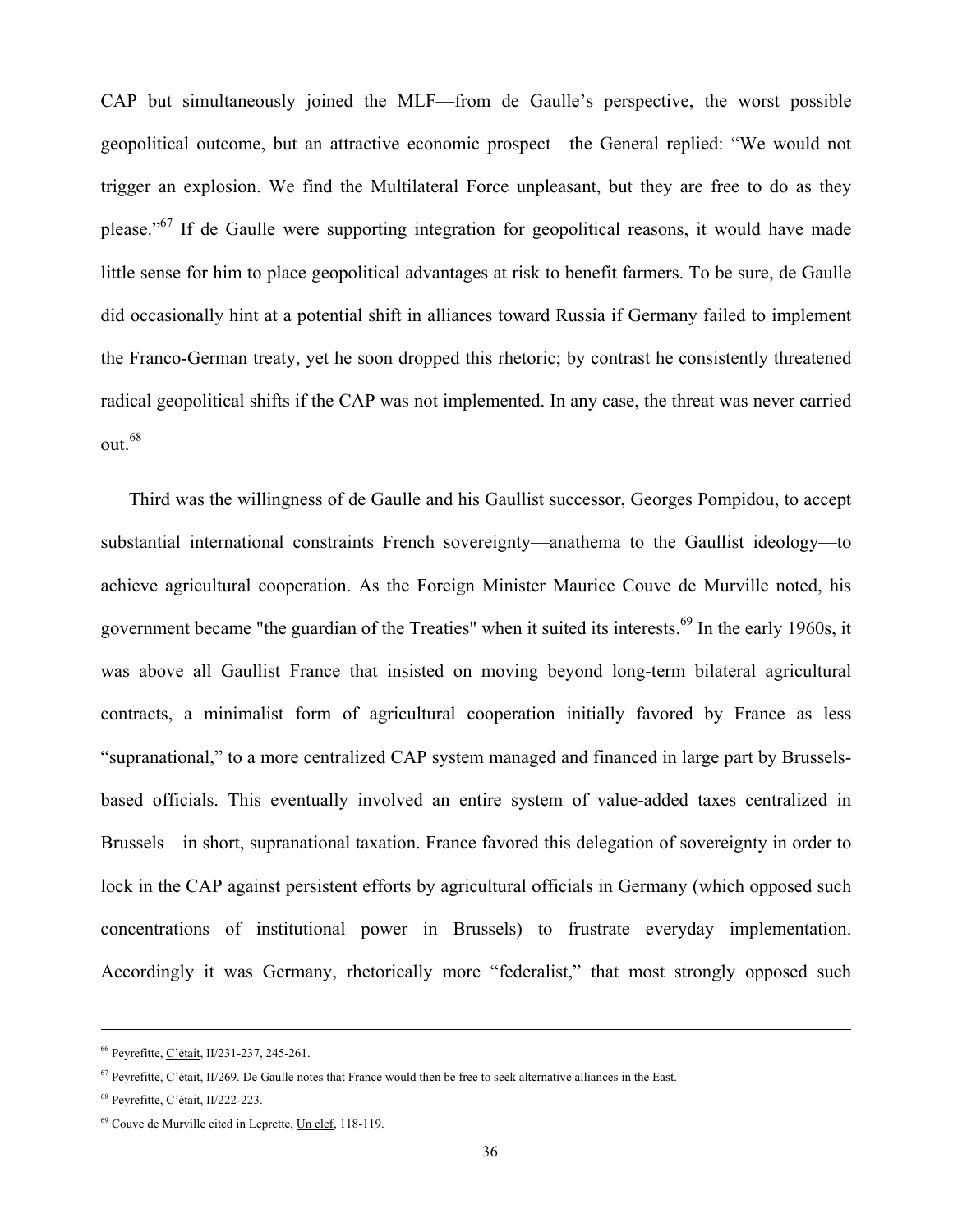CAP but simultaneously joined the MLF—from de Gaulle's perspective, the worst possible geopolitical outcome, but an attractive economic prospect—the General replied: "We would not trigger an explosion. We find the Multilateral Force unpleasant, but they are free to do as they please."[67] If de Gaulle were supporting integration for geopolitical reasons, it would have made little sense for him to place geopolitical advantages at risk to benefit farmers. To be sure, de Gaulle did occasionally hint at a potential shift in alliances toward Russia if Germany failed to implement the Franco-German treaty, yet he soon dropped this rhetoric; by contrast he consistently threatened radical geopolitical shifts if the CAP was not implemented. In any case, the threat was never carried out.[68]

Third was the willingness of de Gaulle and his Gaullist successor, Georges Pompidou, to accept substantial international constraints French sovereignty—anathema to the Gaullist ideology—to achieve agricultural cooperation. As the Foreign Minister Maurice Couve de Murville noted, his government became "the guardian of the Treaties" when it suited its interests.[69] In the early 1960s, it was above all Gaullist France that insisted on moving beyond long-term bilateral agricultural contracts, a minimalist form of agricultural cooperation initially favored by France as less "supranational," to a more centralized CAP system managed and financed in large part by Brussels-based officials. This eventually involved an entire system of value-added taxes centralized in Brussels—in short, supranational taxation. France favored this delegation of sovereignty in order to lock in the CAP against persistent efforts by agricultural officials in Germany (which opposed such concentrations of institutional power in Brussels) to frustrate everyday implementation. Accordingly it was Germany, rhetorically more "federalist," that most strongly opposed such

---

[66] Peyrefitte, C'était, II/231-237, 245-261.

[67] Peyrefitte, C'était, II/269. De Gaulle notes that France would then be free to seek alternative alliances in the East.

[68] Peyrefitte, C'était, II/222-223.

[69] Couve de Murville cited in Leprette, Un clef, 118-119.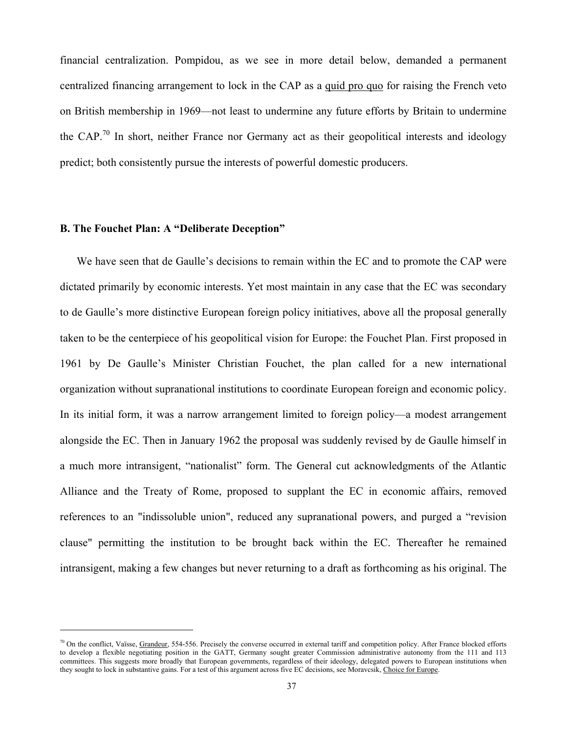financial centralization. Pompidou, as we see in more detail below, demanded a permanent centralized financing arrangement to lock in the CAP as a quid pro quo for raising the French veto on British membership in 1969—not least to undermine any future efforts by Britain to undermine the CAP.[70] In short, neither France nor Germany act as their geopolitical interests and ideology predict; both consistently pursue the interests of powerful domestic producers.

### B. The Fouchet Plan: A "Deliberate Deception"

We have seen that de Gaulle's decisions to remain within the EC and to promote the CAP were dictated primarily by economic interests. Yet most maintain in any case that the EC was secondary to de Gaulle's more distinctive European foreign policy initiatives, above all the proposal generally taken to be the centerpiece of his geopolitical vision for Europe: the Fouchet Plan. First proposed in 1961 by De Gaulle's Minister Christian Fouchet, the plan called for a new international organization without supranational institutions to coordinate European foreign and economic policy. In its initial form, it was a narrow arrangement limited to foreign policy—a modest arrangement alongside the EC. Then in January 1962 the proposal was suddenly revised by de Gaulle himself in a much more intransigent, "nationalist" form. The General cut acknowledgments of the Atlantic Alliance and the Treaty of Rome, proposed to supplant the EC in economic affairs, removed references to an "indissoluble union", reduced any supranational powers, and purged a "revision clause" permitting the institution to be brought back within the EC. Thereafter he remained intransigent, making a few changes but never returning to a draft as forthcoming as his original. The

---

[70] On the conflict, Vaïsse, Grandeur, 554-556. Precisely the converse occurred in external tariff and competition policy. After France blocked efforts to develop a flexible negotiating position in the GATT, Germany sought greater Commission administrative autonomy from the 111 and 113 committees. This suggests more broadly that European governments, regardless of their ideology, delegated powers to European institutions when they sought to lock in substantive gains. For a test of this argument across five EC decisions, see Moravcsik, Choice for Europe.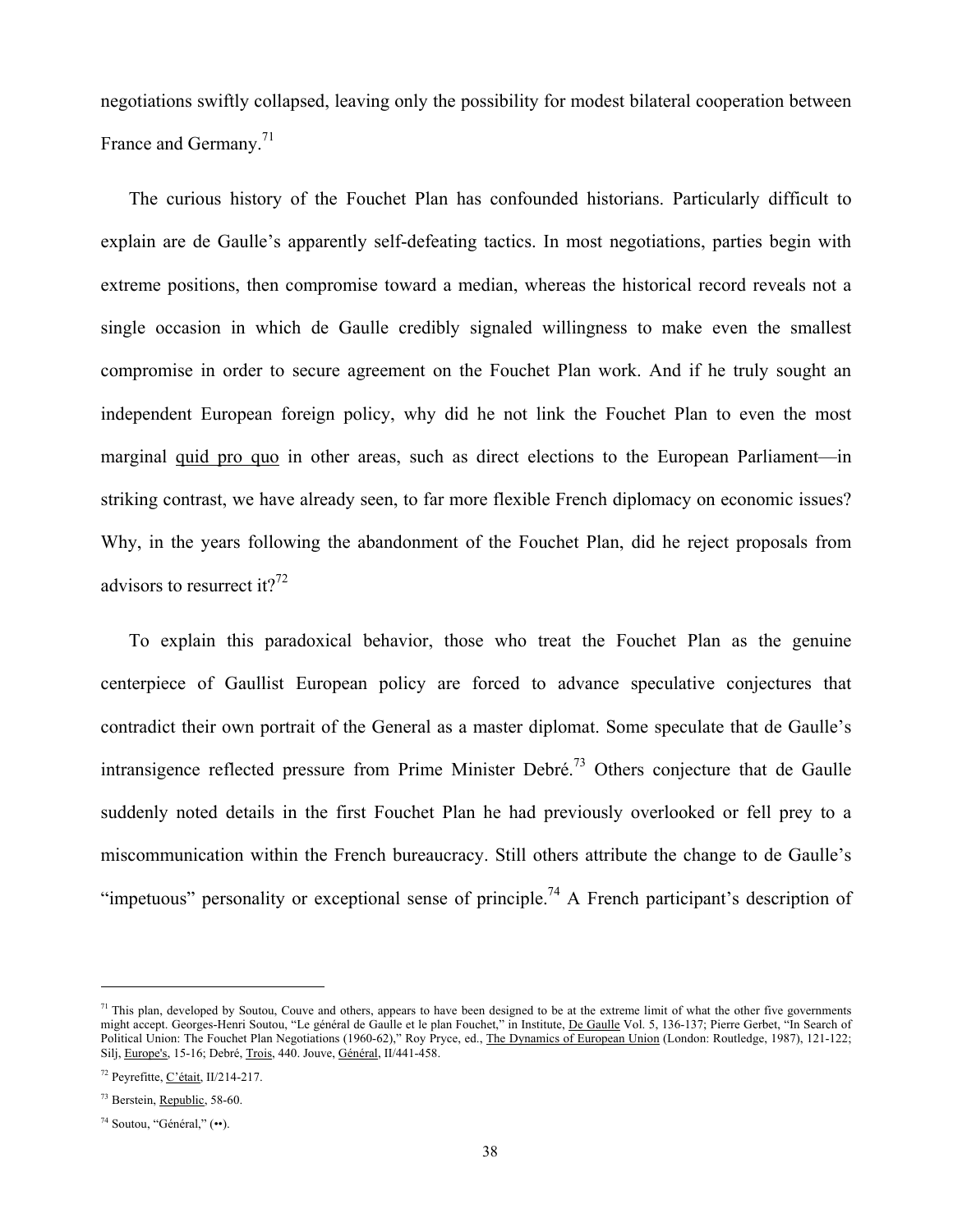negotiations swiftly collapsed, leaving only the possibility for modest bilateral cooperation between France and Germany.[71]

The curious history of the Fouchet Plan has confounded historians. Particularly difficult to explain are de Gaulle's apparently self-defeating tactics. In most negotiations, parties begin with extreme positions, then compromise toward a median, whereas the historical record reveals not a single occasion in which de Gaulle credibly signaled willingness to make even the smallest compromise in order to secure agreement on the Fouchet Plan work. And if he truly sought an independent European foreign policy, why did he not link the Fouchet Plan to even the most marginal quid pro quo in other areas, such as direct elections to the European Parliament—in striking contrast, we have already seen, to far more flexible French diplomacy on economic issues? Why, in the years following the abandonment of the Fouchet Plan, did he reject proposals from advisors to resurrect it?[72]

To explain this paradoxical behavior, those who treat the Fouchet Plan as the genuine centerpiece of Gaullist European policy are forced to advance speculative conjectures that contradict their own portrait of the General as a master diplomat. Some speculate that de Gaulle's intransigence reflected pressure from Prime Minister Debré.[73] Others conjecture that de Gaulle suddenly noted details in the first Fouchet Plan he had previously overlooked or fell prey to a miscommunication within the French bureaucracy. Still others attribute the change to de Gaulle's "impetuous" personality or exceptional sense of principle.[74] A French participant's description of

---

[71] This plan, developed by Soutou, Couve and others, appears to have been designed to be at the extreme limit of what the other five governments might accept. Georges-Henri Soutou, "Le général de Gaulle et le plan Fouchet," in Institute, De Gaulle Vol. 5, 136-137; Pierre Gerbet, "In Search of Political Union: The Fouchet Plan Negotiations (1960-62)," Roy Pryce, ed., The Dynamics of European Union (London: Routledge, 1987), 121-122; Silj, Europe's, 15-16; Debré, Trois, 440. Jouve, Général, II/441-458.

[72] Peyrefitte, C'était, II/214-217.

[73] Berstein, Republic, 58-60.

[74] Soutou, "Général," (••).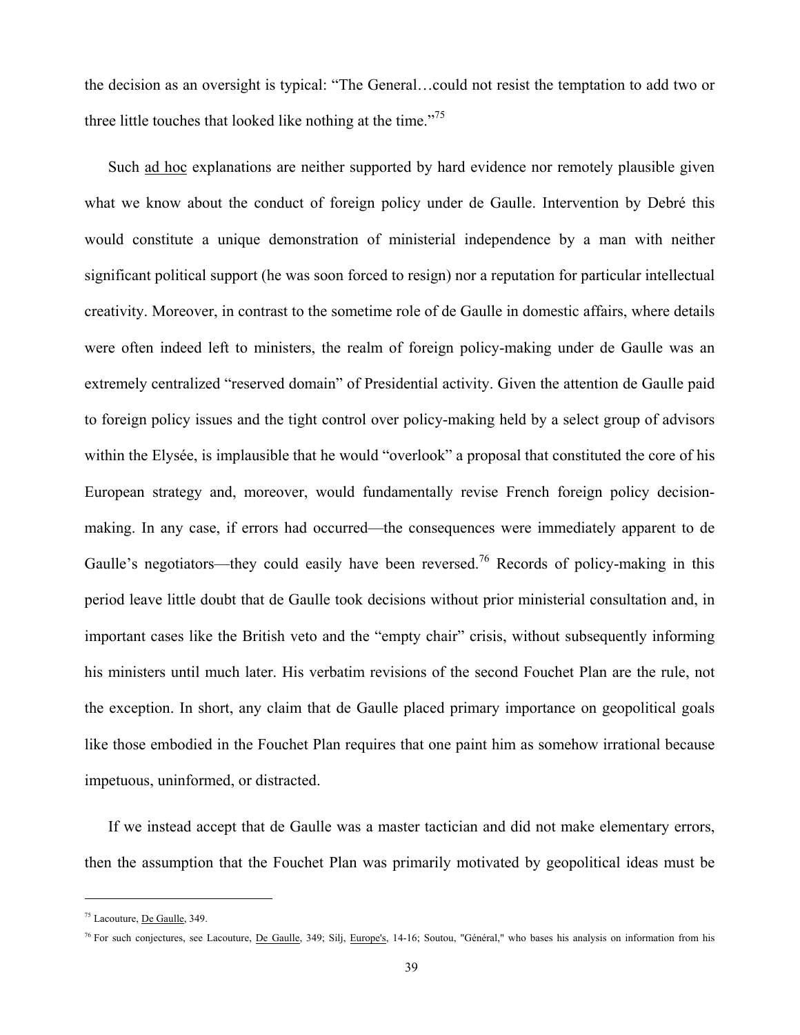the decision as an oversight is typical: "The General…could not resist the temptation to add two or three little touches that looked like nothing at the time."[75]

Such ad hoc explanations are neither supported by hard evidence nor remotely plausible given what we know about the conduct of foreign policy under de Gaulle. Intervention by Debré this would constitute a unique demonstration of ministerial independence by a man with neither significant political support (he was soon forced to resign) nor a reputation for particular intellectual creativity. Moreover, in contrast to the sometime role of de Gaulle in domestic affairs, where details were often indeed left to ministers, the realm of foreign policy-making under de Gaulle was an extremely centralized "reserved domain" of Presidential activity. Given the attention de Gaulle paid to foreign policy issues and the tight control over policy-making held by a select group of advisors within the Elysée, is implausible that he would "overlook" a proposal that constituted the core of his European strategy and, moreover, would fundamentally revise French foreign policy decision-making. In any case, if errors had occurred—the consequences were immediately apparent to de Gaulle's negotiators—they could easily have been reversed.[76] Records of policy-making in this period leave little doubt that de Gaulle took decisions without prior ministerial consultation and, in important cases like the British veto and the "empty chair" crisis, without subsequently informing his ministers until much later. His verbatim revisions of the second Fouchet Plan are the rule, not the exception. In short, any claim that de Gaulle placed primary importance on geopolitical goals like those embodied in the Fouchet Plan requires that one paint him as somehow irrational because impetuous, uninformed, or distracted.

If we instead accept that de Gaulle was a master tactician and did not make elementary errors, then the assumption that the Fouchet Plan was primarily motivated by geopolitical ideas must be

---

[75] Lacouture, De Gaulle, 349.

[76] For such conjectures, see Lacouture, De Gaulle, 349; Silj, Europe's, 14-16; Soutou, "Général," who bases his analysis on information from his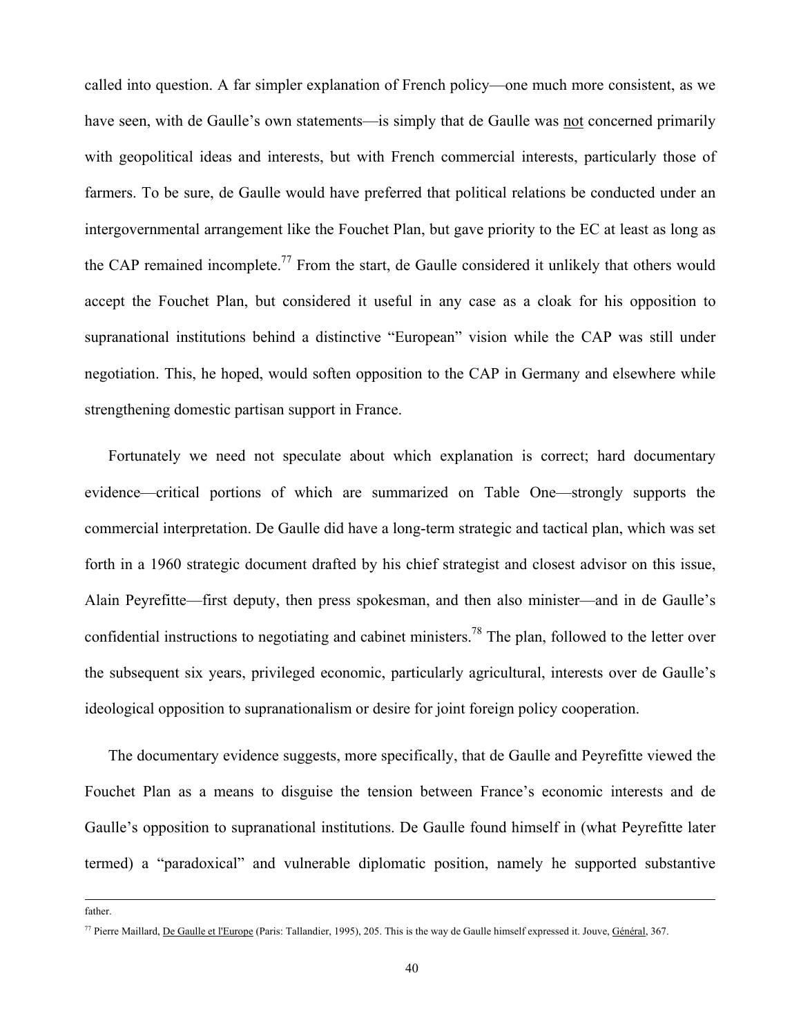called into question. A far simpler explanation of French policy—one much more consistent, as we have seen, with de Gaulle's own statements—is simply that de Gaulle was not concerned primarily with geopolitical ideas and interests, but with French commercial interests, particularly those of farmers. To be sure, de Gaulle would have preferred that political relations be conducted under an intergovernmental arrangement like the Fouchet Plan, but gave priority to the EC at least as long as the CAP remained incomplete.[77] From the start, de Gaulle considered it unlikely that others would accept the Fouchet Plan, but considered it useful in any case as a cloak for his opposition to supranational institutions behind a distinctive "European" vision while the CAP was still under negotiation. This, he hoped, would soften opposition to the CAP in Germany and elsewhere while strengthening domestic partisan support in France.

Fortunately we need not speculate about which explanation is correct; hard documentary evidence—critical portions of which are summarized on Table One—strongly supports the commercial interpretation. De Gaulle did have a long-term strategic and tactical plan, which was set forth in a 1960 strategic document drafted by his chief strategist and closest advisor on this issue, Alain Peyrefitte—first deputy, then press spokesman, and then also minister—and in de Gaulle's confidential instructions to negotiating and cabinet ministers.[78] The plan, followed to the letter over the subsequent six years, privileged economic, particularly agricultural, interests over de Gaulle's ideological opposition to supranationalism or desire for joint foreign policy cooperation.

The documentary evidence suggests, more specifically, that de Gaulle and Peyrefitte viewed the Fouchet Plan as a means to disguise the tension between France's economic interests and de Gaulle's opposition to supranational institutions. De Gaulle found himself in (what Peyrefitte later termed) a "paradoxical" and vulnerable diplomatic position, namely he supported substantive

---

father.

[77] Pierre Maillard, De Gaulle et l'Europe (Paris: Tallandier, 1995), 205. This is the way de Gaulle himself expressed it. Jouve, Général, 367.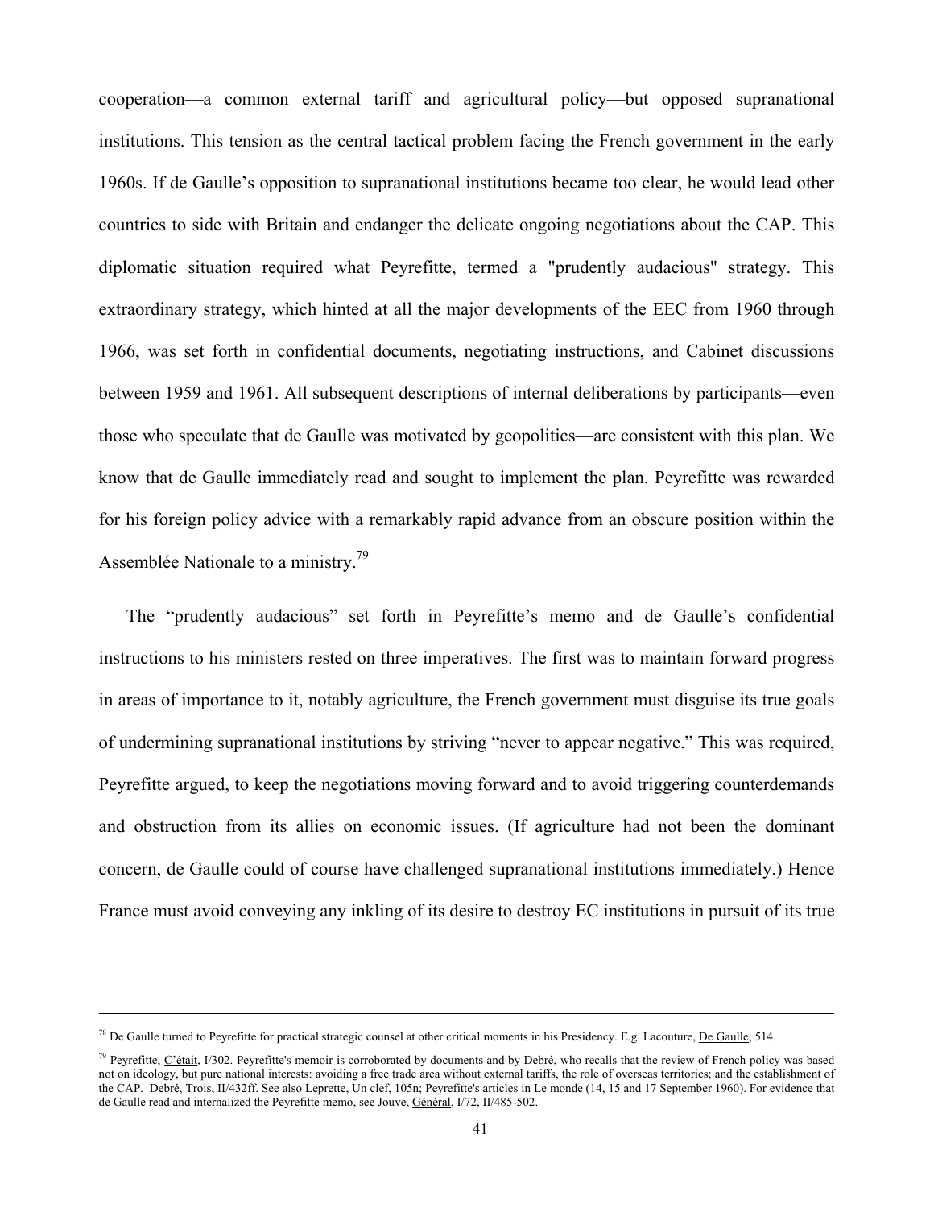cooperation—a common external tariff and agricultural policy—but opposed supranational institutions. This tension as the central tactical problem facing the French government in the early 1960s. If de Gaulle's opposition to supranational institutions became too clear, he would lead other countries to side with Britain and endanger the delicate ongoing negotiations about the CAP. This diplomatic situation required what Peyrefitte, termed a "prudently audacious" strategy. This extraordinary strategy, which hinted at all the major developments of the EEC from 1960 through 1966, was set forth in confidential documents, negotiating instructions, and Cabinet discussions between 1959 and 1961. All subsequent descriptions of internal deliberations by participants—even those who speculate that de Gaulle was motivated by geopolitics—are consistent with this plan. We know that de Gaulle immediately read and sought to implement the plan. Peyrefitte was rewarded for his foreign policy advice with a remarkably rapid advance from an obscure position within the Assemblée Nationale to a ministry.[79]

The "prudently audacious" set forth in Peyrefitte's memo and de Gaulle's confidential instructions to his ministers rested on three imperatives. The first was to maintain forward progress in areas of importance to it, notably agriculture, the French government must disguise its true goals of undermining supranational institutions by striving "never to appear negative." This was required, Peyrefitte argued, to keep the negotiations moving forward and to avoid triggering counterdemands and obstruction from its allies on economic issues. (If agriculture had not been the dominant concern, de Gaulle could of course have challenged supranational institutions immediately.) Hence France must avoid conveying any inkling of its desire to destroy EC institutions in pursuit of its true

---

[78] De Gaulle turned to Peyrefitte for practical strategic counsel at other critical moments in his Presidency. E.g. Lacouture, De Gaulle, 514.

[79] Peyrefitte, C'était, I/302. Peyrefitte's memoir is corroborated by documents and by Debré, who recalls that the review of French policy was based not on ideology, but pure national interests: avoiding a free trade area without external tariffs, the role of overseas territories; and the establishment of the CAP. Debré, Trois, II/432ff. See also Leprette, Un clef, 105n; Peyrefitte's articles in Le monde (14, 15 and 17 September 1960). For evidence that de Gaulle read and internalized the Peyrefitte memo, see Jouve, Général, I/72, II/485-502.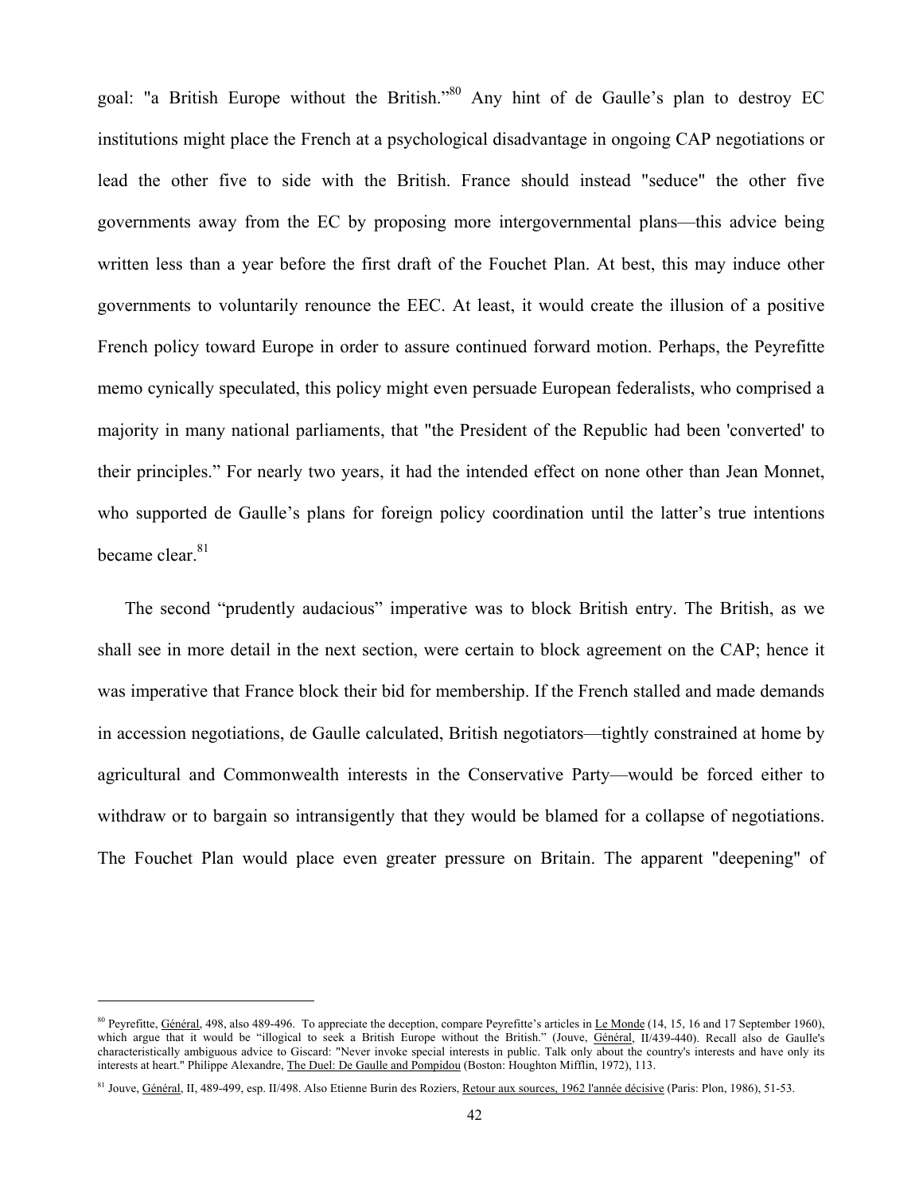goal: "a British Europe without the British."[80] Any hint of de Gaulle's plan to destroy EC institutions might place the French at a psychological disadvantage in ongoing CAP negotiations or lead the other five to side with the British. France should instead "seduce" the other five governments away from the EC by proposing more intergovernmental plans—this advice being written less than a year before the first draft of the Fouchet Plan. At best, this may induce other governments to voluntarily renounce the EEC. At least, it would create the illusion of a positive French policy toward Europe in order to assure continued forward motion. Perhaps, the Peyrefitte memo cynically speculated, this policy might even persuade European federalists, who comprised a majority in many national parliaments, that "the President of the Republic had been 'converted' to their principles." For nearly two years, it had the intended effect on none other than Jean Monnet, who supported de Gaulle's plans for foreign policy coordination until the latter's true intentions became clear.[81]

The second "prudently audacious" imperative was to block British entry. The British, as we shall see in more detail in the next section, were certain to block agreement on the CAP; hence it was imperative that France block their bid for membership. If the French stalled and made demands in accession negotiations, de Gaulle calculated, British negotiators—tightly constrained at home by agricultural and Commonwealth interests in the Conservative Party—would be forced either to withdraw or to bargain so intransigently that they would be blamed for a collapse of negotiations. The Fouchet Plan would place even greater pressure on Britain. The apparent "deepening" of

---

[80] Peyrefitte, Général, 498, also 489-496. To appreciate the deception, compare Peyrefitte's articles in Le Monde (14, 15, 16 and 17 September 1960), which argue that it would be "illogical to seek a British Europe without the British." (Jouve, Général, II/439-440). Recall also de Gaulle's characteristically ambiguous advice to Giscard: "Never invoke special interests in public. Talk only about the country's interests and have only its interests at heart." Philippe Alexandre, The Duel: De Gaulle and Pompidou (Boston: Houghton Mifflin, 1972), 113.

[81] Jouve, Général, II, 489-499, esp. II/498. Also Etienne Burin des Roziers, Retour aux sources, 1962 l'année décisive (Paris: Plon, 1986), 51-53.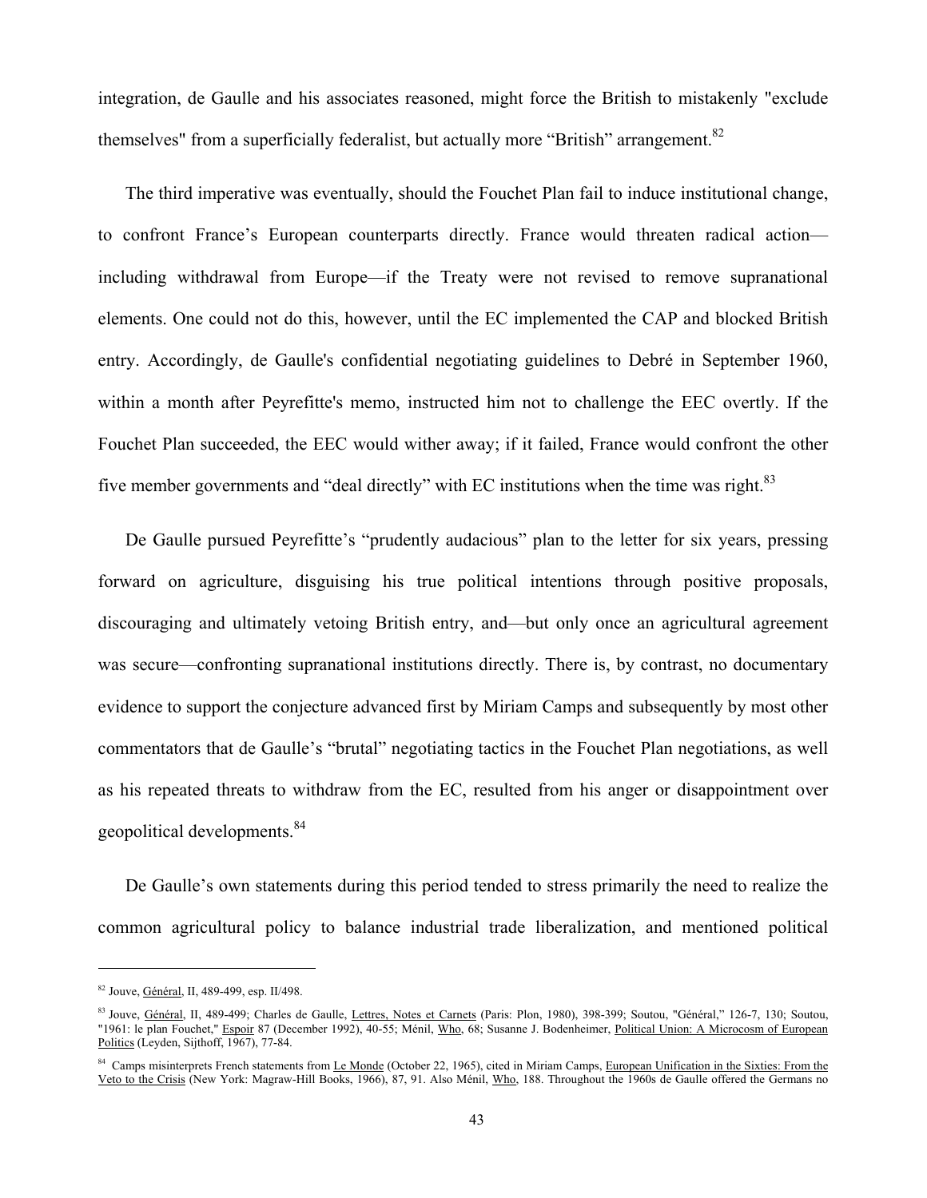integration, de Gaulle and his associates reasoned, might force the British to mistakenly "exclude themselves" from a superficially federalist, but actually more "British" arrangement.[82]

The third imperative was eventually, should the Fouchet Plan fail to induce institutional change, to confront France's European counterparts directly. France would threaten radical action—including withdrawal from Europe—if the Treaty were not revised to remove supranational elements. One could not do this, however, until the EC implemented the CAP and blocked British entry. Accordingly, de Gaulle's confidential negotiating guidelines to Debré in September 1960, within a month after Peyrefitte's memo, instructed him not to challenge the EEC overtly. If the Fouchet Plan succeeded, the EEC would wither away; if it failed, France would confront the other five member governments and "deal directly" with EC institutions when the time was right.[83]

De Gaulle pursued Peyrefitte's "prudently audacious" plan to the letter for six years, pressing forward on agriculture, disguising his true political intentions through positive proposals, discouraging and ultimately vetoing British entry, and—but only once an agricultural agreement was secure—confronting supranational institutions directly. There is, by contrast, no documentary evidence to support the conjecture advanced first by Miriam Camps and subsequently by most other commentators that de Gaulle's "brutal" negotiating tactics in the Fouchet Plan negotiations, as well as his repeated threats to withdraw from the EC, resulted from his anger or disappointment over geopolitical developments.[84]

De Gaulle's own statements during this period tended to stress primarily the need to realize the common agricultural policy to balance industrial trade liberalization, and mentioned political

---

[82] Jouve, Général, II, 489-499, esp. II/498.

[83] Jouve, Général, II, 489-499; Charles de Gaulle, Lettres, Notes et Carnets (Paris: Plon, 1980), 398-399; Soutou, "Général," 126-7, 130; Soutou, "1961: le plan Fouchet," Espoir 87 (December 1992), 40-55; Ménil, Who, 68; Susanne J. Bodenheimer, Political Union: A Microcosm of European Politics (Leyden, Sijthoff, 1967), 77-84.

[84] Camps misinterprets French statements from Le Monde (October 22, 1965), cited in Miriam Camps, European Unification in the Sixties: From the Veto to the Crisis (New York: Magraw-Hill Books, 1966), 87, 91. Also Ménil, Who, 188. Throughout the 1960s de Gaulle offered the Germans no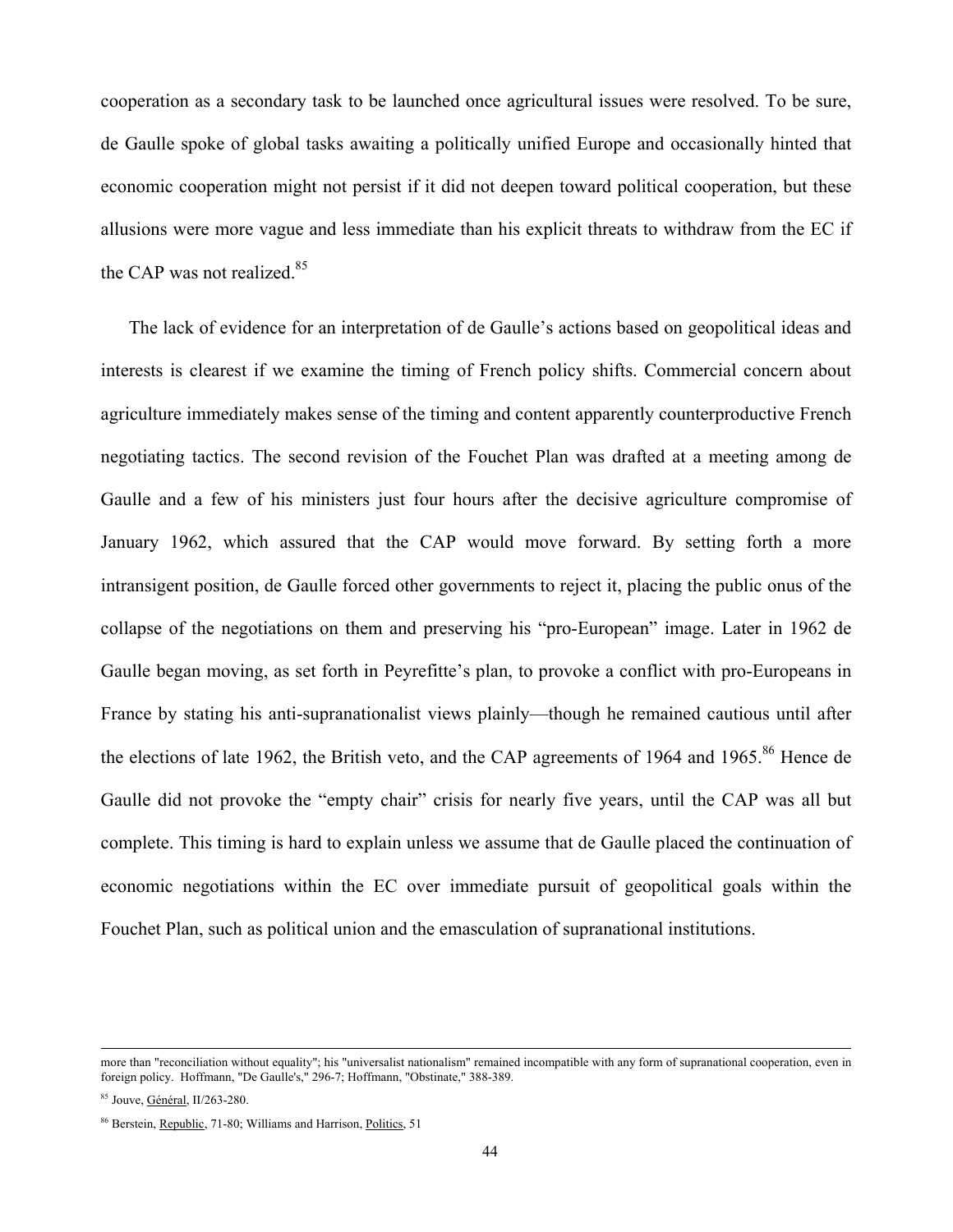cooperation as a secondary task to be launched once agricultural issues were resolved. To be sure, de Gaulle spoke of global tasks awaiting a politically unified Europe and occasionally hinted that economic cooperation might not persist if it did not deepen toward political cooperation, but these allusions were more vague and less immediate than his explicit threats to withdraw from the EC if the CAP was not realized.[85]

The lack of evidence for an interpretation of de Gaulle's actions based on geopolitical ideas and interests is clearest if we examine the timing of French policy shifts. Commercial concern about agriculture immediately makes sense of the timing and content apparently counterproductive French negotiating tactics. The second revision of the Fouchet Plan was drafted at a meeting among de Gaulle and a few of his ministers just four hours after the decisive agriculture compromise of January 1962, which assured that the CAP would move forward. By setting forth a more intransigent position, de Gaulle forced other governments to reject it, placing the public onus of the collapse of the negotiations on them and preserving his "pro-European" image. Later in 1962 de Gaulle began moving, as set forth in Peyrefitte's plan, to provoke a conflict with pro-Europeans in France by stating his anti-supranationalist views plainly—though he remained cautious until after the elections of late 1962, the British veto, and the CAP agreements of 1964 and 1965.[86] Hence de Gaulle did not provoke the "empty chair" crisis for nearly five years, until the CAP was all but complete. This timing is hard to explain unless we assume that de Gaulle placed the continuation of economic negotiations within the EC over immediate pursuit of geopolitical goals within the Fouchet Plan, such as political union and the emasculation of supranational institutions.

---

more than "reconciliation without equality"; his "universalist nationalism" remained incompatible with any form of supranational cooperation, even in foreign policy. Hoffmann, "De Gaulle's," 296-7; Hoffmann, "Obstinate," 388-389.

[85] Jouve, Général, II/263-280.

[86] Berstein, Republic, 71-80; Williams and Harrison, Politics, 51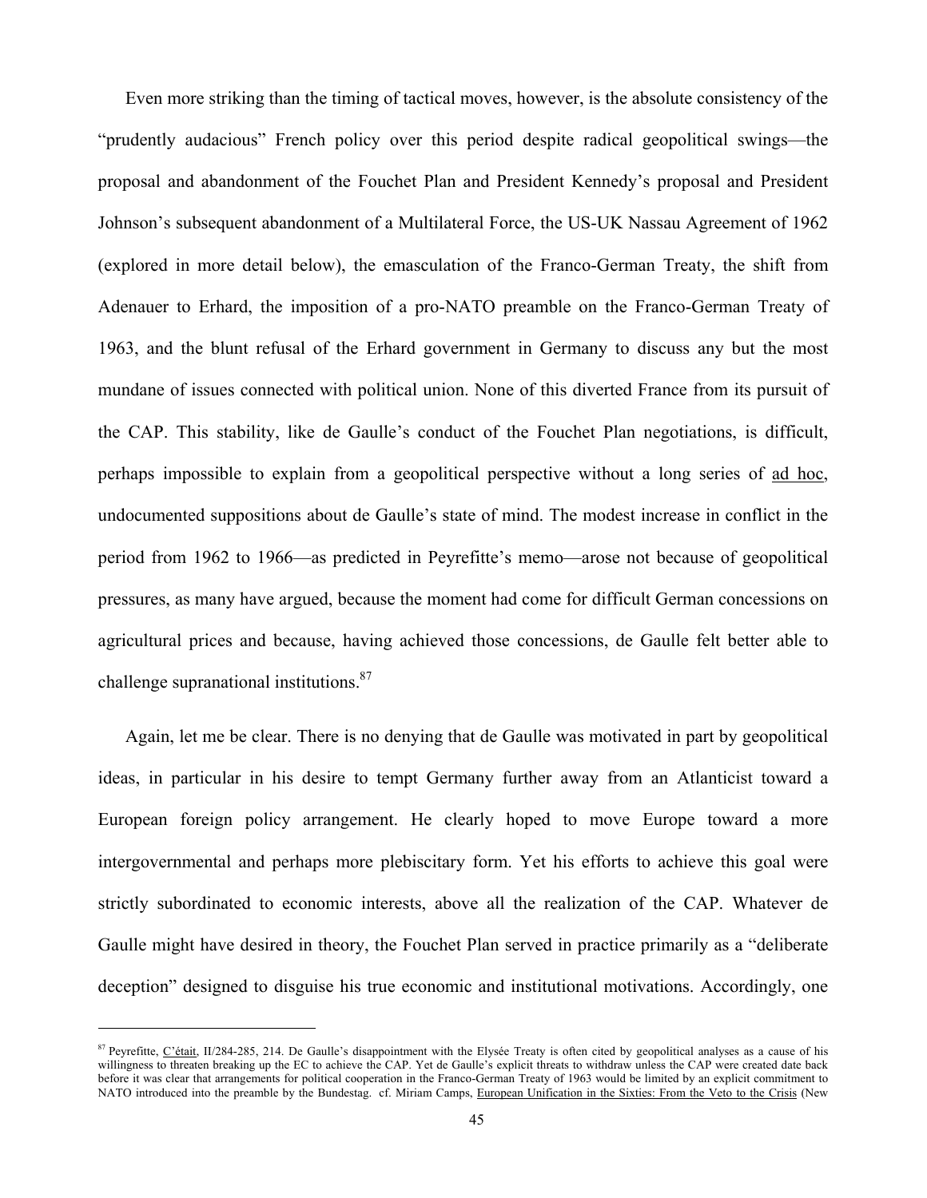Even more striking than the timing of tactical moves, however, is the absolute consistency of the "prudently audacious" French policy over this period despite radical geopolitical swings—the proposal and abandonment of the Fouchet Plan and President Kennedy's proposal and President Johnson's subsequent abandonment of a Multilateral Force, the US-UK Nassau Agreement of 1962 (explored in more detail below), the emasculation of the Franco-German Treaty, the shift from Adenauer to Erhard, the imposition of a pro-NATO preamble on the Franco-German Treaty of 1963, and the blunt refusal of the Erhard government in Germany to discuss any but the most mundane of issues connected with political union. None of this diverted France from its pursuit of the CAP. This stability, like de Gaulle's conduct of the Fouchet Plan negotiations, is difficult, perhaps impossible to explain from a geopolitical perspective without a long series of ad hoc, undocumented suppositions about de Gaulle's state of mind. The modest increase in conflict in the period from 1962 to 1966—as predicted in Peyrefitte's memo—arose not because of geopolitical pressures, as many have argued, because the moment had come for difficult German concessions on agricultural prices and because, having achieved those concessions, de Gaulle felt better able to challenge supranational institutions.[87]

Again, let me be clear. There is no denying that de Gaulle was motivated in part by geopolitical ideas, in particular in his desire to tempt Germany further away from an Atlanticist toward a European foreign policy arrangement. He clearly hoped to move Europe toward a more intergovernmental and perhaps more plebiscitary form. Yet his efforts to achieve this goal were strictly subordinated to economic interests, above all the realization of the CAP. Whatever de Gaulle might have desired in theory, the Fouchet Plan served in practice primarily as a "deliberate deception" designed to disguise his true economic and institutional motivations. Accordingly, one

---

[87] Peyrefitte, C'était, II/284-285, 214. De Gaulle's disappointment with the Elysée Treaty is often cited by geopolitical analyses as a cause of his willingness to threaten breaking up the EC to achieve the CAP. Yet de Gaulle's explicit threats to withdraw unless the CAP were created date back before it was clear that arrangements for political cooperation in the Franco-German Treaty of 1963 would be limited by an explicit commitment to NATO introduced into the preamble by the Bundestag. cf. Miriam Camps, European Unification in the Sixties: From the Veto to the Crisis (New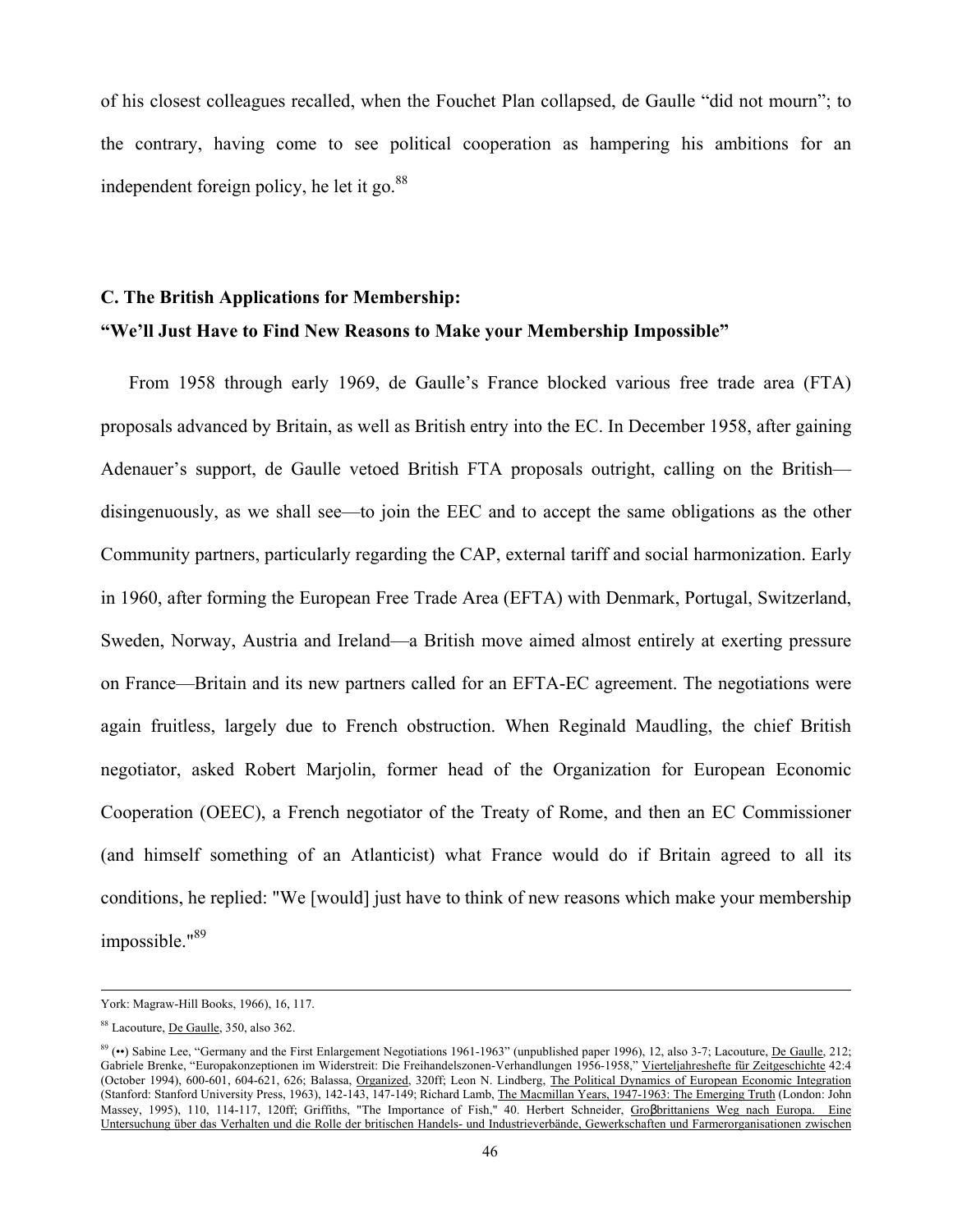of his closest colleagues recalled, when the Fouchet Plan collapsed, de Gaulle "did not mourn"; to the contrary, having come to see political cooperation as hampering his ambitions for an independent foreign policy, he let it go.[88]

### C. The British Applications for Membership: "We'll Just Have to Find New Reasons to Make your Membership Impossible"

From 1958 through early 1969, de Gaulle's France blocked various free trade area (FTA) proposals advanced by Britain, as well as British entry into the EC. In December 1958, after gaining Adenauer's support, de Gaulle vetoed British FTA proposals outright, calling on the British—disingenuously, as we shall see—to join the EEC and to accept the same obligations as the other Community partners, particularly regarding the CAP, external tariff and social harmonization. Early in 1960, after forming the European Free Trade Area (EFTA) with Denmark, Portugal, Switzerland, Sweden, Norway, Austria and Ireland—a British move aimed almost entirely at exerting pressure on France—Britain and its new partners called for an EFTA-EC agreement. The negotiations were again fruitless, largely due to French obstruction. When Reginald Maudling, the chief British negotiator, asked Robert Marjolin, former head of the Organization for European Economic Cooperation (OEEC), a French negotiator of the Treaty of Rome, and then an EC Commissioner (and himself something of an Atlanticist) what France would do if Britain agreed to all its conditions, he replied: "We [would] just have to think of new reasons which make your membership impossible."[89]

---

York: Magraw-Hill Books, 1966), 16, 117.

[88] Lacouture, De Gaulle, 350, also 362.

[89] (••) Sabine Lee, "Germany and the First Enlargement Negotiations 1961-1963" (unpublished paper 1996), 12, also 3-7; Lacouture, De Gaulle, 212; Gabriele Brenke, "Europakonzeptionen im Widerstreit: Die Freihandelszonen-Verhandlungen 1956-1958," Vierteljahreshefte für Zeitgeschichte 42:4 (October 1994), 600-601, 604-621, 626; Balassa, Organized, 320ff; Leon N. Lindberg, The Political Dynamics of European Economic Integration (Stanford: Stanford University Press, 1963), 142-143, 147-149; Richard Lamb, The Macmillan Years, 1947-1963: The Emerging Truth (London: John Massey, 1995), 110, 114-117, 120ff; Griffiths, "The Importance of Fish," 40. Herbert Schneider, Groβbrittaniens Weg nach Europa. Eine Untersuchung über das Verhalten und die Rolle der britischen Handels- und Industrieverbände, Gewerkschaften und Farmerorganisationen zwischen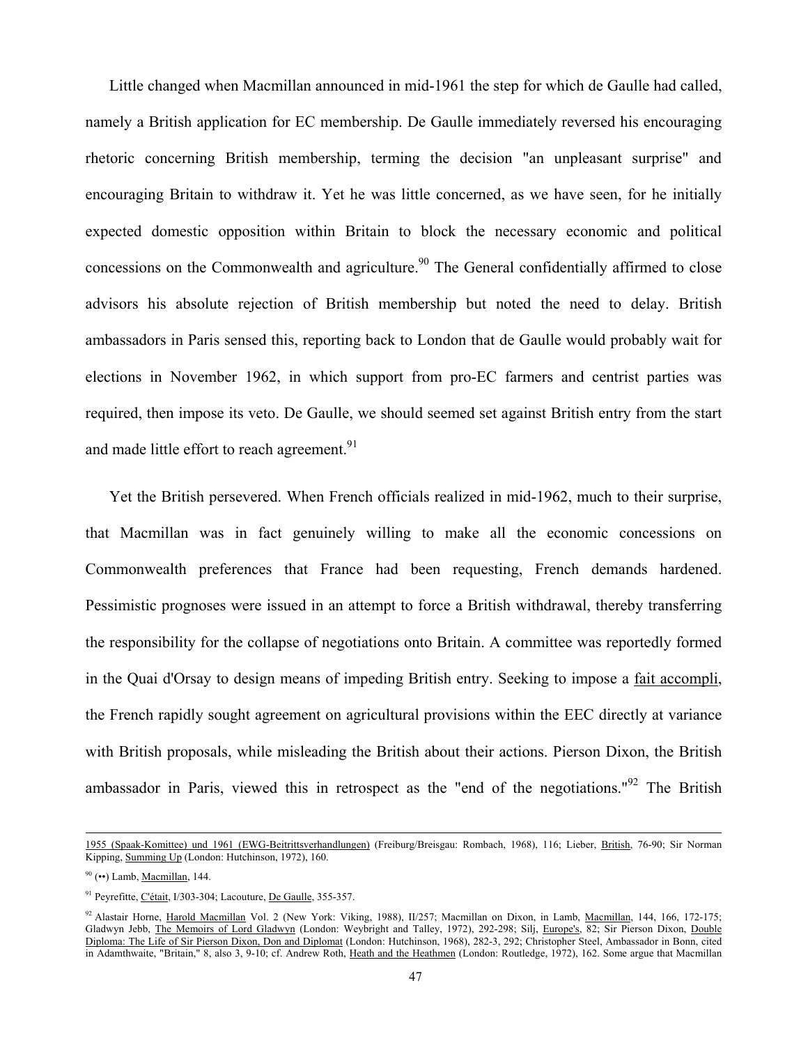Little changed when Macmillan announced in mid-1961 the step for which de Gaulle had called, namely a British application for EC membership. De Gaulle immediately reversed his encouraging rhetoric concerning British membership, terming the decision "an unpleasant surprise" and encouraging Britain to withdraw it. Yet he was little concerned, as we have seen, for he initially expected domestic opposition within Britain to block the necessary economic and political concessions on the Commonwealth and agriculture.[90] The General confidentially affirmed to close advisors his absolute rejection of British membership but noted the need to delay. British ambassadors in Paris sensed this, reporting back to London that de Gaulle would probably wait for elections in November 1962, in which support from pro-EC farmers and centrist parties was required, then impose its veto. De Gaulle, we should seemed set against British entry from the start and made little effort to reach agreement.[91]

Yet the British persevered. When French officials realized in mid-1962, much to their surprise, that Macmillan was in fact genuinely willing to make all the economic concessions on Commonwealth preferences that France had been requesting, French demands hardened. Pessimistic prognoses were issued in an attempt to force a British withdrawal, thereby transferring the responsibility for the collapse of negotiations onto Britain. A committee was reportedly formed in the Quai d'Orsay to design means of impeding British entry. Seeking to impose a fait accompli, the French rapidly sought agreement on agricultural provisions within the EEC directly at variance with British proposals, while misleading the British about their actions. Pierson Dixon, the British ambassador in Paris, viewed this in retrospect as the "end of the negotiations."[92] The British

---

1955 (Spaak-Komittee) und 1961 (EWG-Beitrittsverhandlungen) (Freiburg/Breisgau: Rombach, 1968), 116; Lieber, British, 76-90; Sir Norman Kipping, Summing Up (London: Hutchinson, 1972), 160.

[90] (••) Lamb, Macmillan, 144.

[91] Peyrefitte, C'était, I/303-304; Lacouture, De Gaulle, 355-357.

[92] Alastair Horne, Harold Macmillan Vol. 2 (New York: Viking, 1988), II/257; Macmillan on Dixon, in Lamb, Macmillan, 144, 166, 172-175; Gladwyn Jebb, The Memoirs of Lord Gladwyn (London: Weybright and Talley, 1972), 292-298; Silj, Europe's, 82; Sir Pierson Dixon, Double Diploma: The Life of Sir Pierson Dixon, Don and Diplomat (London: Hutchinson, 1968), 282-3, 292; Christopher Steel, Ambassador in Bonn, cited in Adamthwaite, "Britain," 8, also 3, 9-10; cf. Andrew Roth, Heath and the Heathmen (London: Routledge, 1972), 162. Some argue that Macmillan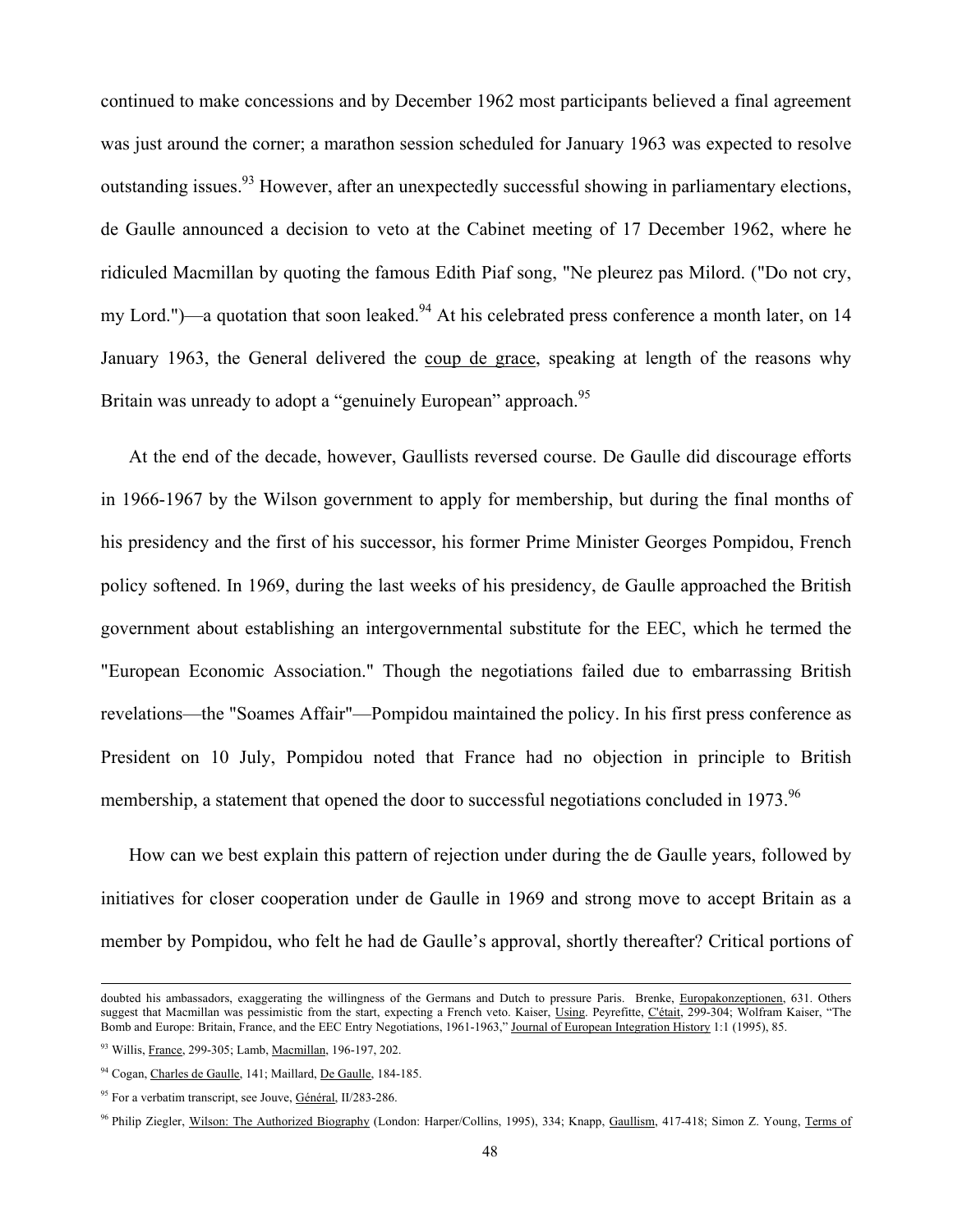continued to make concessions and by December 1962 most participants believed a final agreement was just around the corner; a marathon session scheduled for January 1963 was expected to resolve outstanding issues.[93] However, after an unexpectedly successful showing in parliamentary elections, de Gaulle announced a decision to veto at the Cabinet meeting of 17 December 1962, where he ridiculed Macmillan by quoting the famous Edith Piaf song, "Ne pleurez pas Milord. ("Do not cry, my Lord.")—a quotation that soon leaked.[94] At his celebrated press conference a month later, on 14 January 1963, the General delivered the coup de grace, speaking at length of the reasons why Britain was unready to adopt a "genuinely European" approach.[95]

At the end of the decade, however, Gaullists reversed course. De Gaulle did discourage efforts in 1966-1967 by the Wilson government to apply for membership, but during the final months of his presidency and the first of his successor, his former Prime Minister Georges Pompidou, French policy softened. In 1969, during the last weeks of his presidency, de Gaulle approached the British government about establishing an intergovernmental substitute for the EEC, which he termed the "European Economic Association." Though the negotiations failed due to embarrassing British revelations—the "Soames Affair"—Pompidou maintained the policy. In his first press conference as President on 10 July, Pompidou noted that France had no objection in principle to British membership, a statement that opened the door to successful negotiations concluded in 1973.[96]

How can we best explain this pattern of rejection under during the de Gaulle years, followed by initiatives for closer cooperation under de Gaulle in 1969 and strong move to accept Britain as a member by Pompidou, who felt he had de Gaulle's approval, shortly thereafter? Critical portions of

---

doubted his ambassadors, exaggerating the willingness of the Germans and Dutch to pressure Paris. Brenke, Europakonzeptionen, 631. Others suggest that Macmillan was pessimistic from the start, expecting a French veto. Kaiser, Using. Peyrefitte, C'était, 299-304; Wolfram Kaiser, "The Bomb and Europe: Britain, France, and the EEC Entry Negotiations, 1961-1963," Journal of European Integration History 1:1 (1995), 85.

[93] Willis, France, 299-305; Lamb, Macmillan, 196-197, 202.

[94] Cogan, Charles de Gaulle, 141; Maillard, De Gaulle, 184-185.

[95] For a verbatim transcript, see Jouve, Général, II/283-286.

[96] Philip Ziegler, Wilson: The Authorized Biography (London: Harper/Collins, 1995), 334; Knapp, Gaullism, 417-418; Simon Z. Young, Terms of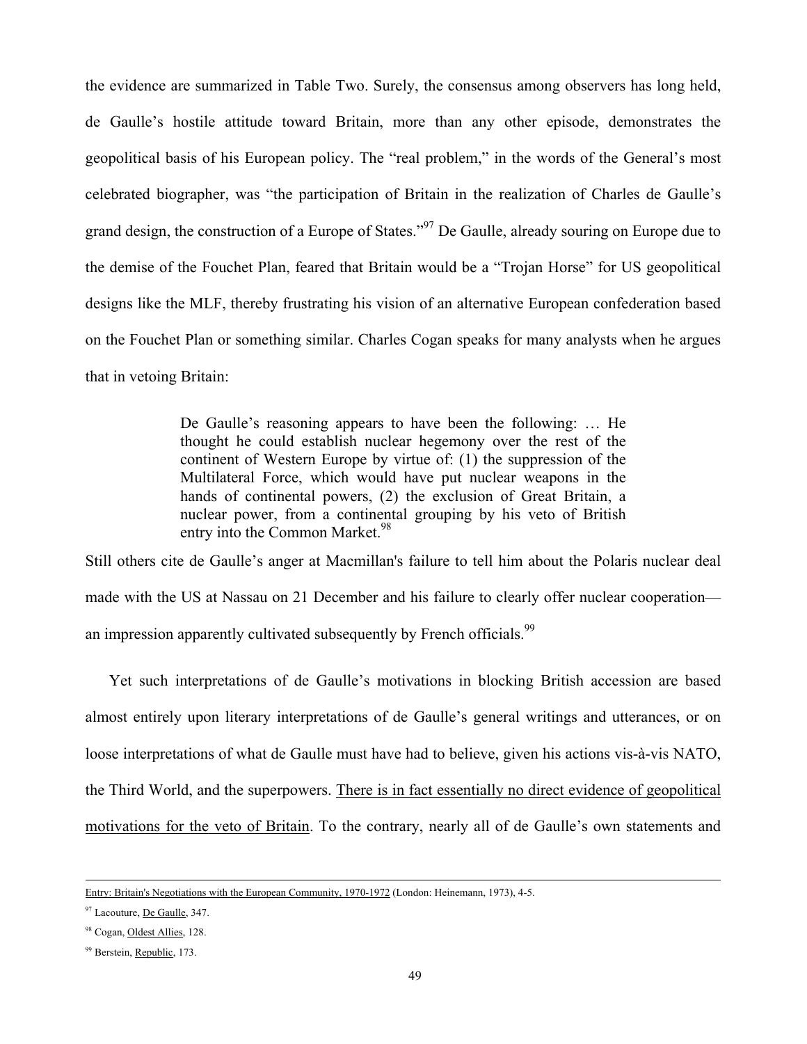the evidence are summarized in Table Two. Surely, the consensus among observers has long held, de Gaulle's hostile attitude toward Britain, more than any other episode, demonstrates the geopolitical basis of his European policy. The "real problem," in the words of the General's most celebrated biographer, was "the participation of Britain in the realization of Charles de Gaulle's grand design, the construction of a Europe of States."[97] De Gaulle, already souring on Europe due to the demise of the Fouchet Plan, feared that Britain would be a "Trojan Horse" for US geopolitical designs like the MLF, thereby frustrating his vision of an alternative European confederation based on the Fouchet Plan or something similar. Charles Cogan speaks for many analysts when he argues that in vetoing Britain:

> De Gaulle's reasoning appears to have been the following: … He thought he could establish nuclear hegemony over the rest of the continent of Western Europe by virtue of: (1) the suppression of the Multilateral Force, which would have put nuclear weapons in the hands of continental powers, (2) the exclusion of Great Britain, a nuclear power, from a continental grouping by his veto of British entry into the Common Market.[98]

Still others cite de Gaulle's anger at Macmillan's failure to tell him about the Polaris nuclear deal made with the US at Nassau on 21 December and his failure to clearly offer nuclear cooperation—an impression apparently cultivated subsequently by French officials.[99]

Yet such interpretations of de Gaulle's motivations in blocking British accession are based almost entirely upon literary interpretations of de Gaulle's general writings and utterances, or on loose interpretations of what de Gaulle must have had to believe, given his actions vis-à-vis NATO, the Third World, and the superpowers. <u>There is in fact essentially no direct evidence of geopolitical motivations for the veto of Britain</u>. To the contrary, nearly all of de Gaulle's own statements and

---

<u>Entry: Britain's Negotiations with the European Community, 1970-1972</u> (London: Heinemann, 1973), 4-5.

[97] Lacouture, <u>De Gaulle</u>, 347.

[98] Cogan, <u>Oldest Allies</u>, 128.

[99] Berstein, <u>Republic</u>, 173.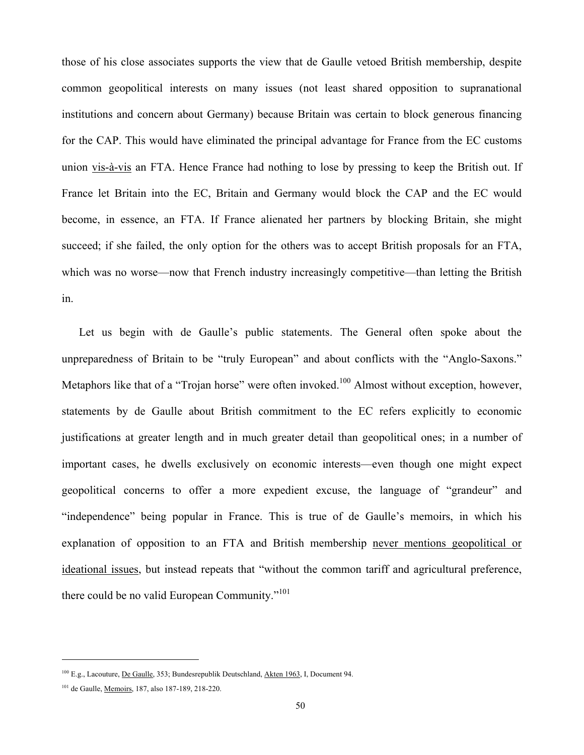those of his close associates supports the view that de Gaulle vetoed British membership, despite common geopolitical interests on many issues (not least shared opposition to supranational institutions and concern about Germany) because Britain was certain to block generous financing for the CAP. This would have eliminated the principal advantage for France from the EC customs union vis-à-vis an FTA. Hence France had nothing to lose by pressing to keep the British out. If France let Britain into the EC, Britain and Germany would block the CAP and the EC would become, in essence, an FTA. If France alienated her partners by blocking Britain, she might succeed; if she failed, the only option for the others was to accept British proposals for an FTA, which was no worse—now that French industry increasingly competitive—than letting the British in.

Let us begin with de Gaulle's public statements. The General often spoke about the unpreparedness of Britain to be "truly European" and about conflicts with the "Anglo-Saxons." Metaphors like that of a "Trojan horse" were often invoked.[100] Almost without exception, however, statements by de Gaulle about British commitment to the EC refers explicitly to economic justifications at greater length and in much greater detail than geopolitical ones; in a number of important cases, he dwells exclusively on economic interests—even though one might expect geopolitical concerns to offer a more expedient excuse, the language of "grandeur" and "independence" being popular in France. This is true of de Gaulle's memoirs, in which his explanation of opposition to an FTA and British membership never mentions geopolitical or ideational issues, but instead repeats that "without the common tariff and agricultural preference, there could be no valid European Community."[101]

---

[100] E.g., Lacouture, De Gaulle, 353; Bundesrepublik Deutschland, Akten 1963, I, Document 94.

[101] de Gaulle, Memoirs, 187, also 187-189, 218-220.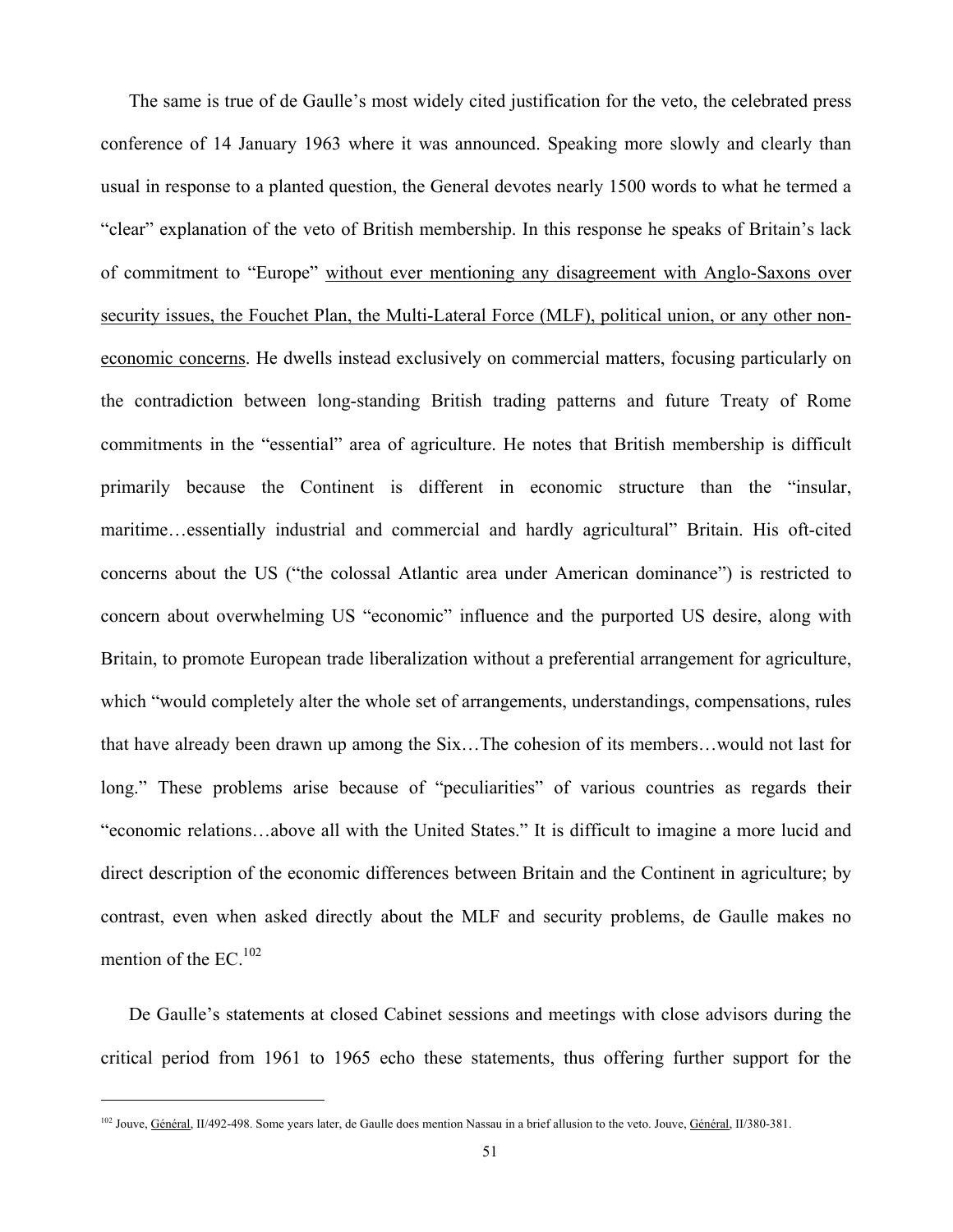The same is true of de Gaulle's most widely cited justification for the veto, the celebrated press conference of 14 January 1963 where it was announced. Speaking more slowly and clearly than usual in response to a planted question, the General devotes nearly 1500 words to what he termed a "clear" explanation of the veto of British membership. In this response he speaks of Britain's lack of commitment to "Europe" <u>without ever mentioning any disagreement with Anglo-Saxons over security issues, the Fouchet Plan, the Multi-Lateral Force (MLF), political union, or any other non-economic concerns</u>. He dwells instead exclusively on commercial matters, focusing particularly on the contradiction between long-standing British trading patterns and future Treaty of Rome commitments in the "essential" area of agriculture. He notes that British membership is difficult primarily because the Continent is different in economic structure than the "insular, maritime…essentially industrial and commercial and hardly agricultural" Britain. His oft-cited concerns about the US ("the colossal Atlantic area under American dominance") is restricted to concern about overwhelming US "economic" influence and the purported US desire, along with Britain, to promote European trade liberalization without a preferential arrangement for agriculture, which "would completely alter the whole set of arrangements, understandings, compensations, rules that have already been drawn up among the Six…The cohesion of its members…would not last for long." These problems arise because of "peculiarities" of various countries as regards their "economic relations…above all with the United States." It is difficult to imagine a more lucid and direct description of the economic differences between Britain and the Continent in agriculture; by contrast, even when asked directly about the MLF and security problems, de Gaulle makes no mention of the EC.[102]

De Gaulle's statements at closed Cabinet sessions and meetings with close advisors during the critical period from 1961 to 1965 echo these statements, thus offering further support for the

[102] Jouve, <u>Général</u>, II/492-498. Some years later, de Gaulle does mention Nassau in a brief allusion to the veto. Jouve, <u>Général</u>, II/380-381.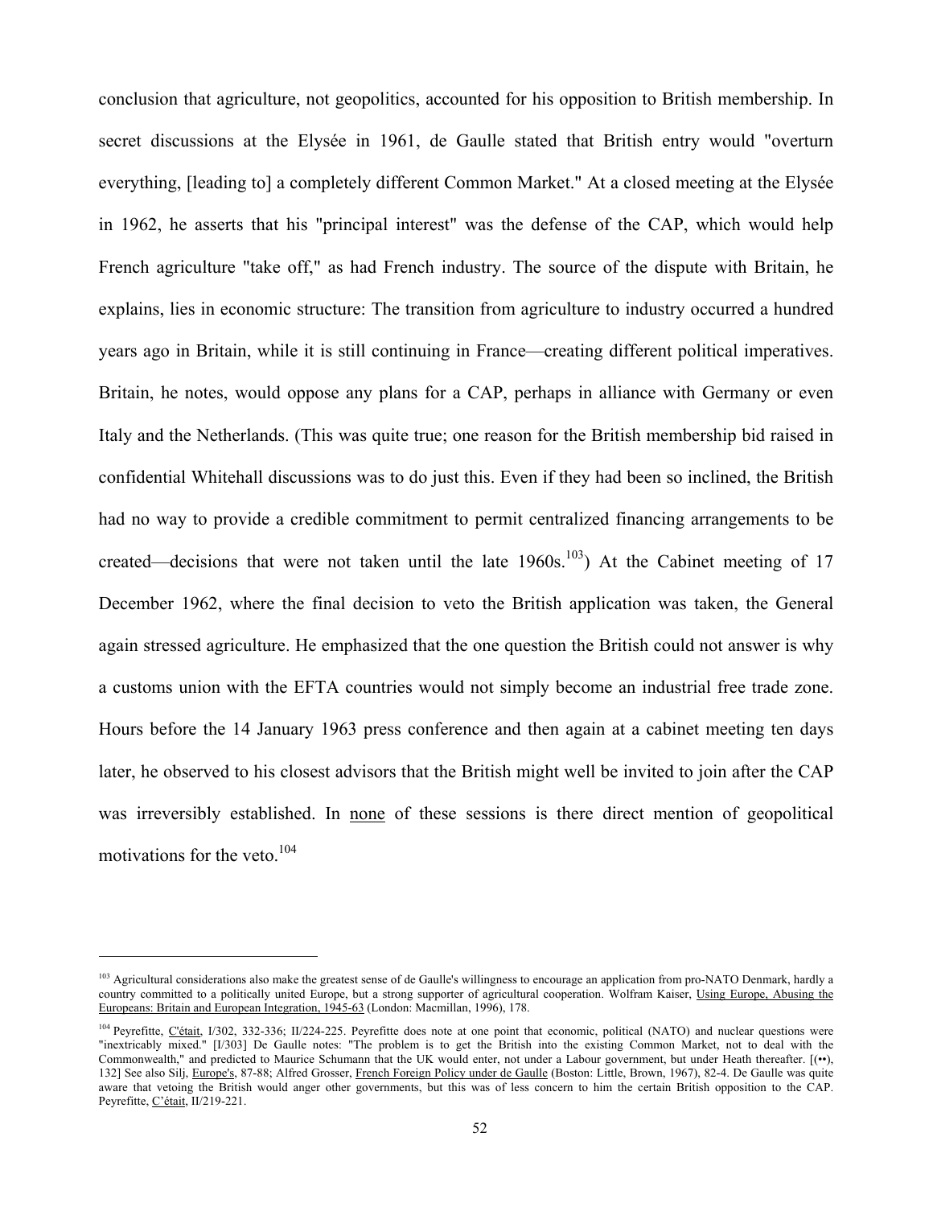conclusion that agriculture, not geopolitics, accounted for his opposition to British membership. In secret discussions at the Elysée in 1961, de Gaulle stated that British entry would "overturn everything, [leading to] a completely different Common Market." At a closed meeting at the Elysée in 1962, he asserts that his "principal interest" was the defense of the CAP, which would help French agriculture "take off," as had French industry. The source of the dispute with Britain, he explains, lies in economic structure: The transition from agriculture to industry occurred a hundred years ago in Britain, while it is still continuing in France—creating different political imperatives. Britain, he notes, would oppose any plans for a CAP, perhaps in alliance with Germany or even Italy and the Netherlands. (This was quite true; one reason for the British membership bid raised in confidential Whitehall discussions was to do just this. Even if they had been so inclined, the British had no way to provide a credible commitment to permit centralized financing arrangements to be created—decisions that were not taken until the late 1960s.[103]) At the Cabinet meeting of 17 December 1962, where the final decision to veto the British application was taken, the General again stressed agriculture. He emphasized that the one question the British could not answer is why a customs union with the EFTA countries would not simply become an industrial free trade zone. Hours before the 14 January 1963 press conference and then again at a cabinet meeting ten days later, he observed to his closest advisors that the British might well be invited to join after the CAP was irreversibly established. In <u>none</u> of these sessions is there direct mention of geopolitical motivations for the veto.[104]

---

[103] Agricultural considerations also make the greatest sense of de Gaulle's willingness to encourage an application from pro-NATO Denmark, hardly a country committed to a politically united Europe, but a strong supporter of agricultural cooperation. Wolfram Kaiser, <u>Using Europe, Abusing the Europeans: Britain and European Integration, 1945-63</u> (London: Macmillan, 1996), 178.

[104] Peyrefitte, <u>C'était</u>, I/302, 332-336; II/224-225. Peyrefitte does note at one point that economic, political (NATO) and nuclear questions were "inextricably mixed." [I/303] De Gaulle notes: "The problem is to get the British into the existing Common Market, not to deal with the Commonwealth," and predicted to Maurice Schumann that the UK would enter, not under a Labour government, but under Heath thereafter. [(••), 132] See also Silj, <u>Europe's</u>, 87-88; Alfred Grosser, <u>French Foreign Policy under de Gaulle</u> (Boston: Little, Brown, 1967), 82-4. De Gaulle was quite aware that vetoing the British would anger other governments, but this was of less concern to him the certain British opposition to the CAP. Peyrefitte, <u>C'était</u>, II/219-221.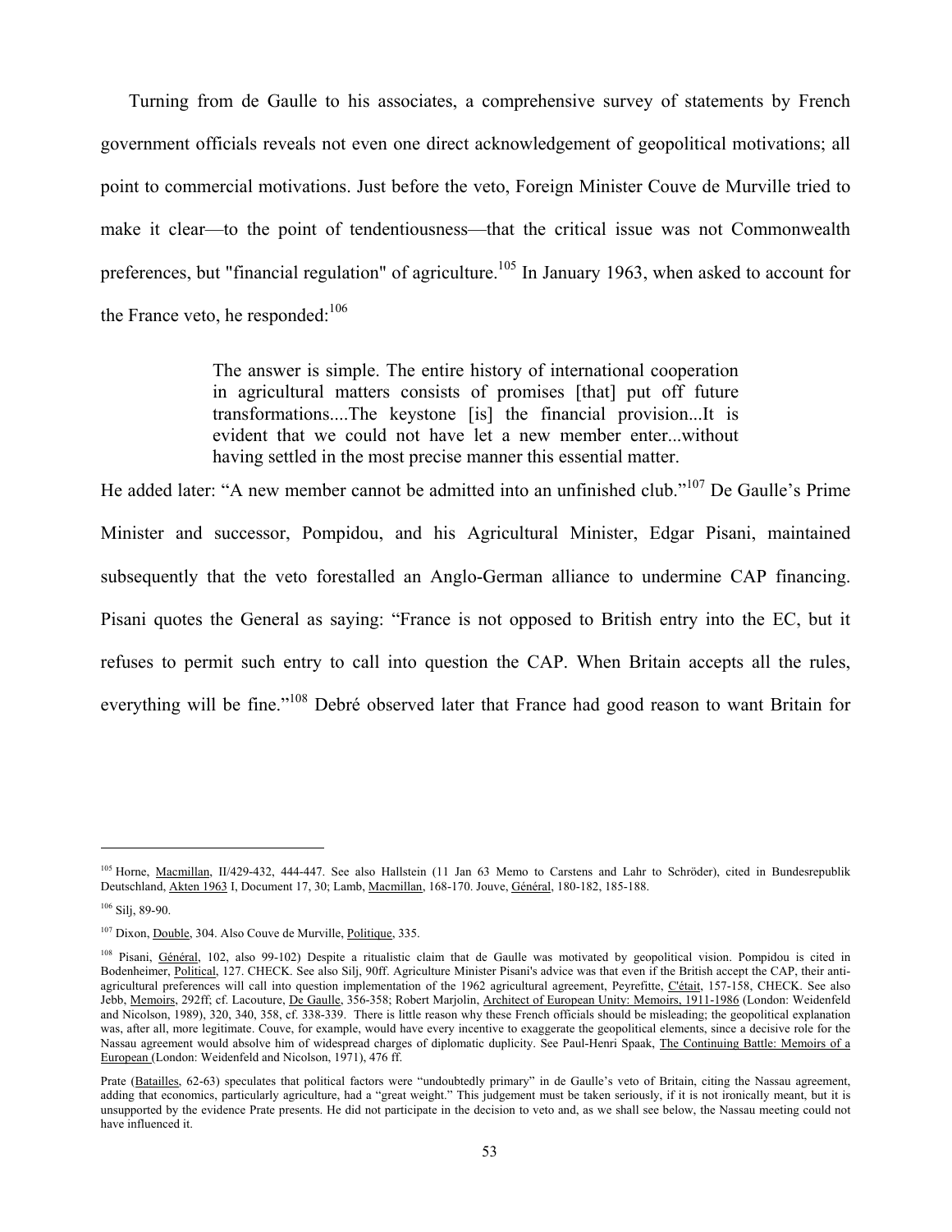Turning from de Gaulle to his associates, a comprehensive survey of statements by French government officials reveals not even one direct acknowledgement of geopolitical motivations; all point to commercial motivations. Just before the veto, Foreign Minister Couve de Murville tried to make it clear—to the point of tendentiousness—that the critical issue was not Commonwealth preferences, but "financial regulation" of agriculture.[105] In January 1963, when asked to account for the France veto, he responded:[106]

> The answer is simple. The entire history of international cooperation in agricultural matters consists of promises [that] put off future transformations....The keystone [is] the financial provision...It is evident that we could not have let a new member enter...without having settled in the most precise manner this essential matter.

He added later: "A new member cannot be admitted into an unfinished club."[107] De Gaulle's Prime Minister and successor, Pompidou, and his Agricultural Minister, Edgar Pisani, maintained subsequently that the veto forestalled an Anglo-German alliance to undermine CAP financing. Pisani quotes the General as saying: "France is not opposed to British entry into the EC, but it refuses to permit such entry to call into question the CAP. When Britain accepts all the rules, everything will be fine."[108] Debré observed later that France had good reason to want Britain for

---

[105] Horne, Macmillan, II/429-432, 444-447. See also Hallstein (11 Jan 63 Memo to Carstens and Lahr to Schröder), cited in Bundesrepublik Deutschland, Akten 1963 I, Document 17, 30; Lamb, Macmillan, 168-170. Jouve, Général, 180-182, 185-188.

[106] Silj, 89-90.

[107] Dixon, Double, 304. Also Couve de Murville, Politique, 335.

[108] Pisani, Général, 102, also 99-102) Despite a ritualistic claim that de Gaulle was motivated by geopolitical vision. Pompidou is cited in Bodenheimer, Political, 127. CHECK. See also Silj, 90ff. Agriculture Minister Pisani's advice was that even if the British accept the CAP, their anti-agricultural preferences will call into question implementation of the 1962 agricultural agreement, Peyrefitte, C'était, 157-158, CHECK. See also Jebb, Memoirs, 292ff; cf. Lacouture, De Gaulle, 356-358; Robert Marjolin, Architect of European Unity: Memoirs, 1911-1986 (London: Weidenfeld and Nicolson, 1989), 320, 340, 358, cf. 338-339. There is little reason why these French officials should be misleading; the geopolitical explanation was, after all, more legitimate. Couve, for example, would have every incentive to exaggerate the geopolitical elements, since a decisive role for the Nassau agreement would absolve him of widespread charges of diplomatic duplicity. See Paul-Henri Spaak, The Continuing Battle: Memoirs of a European (London: Weidenfeld and Nicolson, 1971), 476 ff.

Prate (Batailles, 62-63) speculates that political factors were "undoubtedly primary" in de Gaulle's veto of Britain, citing the Nassau agreement, adding that economics, particularly agriculture, had a "great weight." This judgement must be taken seriously, if it is not ironically meant, but it is unsupported by the evidence Prate presents. He did not participate in the decision to veto and, as we shall see below, the Nassau meeting could not have influenced it.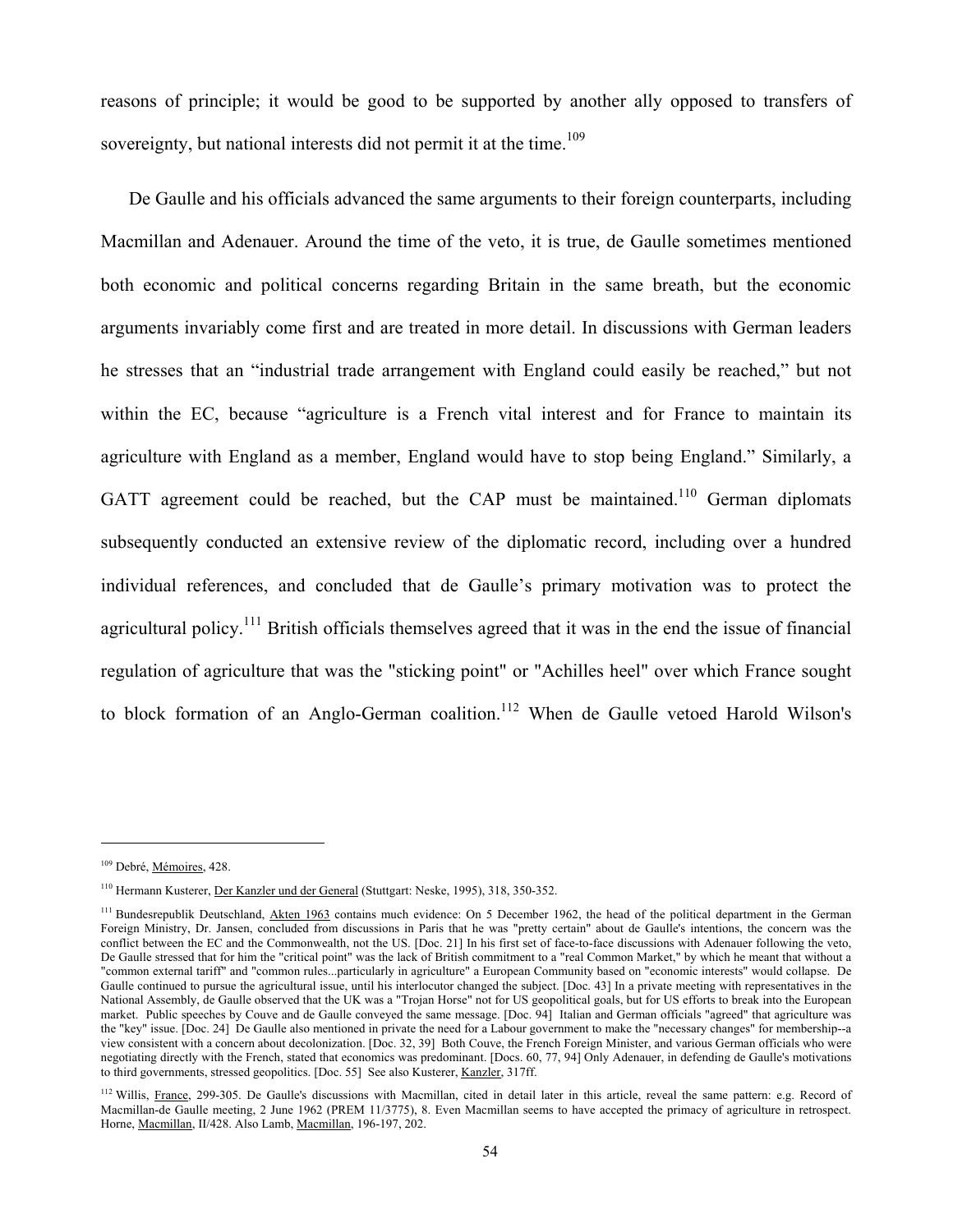reasons of principle; it would be good to be supported by another ally opposed to transfers of sovereignty, but national interests did not permit it at the time.[109]

De Gaulle and his officials advanced the same arguments to their foreign counterparts, including Macmillan and Adenauer. Around the time of the veto, it is true, de Gaulle sometimes mentioned both economic and political concerns regarding Britain in the same breath, but the economic arguments invariably come first and are treated in more detail. In discussions with German leaders he stresses that an "industrial trade arrangement with England could easily be reached," but not within the EC, because "agriculture is a French vital interest and for France to maintain its agriculture with England as a member, England would have to stop being England." Similarly, a GATT agreement could be reached, but the CAP must be maintained.[110] German diplomats subsequently conducted an extensive review of the diplomatic record, including over a hundred individual references, and concluded that de Gaulle's primary motivation was to protect the agricultural policy.[111] British officials themselves agreed that it was in the end the issue of financial regulation of agriculture that was the "sticking point" or "Achilles heel" over which France sought to block formation of an Anglo-German coalition.[112] When de Gaulle vetoed Harold Wilson's

---

[109] Debré, Mémoires, 428.

[110] Hermann Kusterer, Der Kanzler und der General (Stuttgart: Neske, 1995), 318, 350-352.

[111] Bundesrepublik Deutschland, Akten 1963 contains much evidence: On 5 December 1962, the head of the political department in the German Foreign Ministry, Dr. Jansen, concluded from discussions in Paris that he was "pretty certain" about de Gaulle's intentions, the concern was the conflict between the EC and the Commonwealth, not the US. [Doc. 21] In his first set of face-to-face discussions with Adenauer following the veto, De Gaulle stressed that for him the "critical point" was the lack of British commitment to a "real Common Market," by which he meant that without a "common external tariff" and "common rules...particularly in agriculture" a European Community based on "economic interests" would collapse. De Gaulle continued to pursue the agricultural issue, until his interlocutor changed the subject. [Doc. 43] In a private meeting with representatives in the National Assembly, de Gaulle observed that the UK was a "Trojan Horse" not for US geopolitical goals, but for US efforts to break into the European market. Public speeches by Couve and de Gaulle conveyed the same message. [Doc. 94] Italian and German officials "agreed" that agriculture was the "key" issue. [Doc. 24] De Gaulle also mentioned in private the need for a Labour government to make the "necessary changes" for membership--a view consistent with a concern about decolonization. [Doc. 32, 39] Both Couve, the French Foreign Minister, and various German officials who were negotiating directly with the French, stated that economics was predominant. [Docs. 60, 77, 94] Only Adenauer, in defending de Gaulle's motivations to third governments, stressed geopolitics. [Doc. 55] See also Kusterer, Kanzler, 317ff.

[112] Willis, France, 299-305. De Gaulle's discussions with Macmillan, cited in detail later in this article, reveal the same pattern: e.g. Record of Macmillan-de Gaulle meeting, 2 June 1962 (PREM 11/3775), 8. Even Macmillan seems to have accepted the primacy of agriculture in retrospect. Horne, Macmillan, II/428. Also Lamb, Macmillan, 196-197, 202.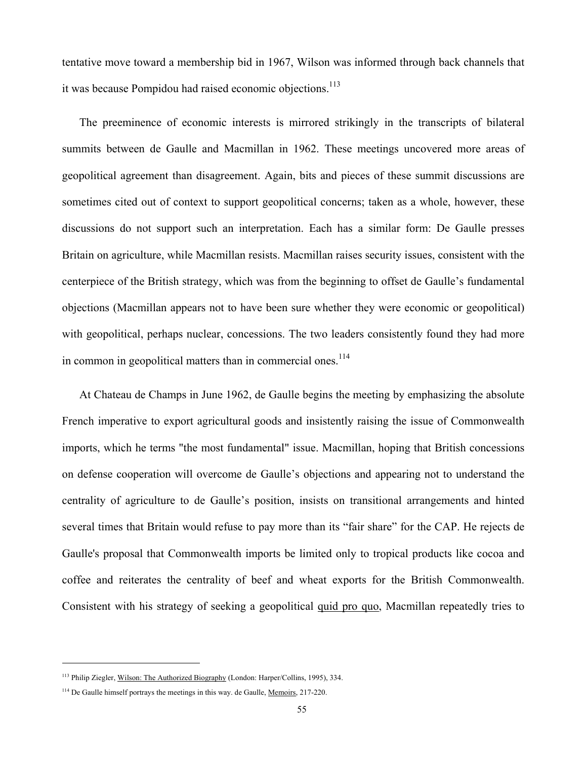tentative move toward a membership bid in 1967, Wilson was informed through back channels that it was because Pompidou had raised economic objections.[113]

The preeminence of economic interests is mirrored strikingly in the transcripts of bilateral summits between de Gaulle and Macmillan in 1962. These meetings uncovered more areas of geopolitical agreement than disagreement. Again, bits and pieces of these summit discussions are sometimes cited out of context to support geopolitical concerns; taken as a whole, however, these discussions do not support such an interpretation. Each has a similar form: De Gaulle presses Britain on agriculture, while Macmillan resists. Macmillan raises security issues, consistent with the centerpiece of the British strategy, which was from the beginning to offset de Gaulle's fundamental objections (Macmillan appears not to have been sure whether they were economic or geopolitical) with geopolitical, perhaps nuclear, concessions. The two leaders consistently found they had more in common in geopolitical matters than in commercial ones.[114]

At Chateau de Champs in June 1962, de Gaulle begins the meeting by emphasizing the absolute French imperative to export agricultural goods and insistently raising the issue of Commonwealth imports, which he terms "the most fundamental" issue. Macmillan, hoping that British concessions on defense cooperation will overcome de Gaulle's objections and appearing not to understand the centrality of agriculture to de Gaulle's position, insists on transitional arrangements and hinted several times that Britain would refuse to pay more than its "fair share" for the CAP. He rejects de Gaulle's proposal that Commonwealth imports be limited only to tropical products like cocoa and coffee and reiterates the centrality of beef and wheat exports for the British Commonwealth. Consistent with his strategy of seeking a geopolitical quid pro quo, Macmillan repeatedly tries to

---

[113] Philip Ziegler, Wilson: The Authorized Biography (London: Harper/Collins, 1995), 334.

[114] De Gaulle himself portrays the meetings in this way. de Gaulle, Memoirs, 217-220.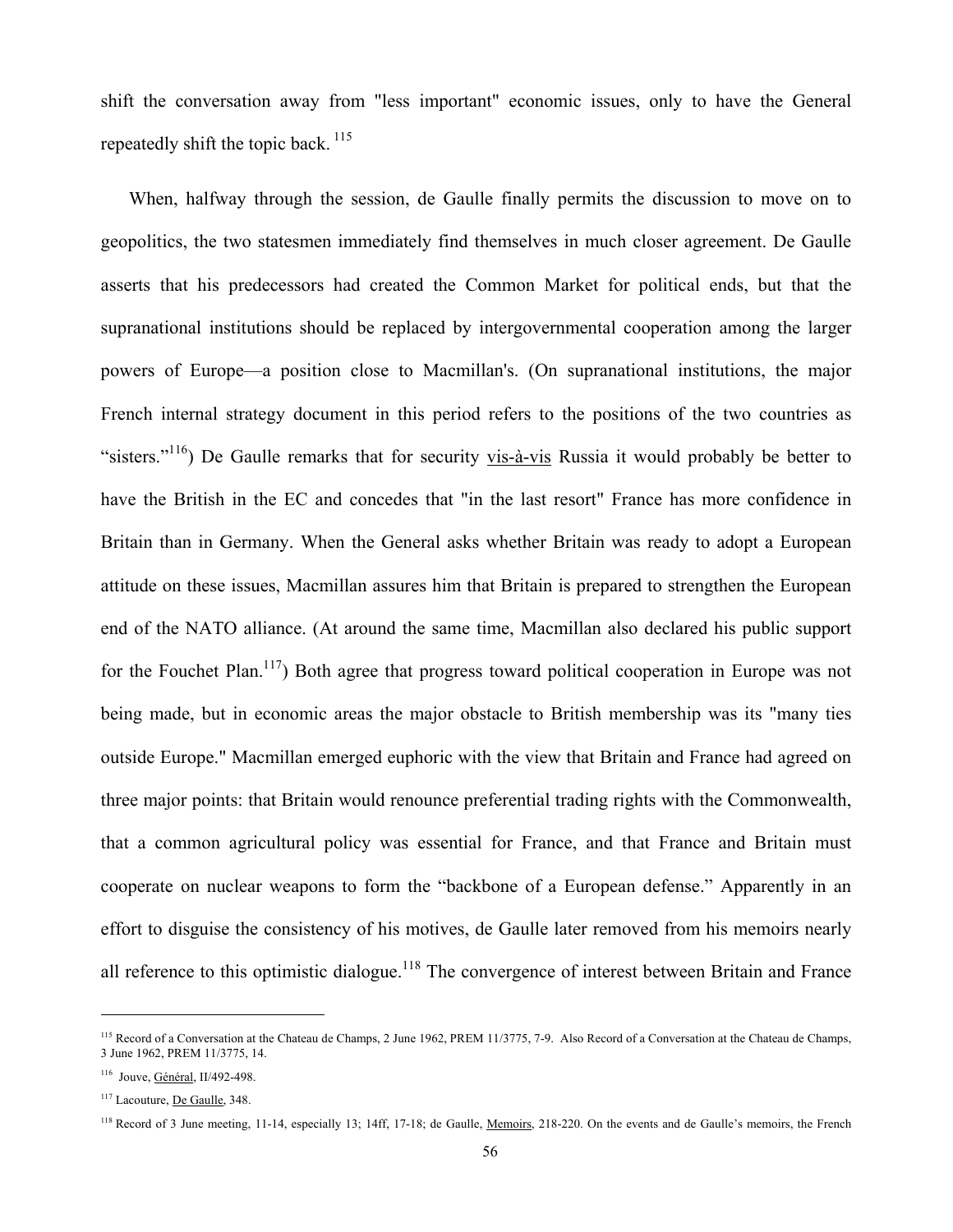shift the conversation away from "less important" economic issues, only to have the General repeatedly shift the topic back.[115]

When, halfway through the session, de Gaulle finally permits the discussion to move on to geopolitics, the two statesmen immediately find themselves in much closer agreement. De Gaulle asserts that his predecessors had created the Common Market for political ends, but that the supranational institutions should be replaced by intergovernmental cooperation among the larger powers of Europe—a position close to Macmillan's. (On supranational institutions, the major French internal strategy document in this period refers to the positions of the two countries as "sisters."[116]) De Gaulle remarks that for security vis-à-vis Russia it would probably be better to have the British in the EC and concedes that "in the last resort" France has more confidence in Britain than in Germany. When the General asks whether Britain was ready to adopt a European attitude on these issues, Macmillan assures him that Britain is prepared to strengthen the European end of the NATO alliance. (At around the same time, Macmillan also declared his public support for the Fouchet Plan.[117]) Both agree that progress toward political cooperation in Europe was not being made, but in economic areas the major obstacle to British membership was its "many ties outside Europe." Macmillan emerged euphoric with the view that Britain and France had agreed on three major points: that Britain would renounce preferential trading rights with the Commonwealth, that a common agricultural policy was essential for France, and that France and Britain must cooperate on nuclear weapons to form the "backbone of a European defense." Apparently in an effort to disguise the consistency of his motives, de Gaulle later removed from his memoirs nearly all reference to this optimistic dialogue.[118] The convergence of interest between Britain and France

---

[115] Record of a Conversation at the Chateau de Champs, 2 June 1962, PREM 11/3775, 7-9. Also Record of a Conversation at the Chateau de Champs, 3 June 1962, PREM 11/3775, 14.

[116] Jouve, Général, II/492-498.

[117] Lacouture, De Gaulle, 348.

[118] Record of 3 June meeting, 11-14, especially 13; 14ff, 17-18; de Gaulle, Memoirs, 218-220. On the events and de Gaulle's memoirs, the French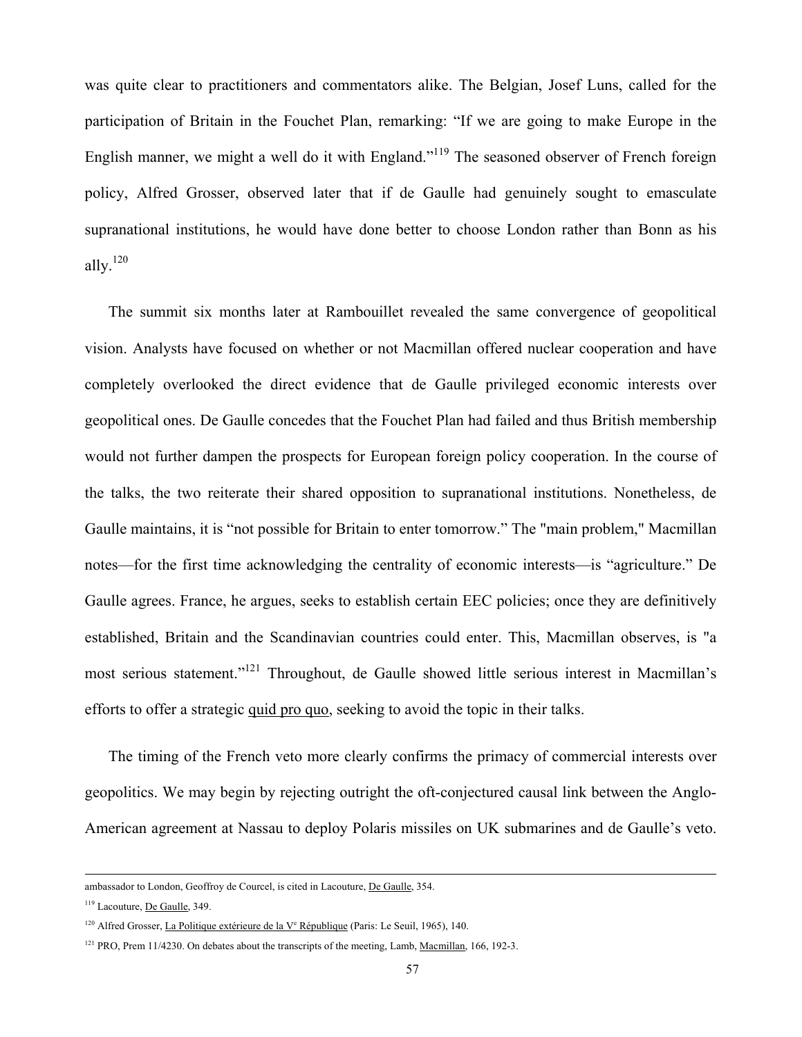was quite clear to practitioners and commentators alike. The Belgian, Josef Luns, called for the participation of Britain in the Fouchet Plan, remarking: "If we are going to make Europe in the English manner, we might a well do it with England."[119] The seasoned observer of French foreign policy, Alfred Grosser, observed later that if de Gaulle had genuinely sought to emasculate supranational institutions, he would have done better to choose London rather than Bonn as his ally.[120]

The summit six months later at Rambouillet revealed the same convergence of geopolitical vision. Analysts have focused on whether or not Macmillan offered nuclear cooperation and have completely overlooked the direct evidence that de Gaulle privileged economic interests over geopolitical ones. De Gaulle concedes that the Fouchet Plan had failed and thus British membership would not further dampen the prospects for European foreign policy cooperation. In the course of the talks, the two reiterate their shared opposition to supranational institutions. Nonetheless, de Gaulle maintains, it is "not possible for Britain to enter tomorrow." The "main problem," Macmillan notes—for the first time acknowledging the centrality of economic interests—is "agriculture." De Gaulle agrees. France, he argues, seeks to establish certain EEC policies; once they are definitively established, Britain and the Scandinavian countries could enter. This, Macmillan observes, is "a most serious statement."[121] Throughout, de Gaulle showed little serious interest in Macmillan's efforts to offer a strategic quid pro quo, seeking to avoid the topic in their talks.

The timing of the French veto more clearly confirms the primacy of commercial interests over geopolitics. We may begin by rejecting outright the oft-conjectured causal link between the Anglo-American agreement at Nassau to deploy Polaris missiles on UK submarines and de Gaulle's veto.

---

ambassador to London, Geoffroy de Courcel, is cited in Lacouture, De Gaulle, 354.

[119] Lacouture, De Gaulle, 349.

[120] Alfred Grosser, La Politique extérieure de la Ve République (Paris: Le Seuil, 1965), 140.

[121] PRO, Prem 11/4230. On debates about the transcripts of the meeting, Lamb, Macmillan, 166, 192-3.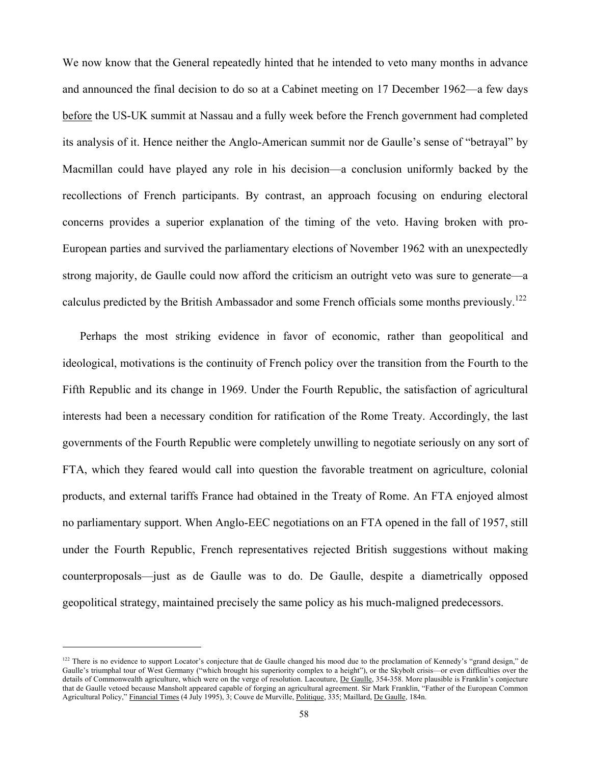We now know that the General repeatedly hinted that he intended to veto many months in advance and announced the final decision to do so at a Cabinet meeting on 17 December 1962—a few days before the US-UK summit at Nassau and a fully week before the French government had completed its analysis of it. Hence neither the Anglo-American summit nor de Gaulle's sense of "betrayal" by Macmillan could have played any role in his decision—a conclusion uniformly backed by the recollections of French participants. By contrast, an approach focusing on enduring electoral concerns provides a superior explanation of the timing of the veto. Having broken with pro-European parties and survived the parliamentary elections of November 1962 with an unexpectedly strong majority, de Gaulle could now afford the criticism an outright veto was sure to generate—a calculus predicted by the British Ambassador and some French officials some months previously.[122]

Perhaps the most striking evidence in favor of economic, rather than geopolitical and ideological, motivations is the continuity of French policy over the transition from the Fourth to the Fifth Republic and its change in 1969. Under the Fourth Republic, the satisfaction of agricultural interests had been a necessary condition for ratification of the Rome Treaty. Accordingly, the last governments of the Fourth Republic were completely unwilling to negotiate seriously on any sort of FTA, which they feared would call into question the favorable treatment on agriculture, colonial products, and external tariffs France had obtained in the Treaty of Rome. An FTA enjoyed almost no parliamentary support. When Anglo-EEC negotiations on an FTA opened in the fall of 1957, still under the Fourth Republic, French representatives rejected British suggestions without making counterproposals—just as de Gaulle was to do. De Gaulle, despite a diametrically opposed geopolitical strategy, maintained precisely the same policy as his much-maligned predecessors.

---

[122] There is no evidence to support Locator's conjecture that de Gaulle changed his mood due to the proclamation of Kennedy's "grand design," de Gaulle's triumphal tour of West Germany ("which brought his superiority complex to a height"), or the Skybolt crisis—or even difficulties over the details of Commonwealth agriculture, which were on the verge of resolution. Lacouture, De Gaulle, 354-358. More plausible is Franklin's conjecture that de Gaulle vetoed because Mansholt appeared capable of forging an agricultural agreement. Sir Mark Franklin, "Father of the European Common Agricultural Policy," Financial Times (4 July 1995), 3; Couve de Murville, Politique, 335; Maillard, De Gaulle, 184n.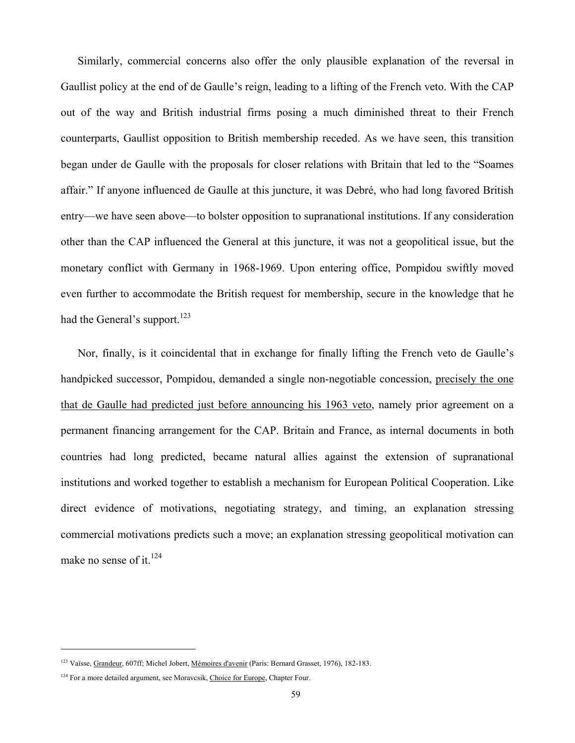Similarly, commercial concerns also offer the only plausible explanation of the reversal in Gaullist policy at the end of de Gaulle's reign, leading to a lifting of the French veto. With the CAP out of the way and British industrial firms posing a much diminished threat to their French counterparts, Gaullist opposition to British membership receded. As we have seen, this transition began under de Gaulle with the proposals for closer relations with Britain that led to the "Soames affair." If anyone influenced de Gaulle at this juncture, it was Debré, who had long favored British entry—we have seen above—to bolster opposition to supranational institutions. If any consideration other than the CAP influenced the General at this juncture, it was not a geopolitical issue, but the monetary conflict with Germany in 1968-1969. Upon entering office, Pompidou swiftly moved even further to accommodate the British request for membership, secure in the knowledge that he had the General's support.[123]

Nor, finally, is it coincidental that in exchange for finally lifting the French veto de Gaulle's handpicked successor, Pompidou, demanded a single non-negotiable concession, <u>precisely the one that de Gaulle had predicted just before announcing his 1963 veto</u>, namely prior agreement on a permanent financing arrangement for the CAP. Britain and France, as internal documents in both countries had long predicted, became natural allies against the extension of supranational institutions and worked together to establish a mechanism for European Political Cooperation. Like direct evidence of motivations, negotiating strategy, and timing, an explanation stressing commercial motivations predicts such a move; an explanation stressing geopolitical motivation can make no sense of it.[124]

---

[123] Vaïsse, <u>Grandeur</u>, 607ff; Michel Jobert, <u>Mémoires d'avenir</u> (Paris: Bernard Grasset, 1976), 182-183.

[124] For a more detailed argument, see Moravcsik, <u>Choice for Europe</u>, Chapter Four.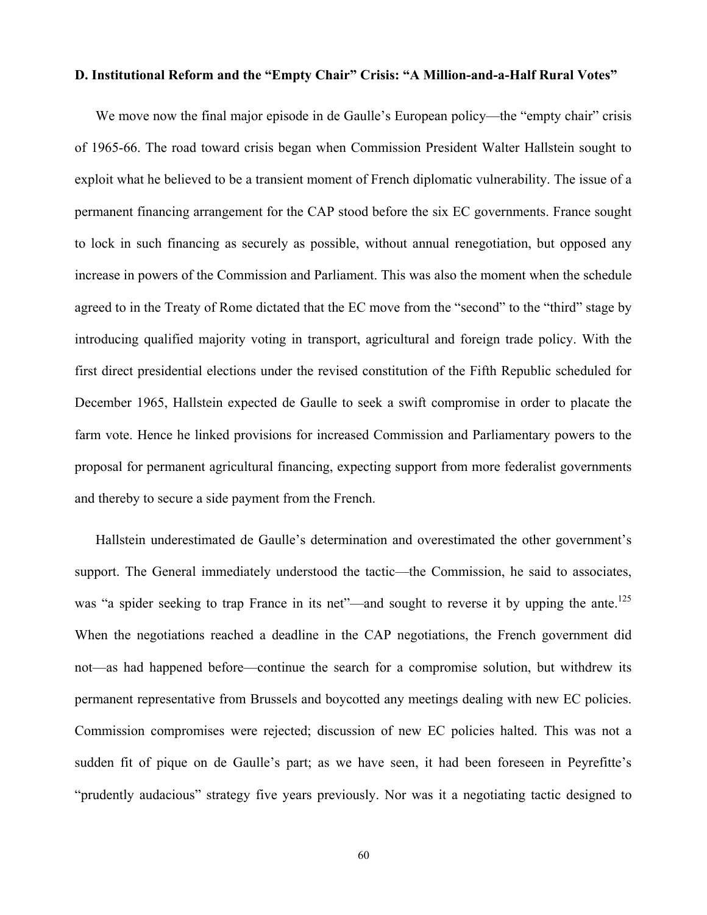**D. Institutional Reform and the "Empty Chair" Crisis: "A Million-and-a-Half Rural Votes"**

We move now the final major episode in de Gaulle's European policy—the "empty chair" crisis of 1965-66. The road toward crisis began when Commission President Walter Hallstein sought to exploit what he believed to be a transient moment of French diplomatic vulnerability. The issue of a permanent financing arrangement for the CAP stood before the six EC governments. France sought to lock in such financing as securely as possible, without annual renegotiation, but opposed any increase in powers of the Commission and Parliament. This was also the moment when the schedule agreed to in the Treaty of Rome dictated that the EC move from the "second" to the "third" stage by introducing qualified majority voting in transport, agricultural and foreign trade policy. With the first direct presidential elections under the revised constitution of the Fifth Republic scheduled for December 1965, Hallstein expected de Gaulle to seek a swift compromise in order to placate the farm vote. Hence he linked provisions for increased Commission and Parliamentary powers to the proposal for permanent agricultural financing, expecting support from more federalist governments and thereby to secure a side payment from the French.

Hallstein underestimated de Gaulle's determination and overestimated the other government's support. The General immediately understood the tactic—the Commission, he said to associates, was "a spider seeking to trap France in its net"—and sought to reverse it by upping the ante.[125] When the negotiations reached a deadline in the CAP negotiations, the French government did not—as had happened before—continue the search for a compromise solution, but withdrew its permanent representative from Brussels and boycotted any meetings dealing with new EC policies. Commission compromises were rejected; discussion of new EC policies halted. This was not a sudden fit of pique on de Gaulle's part; as we have seen, it had been foreseen in Peyrefitte's "prudently audacious" strategy five years previously. Nor was it a negotiating tactic designed to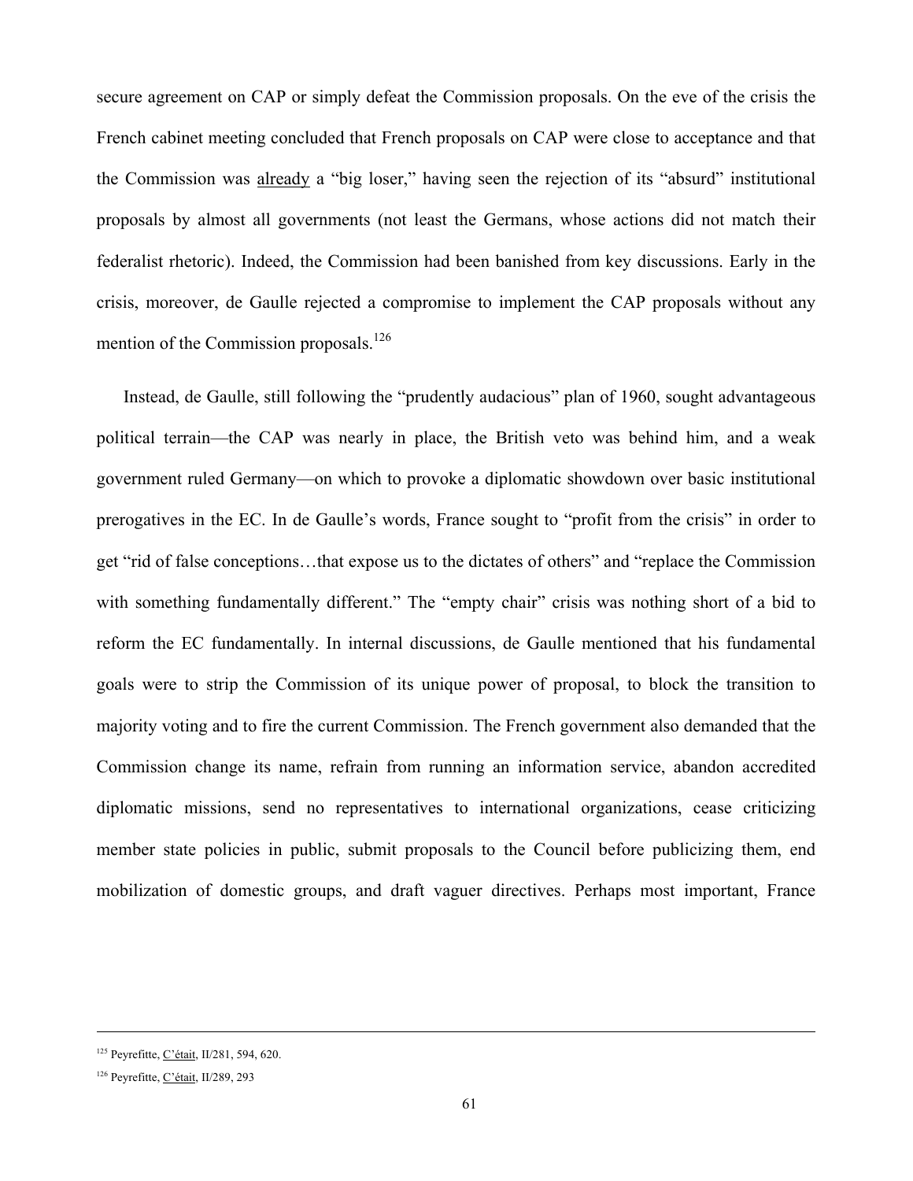secure agreement on CAP or simply defeat the Commission proposals. On the eve of the crisis the French cabinet meeting concluded that French proposals on CAP were close to acceptance and that the Commission was already a "big loser," having seen the rejection of its "absurd" institutional proposals by almost all governments (not least the Germans, whose actions did not match their federalist rhetoric). Indeed, the Commission had been banished from key discussions. Early in the crisis, moreover, de Gaulle rejected a compromise to implement the CAP proposals without any mention of the Commission proposals.[126]

Instead, de Gaulle, still following the "prudently audacious" plan of 1960, sought advantageous political terrain—the CAP was nearly in place, the British veto was behind him, and a weak government ruled Germany—on which to provoke a diplomatic showdown over basic institutional prerogatives in the EC. In de Gaulle's words, France sought to "profit from the crisis" in order to get "rid of false conceptions…that expose us to the dictates of others" and "replace the Commission with something fundamentally different." The "empty chair" crisis was nothing short of a bid to reform the EC fundamentally. In internal discussions, de Gaulle mentioned that his fundamental goals were to strip the Commission of its unique power of proposal, to block the transition to majority voting and to fire the current Commission. The French government also demanded that the Commission change its name, refrain from running an information service, abandon accredited diplomatic missions, send no representatives to international organizations, cease criticizing member state policies in public, submit proposals to the Council before publicizing them, end mobilization of domestic groups, and draft vaguer directives. Perhaps most important, France

---

[125] Peyrefitte, C'était, II/281, 594, 620.

[126] Peyrefitte, C'était, II/289, 293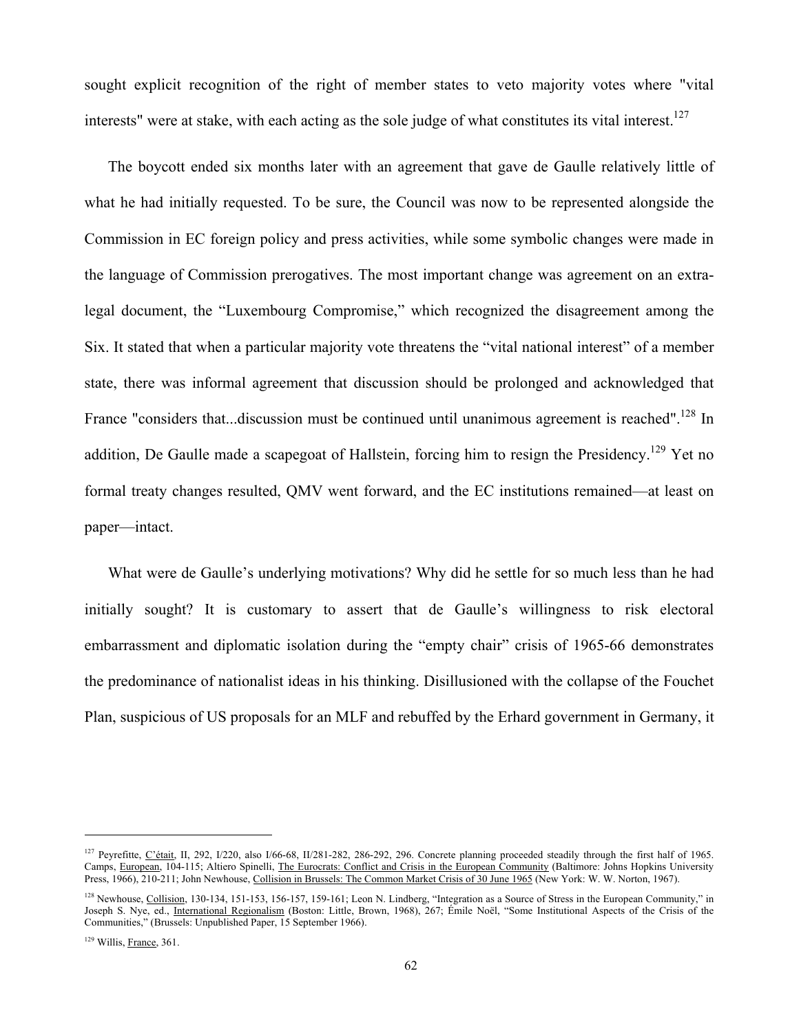sought explicit recognition of the right of member states to veto majority votes where "vital interests" were at stake, with each acting as the sole judge of what constitutes its vital interest.[127]

The boycott ended six months later with an agreement that gave de Gaulle relatively little of what he had initially requested. To be sure, the Council was now to be represented alongside the Commission in EC foreign policy and press activities, while some symbolic changes were made in the language of Commission prerogatives. The most important change was agreement on an extra-legal document, the "Luxembourg Compromise," which recognized the disagreement among the Six. It stated that when a particular majority vote threatens the "vital national interest" of a member state, there was informal agreement that discussion should be prolonged and acknowledged that France "considers that...discussion must be continued until unanimous agreement is reached".[128] In addition, De Gaulle made a scapegoat of Hallstein, forcing him to resign the Presidency.[129] Yet no formal treaty changes resulted, QMV went forward, and the EC institutions remained—at least on paper—intact.

What were de Gaulle's underlying motivations? Why did he settle for so much less than he had initially sought? It is customary to assert that de Gaulle's willingness to risk electoral embarrassment and diplomatic isolation during the "empty chair" crisis of 1965-66 demonstrates the predominance of nationalist ideas in his thinking. Disillusioned with the collapse of the Fouchet Plan, suspicious of US proposals for an MLF and rebuffed by the Erhard government in Germany, it

---

[127] Peyrefitte, C'était, II, 292, I/220, also I/66-68, II/281-282, 286-292, 296. Concrete planning proceeded steadily through the first half of 1965. Camps, European, 104-115; Altiero Spinelli, The Eurocrats: Conflict and Crisis in the European Community (Baltimore: Johns Hopkins University Press, 1966), 210-211; John Newhouse, Collision in Brussels: The Common Market Crisis of 30 June 1965 (New York: W. W. Norton, 1967).

[128] Newhouse, Collision, 130-134, 151-153, 156-157, 159-161; Leon N. Lindberg, "Integration as a Source of Stress in the European Community," in Joseph S. Nye, ed., International Regionalism (Boston: Little, Brown, 1968), 267; Émile Noël, "Some Institutional Aspects of the Crisis of the Communities," (Brussels: Unpublished Paper, 15 September 1966).

[129] Willis, France, 361.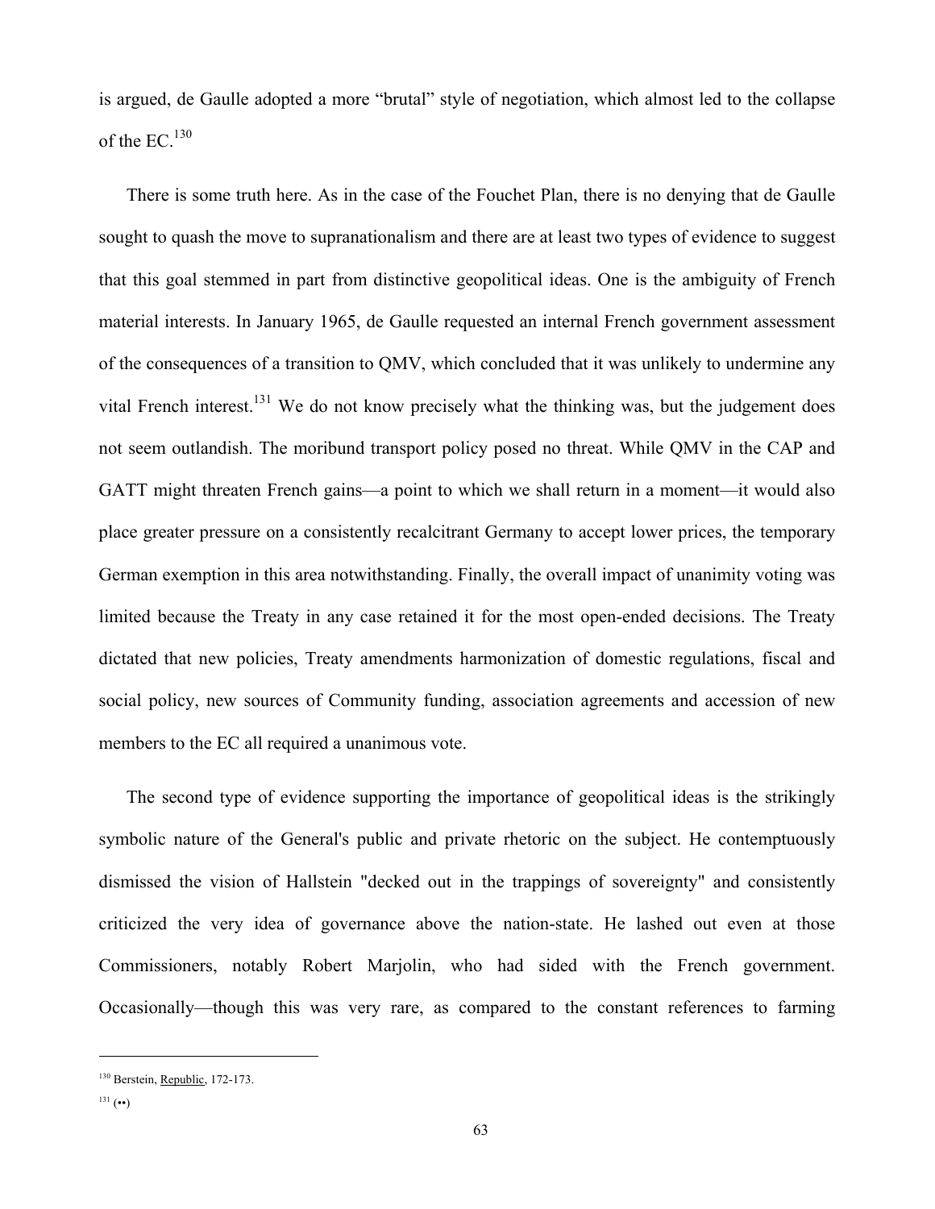is argued, de Gaulle adopted a more “brutal” style of negotiation, which almost led to the collapse of the EC.[130]

There is some truth here. As in the case of the Fouchet Plan, there is no denying that de Gaulle sought to quash the move to supranationalism and there are at least two types of evidence to suggest that this goal stemmed in part from distinctive geopolitical ideas. One is the ambiguity of French material interests. In January 1965, de Gaulle requested an internal French government assessment of the consequences of a transition to QMV, which concluded that it was unlikely to undermine any vital French interest.[131] We do not know precisely what the thinking was, but the judgement does not seem outlandish. The moribund transport policy posed no threat. While QMV in the CAP and GATT might threaten French gains—a point to which we shall return in a moment—it would also place greater pressure on a consistently recalcitrant Germany to accept lower prices, the temporary German exemption in this area notwithstanding. Finally, the overall impact of unanimity voting was limited because the Treaty in any case retained it for the most open-ended decisions. The Treaty dictated that new policies, Treaty amendments harmonization of domestic regulations, fiscal and social policy, new sources of Community funding, association agreements and accession of new members to the EC all required a unanimous vote.

The second type of evidence supporting the importance of geopolitical ideas is the strikingly symbolic nature of the General's public and private rhetoric on the subject. He contemptuously dismissed the vision of Hallstein "decked out in the trappings of sovereignty" and consistently criticized the very idea of governance above the nation-state. He lashed out even at those Commissioners, notably Robert Marjolin, who had sided with the French government. Occasionally—though this was very rare, as compared to the constant references to farming

---

[130] Berstein, Republic, 172-173.

[131] (••)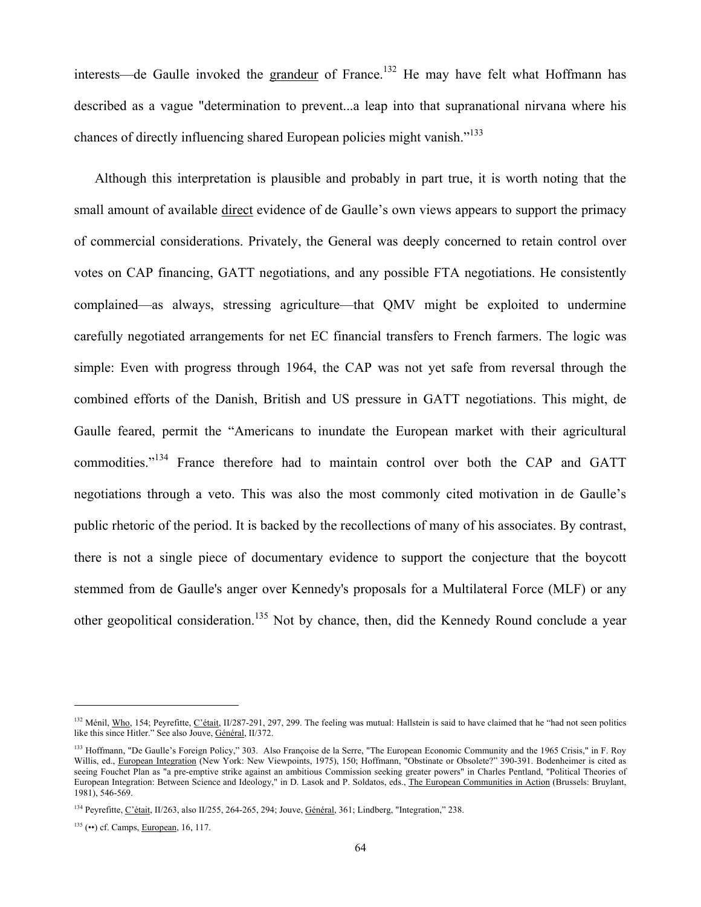interests—de Gaulle invoked the grandeur of France.[132] He may have felt what Hoffmann has described as a vague "determination to prevent...a leap into that supranational nirvana where his chances of directly influencing shared European policies might vanish."[133]

Although this interpretation is plausible and probably in part true, it is worth noting that the small amount of available direct evidence of de Gaulle's own views appears to support the primacy of commercial considerations. Privately, the General was deeply concerned to retain control over votes on CAP financing, GATT negotiations, and any possible FTA negotiations. He consistently complained—as always, stressing agriculture—that QMV might be exploited to undermine carefully negotiated arrangements for net EC financial transfers to French farmers. The logic was simple: Even with progress through 1964, the CAP was not yet safe from reversal through the combined efforts of the Danish, British and US pressure in GATT negotiations. This might, de Gaulle feared, permit the "Americans to inundate the European market with their agricultural commodities."[134] France therefore had to maintain control over both the CAP and GATT negotiations through a veto. This was also the most commonly cited motivation in de Gaulle's public rhetoric of the period. It is backed by the recollections of many of his associates. By contrast, there is not a single piece of documentary evidence to support the conjecture that the boycott stemmed from de Gaulle's anger over Kennedy's proposals for a Multilateral Force (MLF) or any other geopolitical consideration.[135] Not by chance, then, did the Kennedy Round conclude a year

---

[132] Ménil, Who, 154; Peyrefitte, C'était, II/287-291, 297, 299. The feeling was mutual: Hallstein is said to have claimed that he "had not seen politics like this since Hitler." See also Jouve, Général, II/372.

[133] Hoffmann, "De Gaulle's Foreign Policy," 303. Also Françoise de la Serre, "The European Economic Community and the 1965 Crisis," in F. Roy Willis, ed., European Integration (New York: New Viewpoints, 1975), 150; Hoffmann, "Obstinate or Obsolete?" 390-391. Bodenheimer is cited as seeing Fouchet Plan as "a pre-emptive strike against an ambitious Commission seeking greater powers" in Charles Pentland, "Political Theories of European Integration: Between Science and Ideology," in D. Lasok and P. Soldatos, eds., The European Communities in Action (Brussels: Bruylant, 1981), 546-569.

[134] Peyrefitte, C'était, II/263, also II/255, 264-265, 294; Jouve, Général, 361; Lindberg, "Integration," 238.

[135] (••) cf. Camps, European, 16, 117.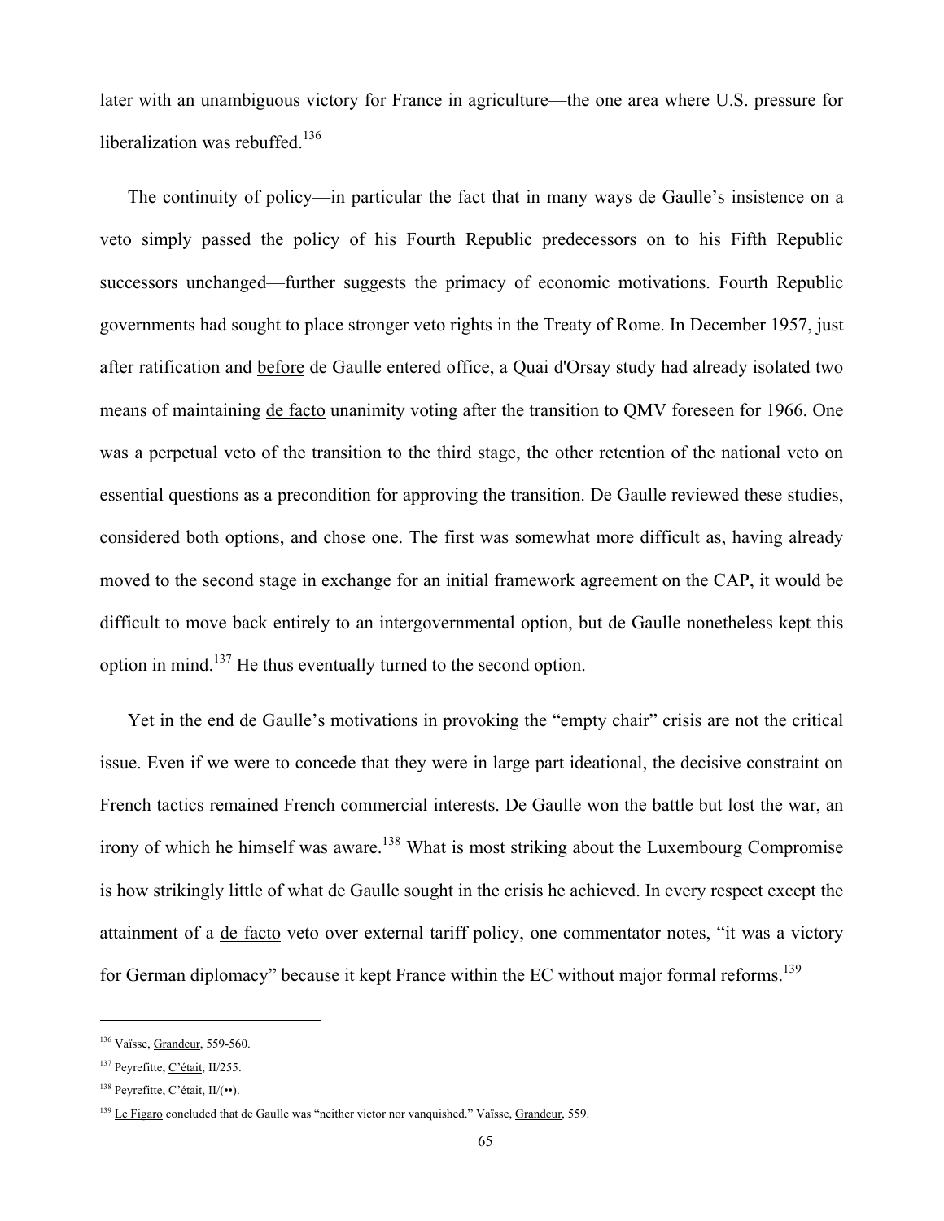later with an unambiguous victory for France in agriculture—the one area where U.S. pressure for liberalization was rebuffed.[136]

The continuity of policy—in particular the fact that in many ways de Gaulle's insistence on a veto simply passed the policy of his Fourth Republic predecessors on to his Fifth Republic successors unchanged—further suggests the primacy of economic motivations. Fourth Republic governments had sought to place stronger veto rights in the Treaty of Rome. In December 1957, just after ratification and before de Gaulle entered office, a Quai d'Orsay study had already isolated two means of maintaining de facto unanimity voting after the transition to QMV foreseen for 1966. One was a perpetual veto of the transition to the third stage, the other retention of the national veto on essential questions as a precondition for approving the transition. De Gaulle reviewed these studies, considered both options, and chose one. The first was somewhat more difficult as, having already moved to the second stage in exchange for an initial framework agreement on the CAP, it would be difficult to move back entirely to an intergovernmental option, but de Gaulle nonetheless kept this option in mind.[137] He thus eventually turned to the second option.

Yet in the end de Gaulle's motivations in provoking the "empty chair" crisis are not the critical issue. Even if we were to concede that they were in large part ideational, the decisive constraint on French tactics remained French commercial interests. De Gaulle won the battle but lost the war, an irony of which he himself was aware.[138] What is most striking about the Luxembourg Compromise is how strikingly little of what de Gaulle sought in the crisis he achieved. In every respect except the attainment of a de facto veto over external tariff policy, one commentator notes, "it was a victory for German diplomacy" because it kept France within the EC without major formal reforms.[139]

---

[136] Vaïsse, Grandeur, 559-560.

[137] Peyrefitte, C'était, II/255.

[138] Peyrefitte, C'était, II/(••).

[139] Le Figaro concluded that de Gaulle was "neither victor nor vanquished." Vaïsse, Grandeur, 559.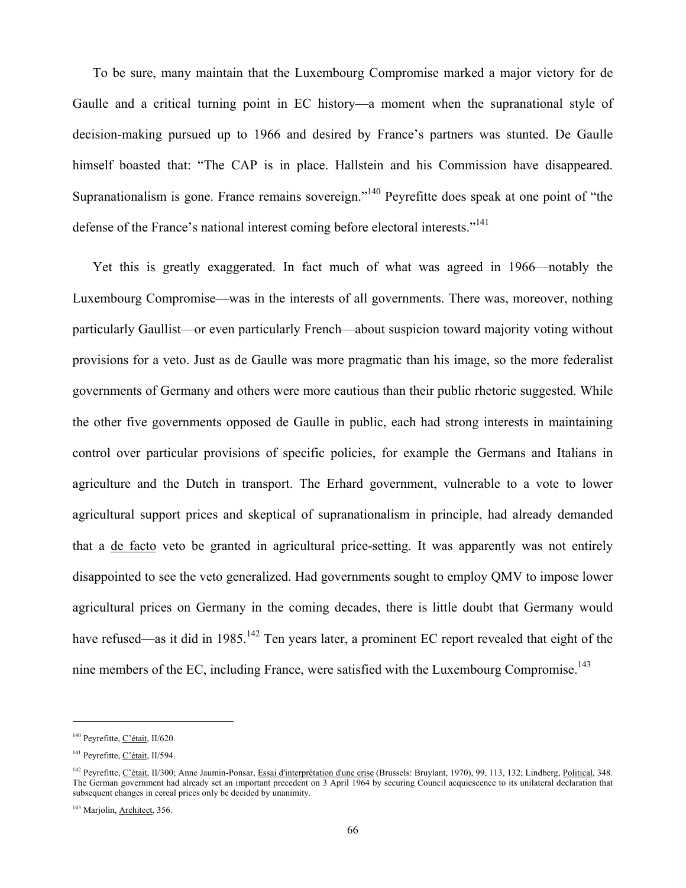To be sure, many maintain that the Luxembourg Compromise marked a major victory for de Gaulle and a critical turning point in EC history—a moment when the supranational style of decision-making pursued up to 1966 and desired by France's partners was stunted. De Gaulle himself boasted that: "The CAP is in place. Hallstein and his Commission have disappeared. Supranationalism is gone. France remains sovereign."[140] Peyrefitte does speak at one point of "the defense of the France's national interest coming before electoral interests."[141]

Yet this is greatly exaggerated. In fact much of what was agreed in 1966—notably the Luxembourg Compromise—was in the interests of all governments. There was, moreover, nothing particularly Gaullist—or even particularly French—about suspicion toward majority voting without provisions for a veto. Just as de Gaulle was more pragmatic than his image, so the more federalist governments of Germany and others were more cautious than their public rhetoric suggested. While the other five governments opposed de Gaulle in public, each had strong interests in maintaining control over particular provisions of specific policies, for example the Germans and Italians in agriculture and the Dutch in transport. The Erhard government, vulnerable to a vote to lower agricultural support prices and skeptical of supranationalism in principle, had already demanded that a de facto veto be granted in agricultural price-setting. It was apparently was not entirely disappointed to see the veto generalized. Had governments sought to employ QMV to impose lower agricultural prices on Germany in the coming decades, there is little doubt that Germany would have refused—as it did in 1985.[142] Ten years later, a prominent EC report revealed that eight of the nine members of the EC, including France, were satisfied with the Luxembourg Compromise.[143]

---

[140] Peyrefitte, C'était, II/620.

[141] Peyrefitte, C'était, II/594.

[142] Peyrefitte, C'était, II/300; Anne Jaumin-Ponsar, Essai d'interprétation d'une crise (Brussels: Bruylant, 1970), 99, 113, 132; Lindberg, Political, 348. The German government had already set an important precedent on 3 April 1964 by securing Council acquiescence to its unilateral declaration that subsequent changes in cereal prices only be decided by unanimity.

[143] Marjolin, Architect, 356.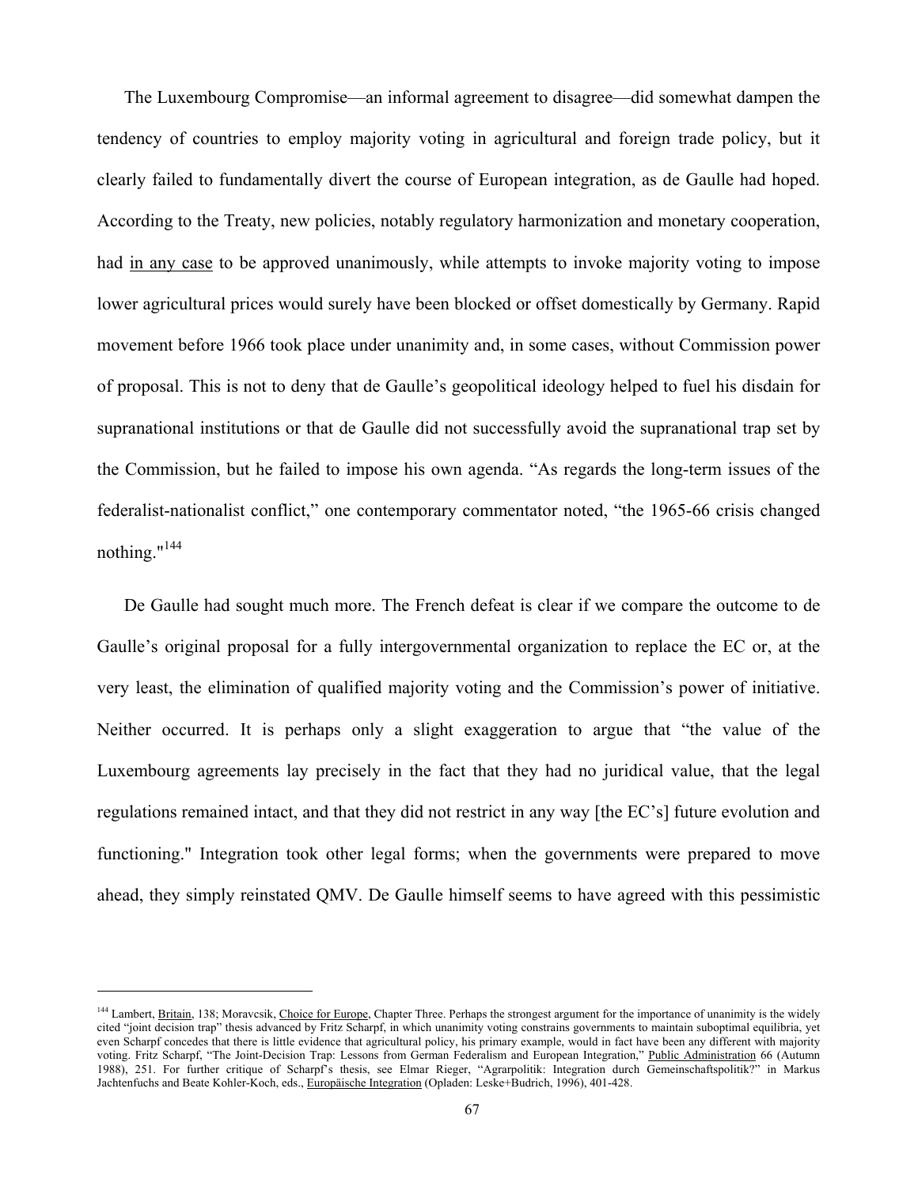The Luxembourg Compromise—an informal agreement to disagree—did somewhat dampen the tendency of countries to employ majority voting in agricultural and foreign trade policy, but it clearly failed to fundamentally divert the course of European integration, as de Gaulle had hoped. According to the Treaty, new policies, notably regulatory harmonization and monetary cooperation, had <u>in any case</u> to be approved unanimously, while attempts to invoke majority voting to impose lower agricultural prices would surely have been blocked or offset domestically by Germany. Rapid movement before 1966 took place under unanimity and, in some cases, without Commission power of proposal. This is not to deny that de Gaulle's geopolitical ideology helped to fuel his disdain for supranational institutions or that de Gaulle did not successfully avoid the supranational trap set by the Commission, but he failed to impose his own agenda. "As regards the long-term issues of the federalist-nationalist conflict," one contemporary commentator noted, "the 1965-66 crisis changed nothing."[144]

De Gaulle had sought much more. The French defeat is clear if we compare the outcome to de Gaulle's original proposal for a fully intergovernmental organization to replace the EC or, at the very least, the elimination of qualified majority voting and the Commission's power of initiative. Neither occurred. It is perhaps only a slight exaggeration to argue that "the value of the Luxembourg agreements lay precisely in the fact that they had no juridical value, that the legal regulations remained intact, and that they did not restrict in any way [the EC's] future evolution and functioning." Integration took other legal forms; when the governments were prepared to move ahead, they simply reinstated QMV. De Gaulle himself seems to have agreed with this pessimistic

---

[144] Lambert, <u>Britain</u>, 138; Moravcsik, <u>Choice for Europe</u>, Chapter Three. Perhaps the strongest argument for the importance of unanimity is the widely cited "joint decision trap" thesis advanced by Fritz Scharpf, in which unanimity voting constrains governments to maintain suboptimal equilibria, yet even Scharpf concedes that there is little evidence that agricultural policy, his primary example, would in fact have been any different with majority voting. Fritz Scharpf, "The Joint-Decision Trap: Lessons from German Federalism and European Integration," <u>Public Administration</u> 66 (Autumn 1988), 251. For further critique of Scharpf's thesis, see Elmar Rieger, "Agrarpolitik: Integration durch Gemeinschaftspolitik?" in Markus Jachtenfuchs and Beate Kohler-Koch, eds., <u>Europäische Integration</u> (Opladen: Leske+Budrich, 1996), 401-428.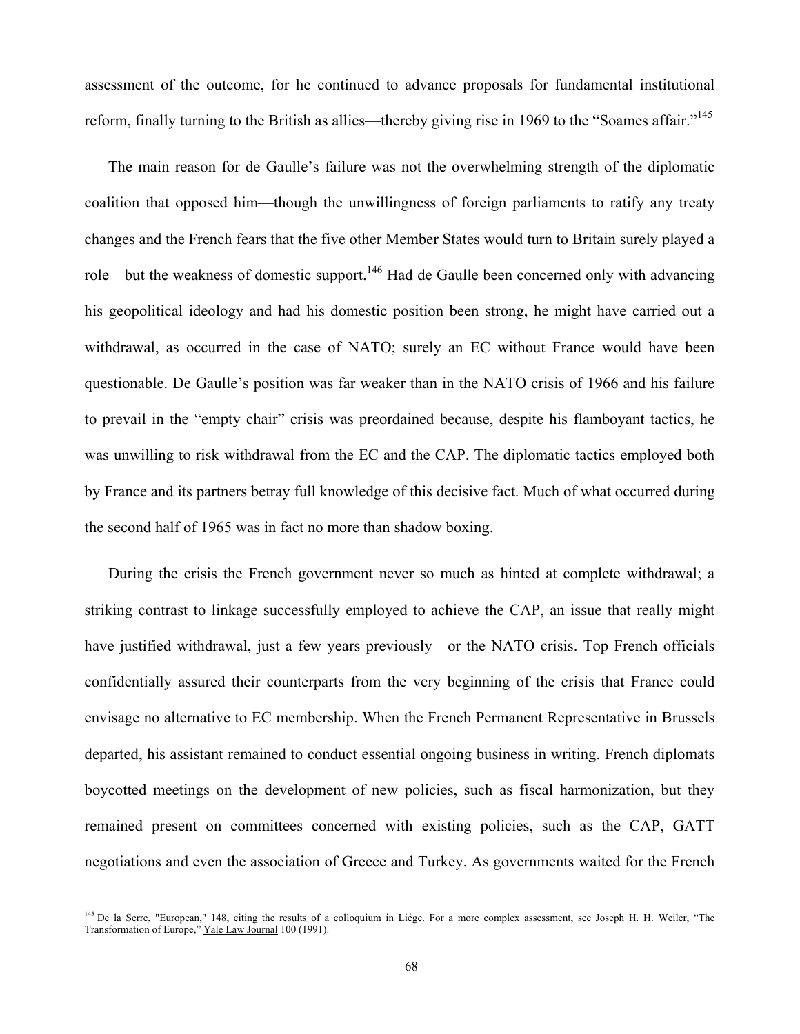assessment of the outcome, for he continued to advance proposals for fundamental institutional reform, finally turning to the British as allies—thereby giving rise in 1969 to the "Soames affair."[145]

The main reason for de Gaulle's failure was not the overwhelming strength of the diplomatic coalition that opposed him—though the unwillingness of foreign parliaments to ratify any treaty changes and the French fears that the five other Member States would turn to Britain surely played a role—but the weakness of domestic support.[146] Had de Gaulle been concerned only with advancing his geopolitical ideology and had his domestic position been strong, he might have carried out a withdrawal, as occurred in the case of NATO; surely an EC without France would have been questionable. De Gaulle's position was far weaker than in the NATO crisis of 1966 and his failure to prevail in the "empty chair" crisis was preordained because, despite his flamboyant tactics, he was unwilling to risk withdrawal from the EC and the CAP. The diplomatic tactics employed both by France and its partners betray full knowledge of this decisive fact. Much of what occurred during the second half of 1965 was in fact no more than shadow boxing.

During the crisis the French government never so much as hinted at complete withdrawal; a striking contrast to linkage successfully employed to achieve the CAP, an issue that really might have justified withdrawal, just a few years previously—or the NATO crisis. Top French officials confidentially assured their counterparts from the very beginning of the crisis that France could envisage no alternative to EC membership. When the French Permanent Representative in Brussels departed, his assistant remained to conduct essential ongoing business in writing. French diplomats boycotted meetings on the development of new policies, such as fiscal harmonization, but they remained present on committees concerned with existing policies, such as the CAP, GATT negotiations and even the association of Greece and Turkey. As governments waited for the French

---

[145] De la Serre, "European," 148, citing the results of a colloquium in Liége. For a more complex assessment, see Joseph H. H. Weiler, "The Transformation of Europe," Yale Law Journal 100 (1991).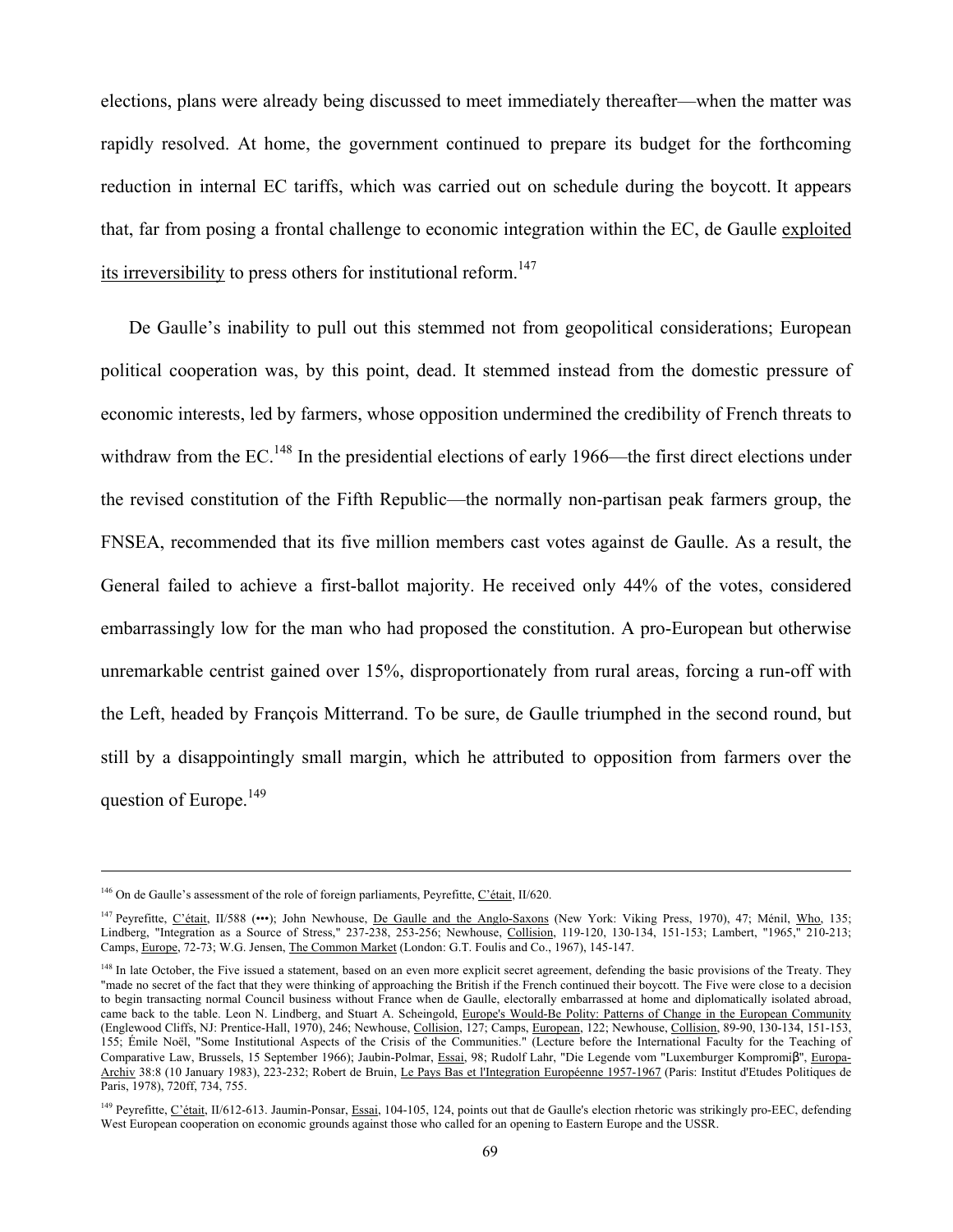elections, plans were already being discussed to meet immediately thereafter—when the matter was rapidly resolved. At home, the government continued to prepare its budget for the forthcoming reduction in internal EC tariffs, which was carried out on schedule during the boycott. It appears that, far from posing a frontal challenge to economic integration within the EC, de Gaulle exploited its irreversibility to press others for institutional reform.[147]

De Gaulle's inability to pull out this stemmed not from geopolitical considerations; European political cooperation was, by this point, dead. It stemmed instead from the domestic pressure of economic interests, led by farmers, whose opposition undermined the credibility of French threats to withdraw from the EC.[148] In the presidential elections of early 1966—the first direct elections under the revised constitution of the Fifth Republic—the normally non-partisan peak farmers group, the FNSEA, recommended that its five million members cast votes against de Gaulle. As a result, the General failed to achieve a first-ballot majority. He received only 44% of the votes, considered embarrassingly low for the man who had proposed the constitution. A pro-European but otherwise unremarkable centrist gained over 15%, disproportionately from rural areas, forcing a run-off with the Left, headed by François Mitterrand. To be sure, de Gaulle triumphed in the second round, but still by a disappointingly small margin, which he attributed to opposition from farmers over the question of Europe.[149]

---

[146] On de Gaulle's assessment of the role of foreign parliaments, Peyrefitte, C'était, II/620.

[147] Peyrefitte, C'était, II/588 (•••); John Newhouse, De Gaulle and the Anglo-Saxons (New York: Viking Press, 1970), 47; Ménil, Who, 135; Lindberg, "Integration as a Source of Stress," 237-238, 253-256; Newhouse, Collision, 119-120, 130-134, 151-153; Lambert, "1965," 210-213; Camps, Europe, 72-73; W.G. Jensen, The Common Market (London: G.T. Foulis and Co., 1967), 145-147.

[148] In late October, the Five issued a statement, based on an even more explicit secret agreement, defending the basic provisions of the Treaty. They "made no secret of the fact that they were thinking of approaching the British if the French continued their boycott. The Five were close to a decision to begin transacting normal Council business without France when de Gaulle, electorally embarrassed at home and diplomatically isolated abroad, came back to the table. Leon N. Lindberg, and Stuart A. Scheingold, Europe's Would-Be Polity: Patterns of Change in the European Community (Englewood Cliffs, NJ: Prentice-Hall, 1970), 246; Newhouse, Collision, 127; Camps, European, 122; Newhouse, Collision, 89-90, 130-134, 151-153, 155; Émile Noël, "Some Institutional Aspects of the Crisis of the Communities." (Lecture before the International Faculty for the Teaching of Comparative Law, Brussels, 15 September 1966); Jaubin-Polmar, Essai, 98; Rudolf Lahr, "Die Legende vom "Luxemburger Kompromiβ", Europa-Archiv 38:8 (10 January 1983), 223-232; Robert de Bruin, Le Pays Bas et l'Integration Européenne 1957-1967 (Paris: Institut d'Etudes Politiques de Paris, 1978), 720ff, 734, 755.

[149] Peyrefitte, C'était, II/612-613. Jaumin-Ponsar, Essai, 104-105, 124, points out that de Gaulle's election rhetoric was strikingly pro-EEC, defending West European cooperation on economic grounds against those who called for an opening to Eastern Europe and the USSR.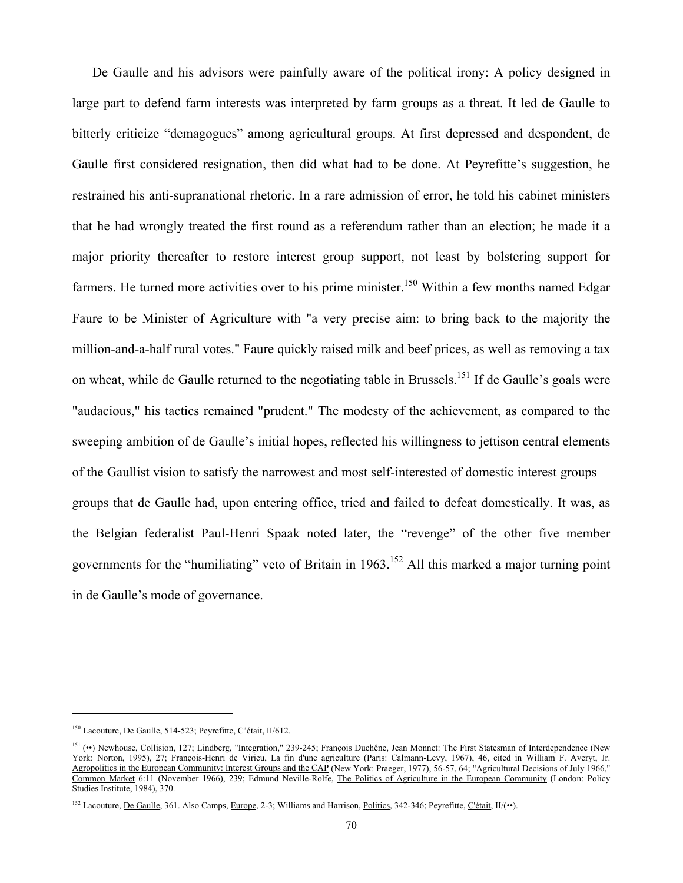De Gaulle and his advisors were painfully aware of the political irony: A policy designed in large part to defend farm interests was interpreted by farm groups as a threat. It led de Gaulle to bitterly criticize "demagogues" among agricultural groups. At first depressed and despondent, de Gaulle first considered resignation, then did what had to be done. At Peyrefitte's suggestion, he restrained his anti-supranational rhetoric. In a rare admission of error, he told his cabinet ministers that he had wrongly treated the first round as a referendum rather than an election; he made it a major priority thereafter to restore interest group support, not least by bolstering support for farmers. He turned more activities over to his prime minister.[150] Within a few months named Edgar Faure to be Minister of Agriculture with "a very precise aim: to bring back to the majority the million-and-a-half rural votes." Faure quickly raised milk and beef prices, as well as removing a tax on wheat, while de Gaulle returned to the negotiating table in Brussels.[151] If de Gaulle's goals were "audacious," his tactics remained "prudent." The modesty of the achievement, as compared to the sweeping ambition of de Gaulle's initial hopes, reflected his willingness to jettison central elements of the Gaullist vision to satisfy the narrowest and most self-interested of domestic interest groups—groups that de Gaulle had, upon entering office, tried and failed to defeat domestically. It was, as the Belgian federalist Paul-Henri Spaak noted later, the "revenge" of the other five member governments for the "humiliating" veto of Britain in 1963.[152] All this marked a major turning point in de Gaulle's mode of governance.

---

[150] Lacouture, De Gaulle, 514-523; Peyrefitte, C'était, II/612.

[151] (••) Newhouse, Collision, 127; Lindberg, "Integration," 239-245; François Duchêne, Jean Monnet: The First Statesman of Interdependence (New York: Norton, 1995), 27; François-Henri de Virieu, La fin d'une agriculture (Paris: Calmann-Levy, 1967), 46, cited in William F. Averyt, Jr. Agropolitics in the European Community: Interest Groups and the CAP (New York: Praeger, 1977), 56-57, 64; "Agricultural Decisions of July 1966," Common Market 6:11 (November 1966), 239; Edmund Neville-Rolfe, The Politics of Agriculture in the European Community (London: Policy Studies Institute, 1984), 370.

[152] Lacouture, De Gaulle, 361. Also Camps, Europe, 2-3; Williams and Harrison, Politics, 342-346; Peyrefitte, C'était, II/(••).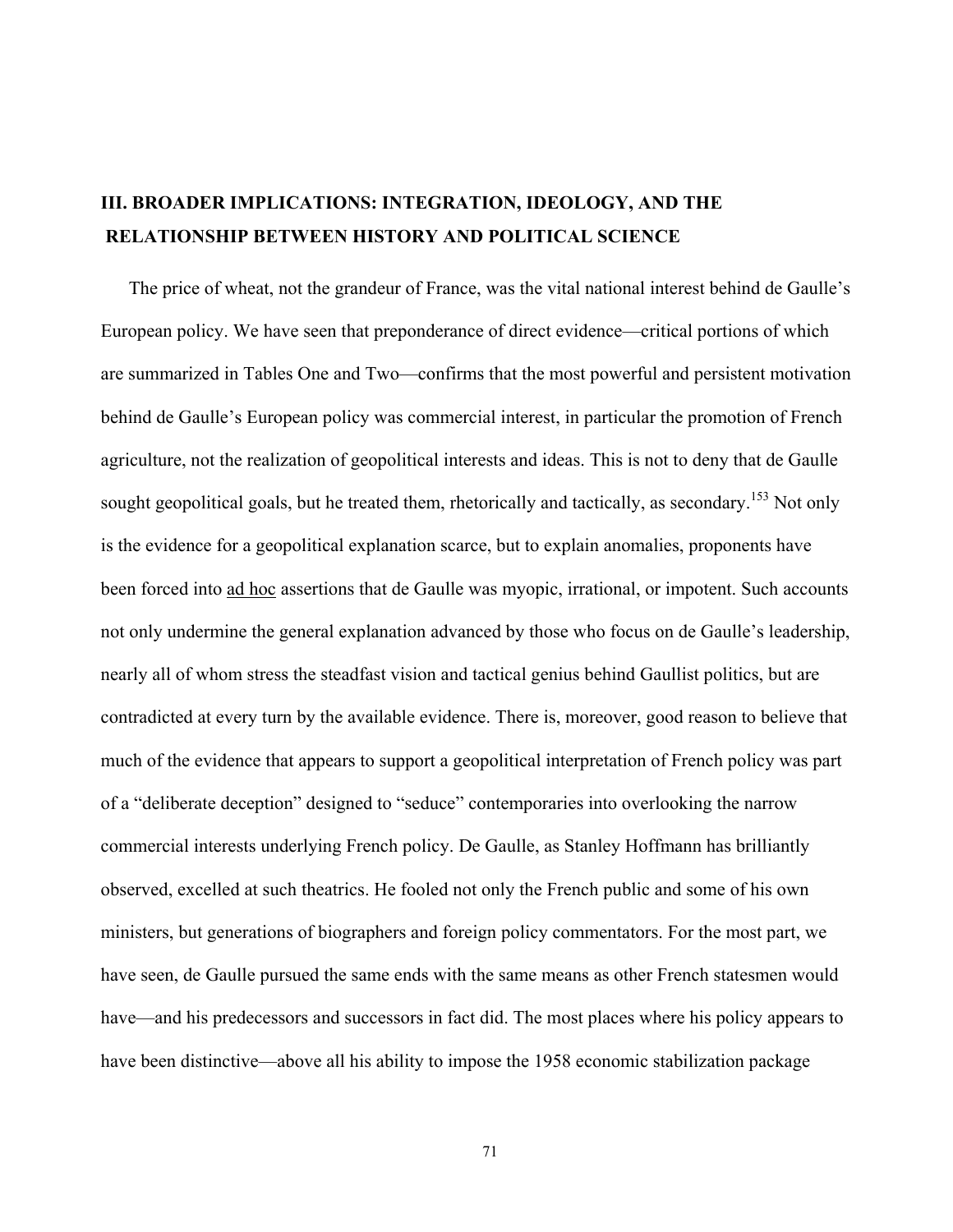## III. BROADER IMPLICATIONS: INTEGRATION, IDEOLOGY, AND THE RELATIONSHIP BETWEEN HISTORY AND POLITICAL SCIENCE

The price of wheat, not the grandeur of France, was the vital national interest behind de Gaulle's European policy. We have seen that preponderance of direct evidence—critical portions of which are summarized in Tables One and Two—confirms that the most powerful and persistent motivation behind de Gaulle's European policy was commercial interest, in particular the promotion of French agriculture, not the realization of geopolitical interests and ideas. This is not to deny that de Gaulle sought geopolitical goals, but he treated them, rhetorically and tactically, as secondary.[153] Not only is the evidence for a geopolitical explanation scarce, but to explain anomalies, proponents have been forced into ad hoc assertions that de Gaulle was myopic, irrational, or impotent. Such accounts not only undermine the general explanation advanced by those who focus on de Gaulle's leadership, nearly all of whom stress the steadfast vision and tactical genius behind Gaullist politics, but are contradicted at every turn by the available evidence. There is, moreover, good reason to believe that much of the evidence that appears to support a geopolitical interpretation of French policy was part of a "deliberate deception" designed to "seduce" contemporaries into overlooking the narrow commercial interests underlying French policy. De Gaulle, as Stanley Hoffmann has brilliantly observed, excelled at such theatrics. He fooled not only the French public and some of his own ministers, but generations of biographers and foreign policy commentators. For the most part, we have seen, de Gaulle pursued the same ends with the same means as other French statesmen would have—and his predecessors and successors in fact did. The most places where his policy appears to have been distinctive—above all his ability to impose the 1958 economic stabilization package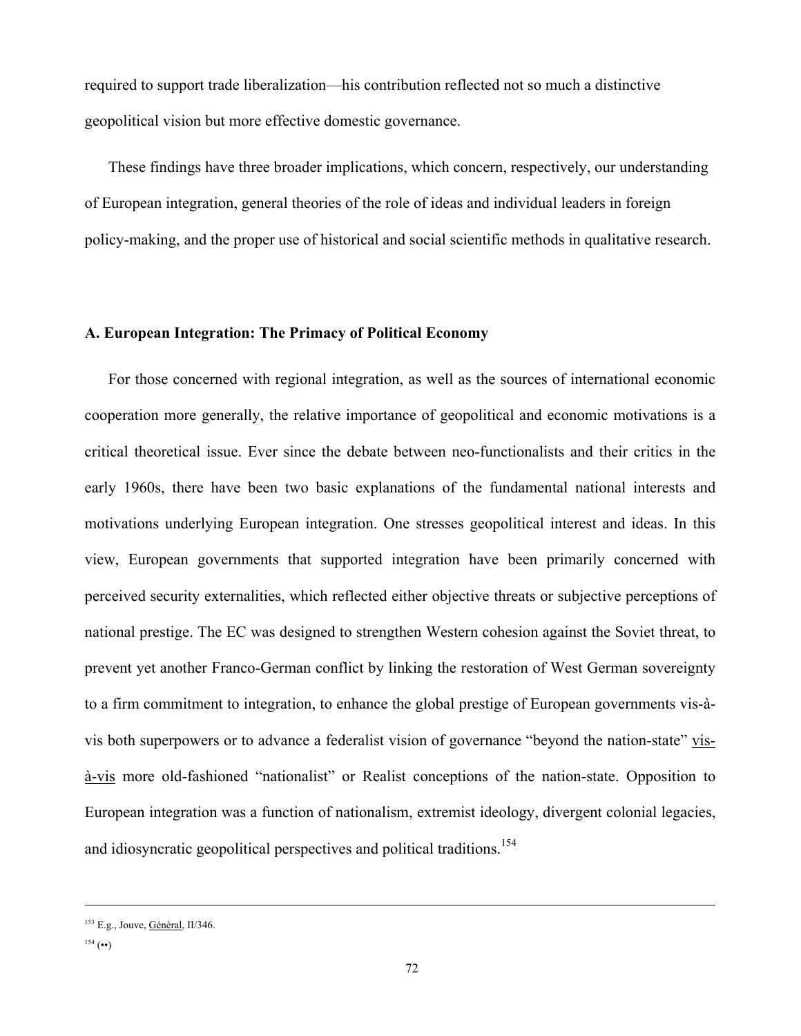required to support trade liberalization—his contribution reflected not so much a distinctive geopolitical vision but more effective domestic governance.

These findings have three broader implications, which concern, respectively, our understanding of European integration, general theories of the role of ideas and individual leaders in foreign policy-making, and the proper use of historical and social scientific methods in qualitative research.

### A. European Integration: The Primacy of Political Economy

For those concerned with regional integration, as well as the sources of international economic cooperation more generally, the relative importance of geopolitical and economic motivations is a critical theoretical issue. Ever since the debate between neo-functionalists and their critics in the early 1960s, there have been two basic explanations of the fundamental national interests and motivations underlying European integration. One stresses geopolitical interest and ideas. In this view, European governments that supported integration have been primarily concerned with perceived security externalities, which reflected either objective threats or subjective perceptions of national prestige. The EC was designed to strengthen Western cohesion against the Soviet threat, to prevent yet another Franco-German conflict by linking the restoration of West German sovereignty to a firm commitment to integration, to enhance the global prestige of European governments vis-à-vis both superpowers or to advance a federalist vision of governance "beyond the nation-state" vis-à-vis more old-fashioned "nationalist" or Realist conceptions of the nation-state. Opposition to European integration was a function of nationalism, extremist ideology, divergent colonial legacies, and idiosyncratic geopolitical perspectives and political traditions.[154]

---

[153] E.g., Jouve, Général, II/346.

[154] (••)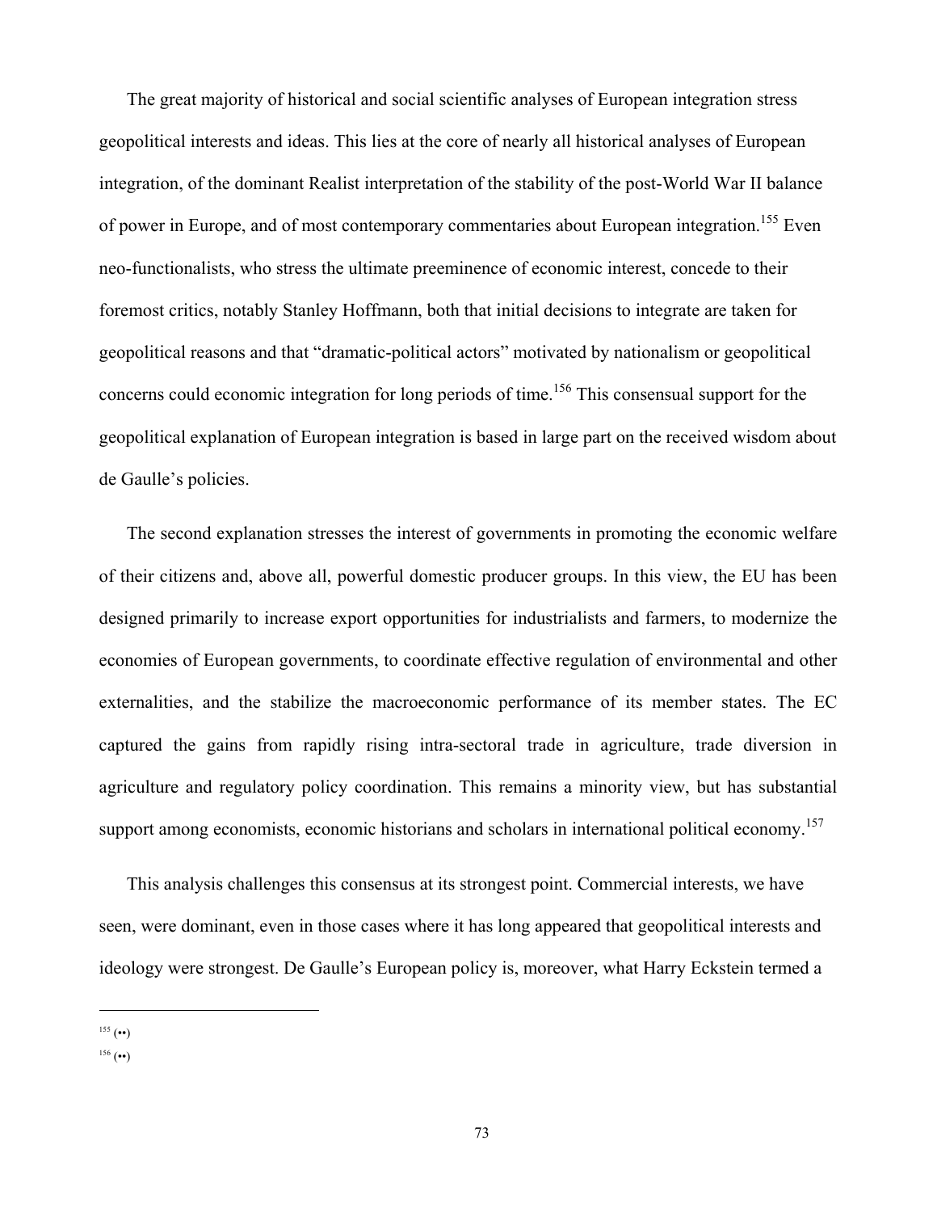The great majority of historical and social scientific analyses of European integration stress geopolitical interests and ideas. This lies at the core of nearly all historical analyses of European integration, of the dominant Realist interpretation of the stability of the post-World War II balance of power in Europe, and of most contemporary commentaries about European integration.[155] Even neo-functionalists, who stress the ultimate preeminence of economic interest, concede to their foremost critics, notably Stanley Hoffmann, both that initial decisions to integrate are taken for geopolitical reasons and that "dramatic-political actors" motivated by nationalism or geopolitical concerns could economic integration for long periods of time.[156] This consensual support for the geopolitical explanation of European integration is based in large part on the received wisdom about de Gaulle's policies.

The second explanation stresses the interest of governments in promoting the economic welfare of their citizens and, above all, powerful domestic producer groups. In this view, the EU has been designed primarily to increase export opportunities for industrialists and farmers, to modernize the economies of European governments, to coordinate effective regulation of environmental and other externalities, and the stabilize the macroeconomic performance of its member states. The EC captured the gains from rapidly rising intra-sectoral trade in agriculture, trade diversion in agriculture and regulatory policy coordination. This remains a minority view, but has substantial support among economists, economic historians and scholars in international political economy.[157]

This analysis challenges this consensus at its strongest point. Commercial interests, we have seen, were dominant, even in those cases where it has long appeared that geopolitical interests and ideology were strongest. De Gaulle's European policy is, moreover, what Harry Eckstein termed a

---

[155] (••)

[156] (••)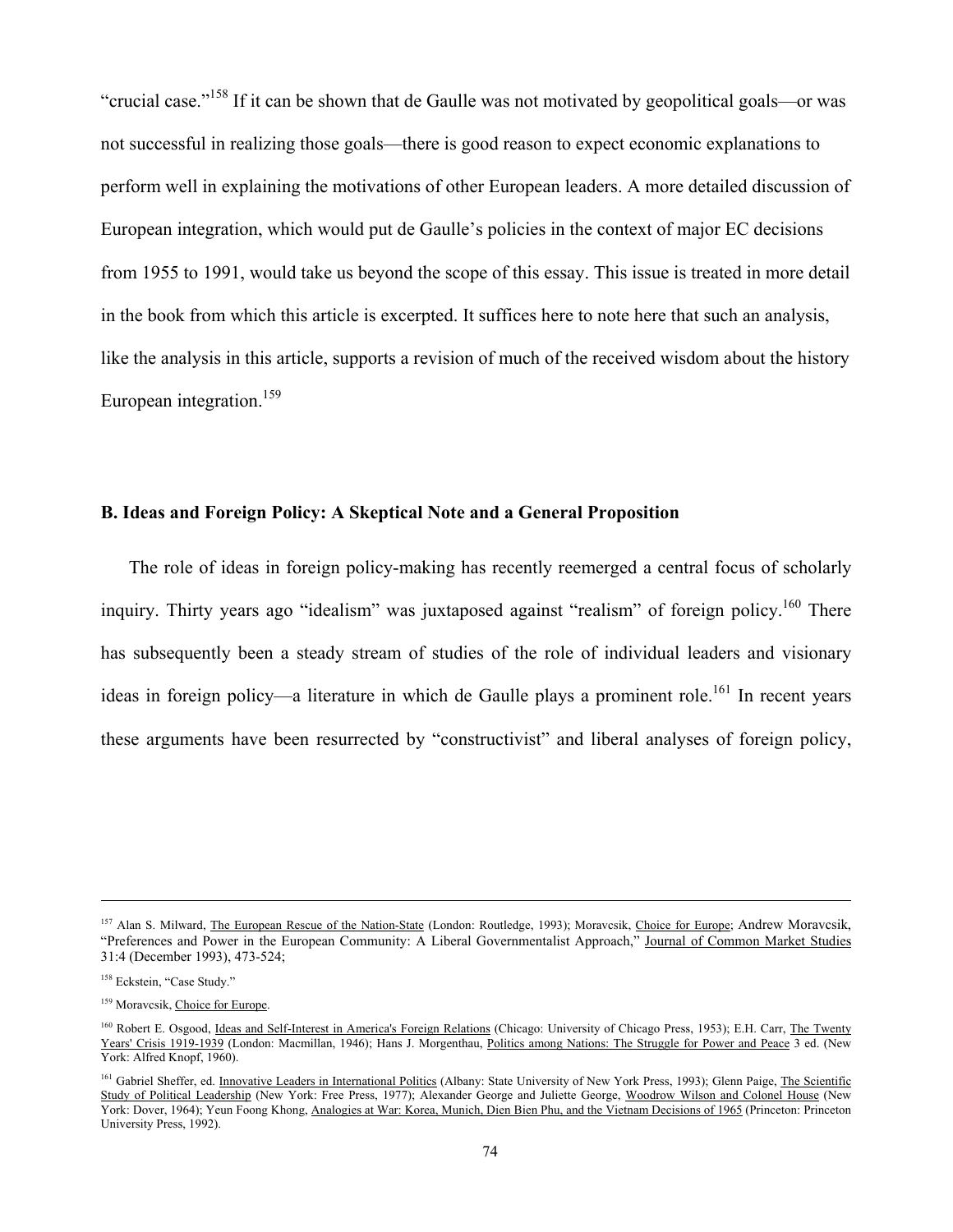"crucial case."[158] If it can be shown that de Gaulle was not motivated by geopolitical goals—or was not successful in realizing those goals—there is good reason to expect economic explanations to perform well in explaining the motivations of other European leaders. A more detailed discussion of European integration, which would put de Gaulle's policies in the context of major EC decisions from 1955 to 1991, would take us beyond the scope of this essay. This issue is treated in more detail in the book from which this article is excerpted. It suffices here to note here that such an analysis, like the analysis in this article, supports a revision of much of the received wisdom about the history European integration.[159]

### B. Ideas and Foreign Policy: A Skeptical Note and a General Proposition

The role of ideas in foreign policy-making has recently reemerged a central focus of scholarly inquiry. Thirty years ago "idealism" was juxtaposed against "realism" of foreign policy.[160] There has subsequently been a steady stream of studies of the role of individual leaders and visionary ideas in foreign policy—a literature in which de Gaulle plays a prominent role.[161] In recent years these arguments have been resurrected by "constructivist" and liberal analyses of foreign policy,

---

[157] Alan S. Milward, The European Rescue of the Nation-State (London: Routledge, 1993); Moravcsik, Choice for Europe; Andrew Moravcsik, "Preferences and Power in the European Community: A Liberal Governmentalist Approach," Journal of Common Market Studies 31:4 (December 1993), 473-524;

[158] Eckstein, "Case Study."

[159] Moravcsik, Choice for Europe.

[160] Robert E. Osgood, Ideas and Self-Interest in America's Foreign Relations (Chicago: University of Chicago Press, 1953); E.H. Carr, The Twenty Years' Crisis 1919-1939 (London: Macmillan, 1946); Hans J. Morgenthau, Politics among Nations: The Struggle for Power and Peace 3 ed. (New York: Alfred Knopf, 1960).

[161] Gabriel Sheffer, ed. Innovative Leaders in International Politics (Albany: State University of New York Press, 1993); Glenn Paige, The Scientific Study of Political Leadership (New York: Free Press, 1977); Alexander George and Juliette George, Woodrow Wilson and Colonel House (New York: Dover, 1964); Yeun Foong Khong, Analogies at War: Korea, Munich, Dien Bien Phu, and the Vietnam Decisions of 1965 (Princeton: Princeton University Press, 1992).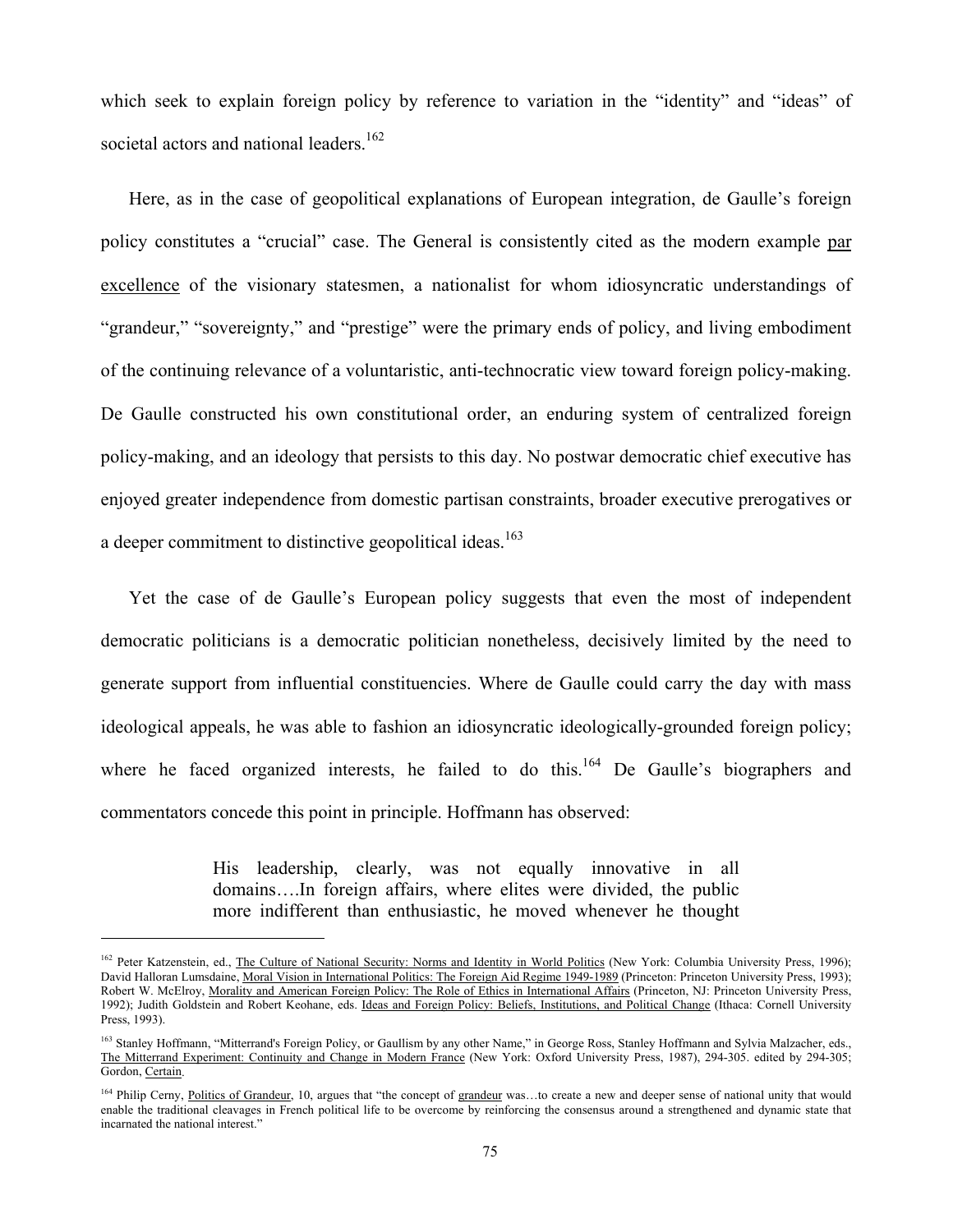which seek to explain foreign policy by reference to variation in the "identity" and "ideas" of societal actors and national leaders.[162]

Here, as in the case of geopolitical explanations of European integration, de Gaulle's foreign policy constitutes a "crucial" case. The General is consistently cited as the modern example par excellence of the visionary statesmen, a nationalist for whom idiosyncratic understandings of "grandeur," "sovereignty," and "prestige" were the primary ends of policy, and living embodiment of the continuing relevance of a voluntaristic, anti-technocratic view toward foreign policy-making. De Gaulle constructed his own constitutional order, an enduring system of centralized foreign policy-making, and an ideology that persists to this day. No postwar democratic chief executive has enjoyed greater independence from domestic partisan constraints, broader executive prerogatives or a deeper commitment to distinctive geopolitical ideas.[163]

Yet the case of de Gaulle's European policy suggests that even the most of independent democratic politicians is a democratic politician nonetheless, decisively limited by the need to generate support from influential constituencies. Where de Gaulle could carry the day with mass ideological appeals, he was able to fashion an idiosyncratic ideologically-grounded foreign policy; where he faced organized interests, he failed to do this.[164] De Gaulle's biographers and commentators concede this point in principle. Hoffmann has observed:

> His leadership, clearly, was not equally innovative in all domains….In foreign affairs, where elites were divided, the public more indifferent than enthusiastic, he moved whenever he thought

---

[162] Peter Katzenstein, ed., The Culture of National Security: Norms and Identity in World Politics (New York: Columbia University Press, 1996); David Halloran Lumsdaine, Moral Vision in International Politics: The Foreign Aid Regime 1949-1989 (Princeton: Princeton University Press, 1993); Robert W. McElroy, Morality and American Foreign Policy: The Role of Ethics in International Affairs (Princeton, NJ: Princeton University Press, 1992); Judith Goldstein and Robert Keohane, eds. Ideas and Foreign Policy: Beliefs, Institutions, and Political Change (Ithaca: Cornell University Press, 1993).

[163] Stanley Hoffmann, "Mitterrand's Foreign Policy, or Gaullism by any other Name," in George Ross, Stanley Hoffmann and Sylvia Malzacher, eds., The Mitterrand Experiment: Continuity and Change in Modern France (New York: Oxford University Press, 1987), 294-305. edited by 294-305; Gordon, Certain.

[164] Philip Cerny, Politics of Grandeur, 10, argues that "the concept of grandeur was…to create a new and deeper sense of national unity that would enable the traditional cleavages in French political life to be overcome by reinforcing the consensus around a strengthened and dynamic state that incarnated the national interest."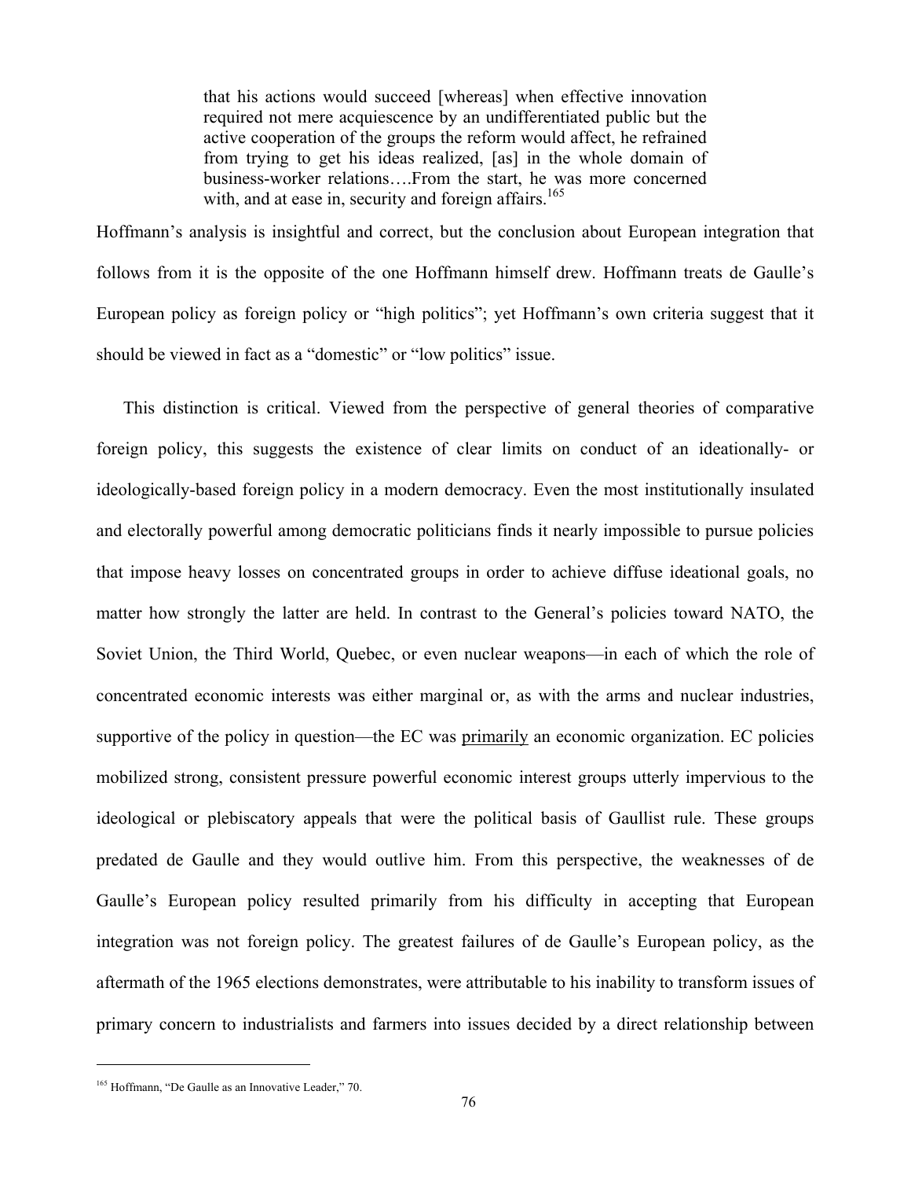> that his actions would succeed [whereas] when effective innovation required not mere acquiescence by an undifferentiated public but the active cooperation of the groups the reform would affect, he refrained from trying to get his ideas realized, [as] in the whole domain of business-worker relations….From the start, he was more concerned with, and at ease in, security and foreign affairs.[165]

Hoffmann's analysis is insightful and correct, but the conclusion about European integration that follows from it is the opposite of the one Hoffmann himself drew. Hoffmann treats de Gaulle's European policy as foreign policy or "high politics"; yet Hoffmann's own criteria suggest that it should be viewed in fact as a "domestic" or "low politics" issue.

This distinction is critical. Viewed from the perspective of general theories of comparative foreign policy, this suggests the existence of clear limits on conduct of an ideationally- or ideologically-based foreign policy in a modern democracy. Even the most institutionally insulated and electorally powerful among democratic politicians finds it nearly impossible to pursue policies that impose heavy losses on concentrated groups in order to achieve diffuse ideational goals, no matter how strongly the latter are held. In contrast to the General's policies toward NATO, the Soviet Union, the Third World, Quebec, or even nuclear weapons—in each of which the role of concentrated economic interests was either marginal or, as with the arms and nuclear industries, supportive of the policy in question—the EC was <u>primarily</u> an economic organization. EC policies mobilized strong, consistent pressure powerful economic interest groups utterly impervious to the ideological or plebiscatory appeals that were the political basis of Gaullist rule. These groups predated de Gaulle and they would outlive him. From this perspective, the weaknesses of de Gaulle's European policy resulted primarily from his difficulty in accepting that European integration was not foreign policy. The greatest failures of de Gaulle's European policy, as the aftermath of the 1965 elections demonstrates, were attributable to his inability to transform issues of primary concern to industrialists and farmers into issues decided by a direct relationship between

---

[165] Hoffmann, "De Gaulle as an Innovative Leader," 70.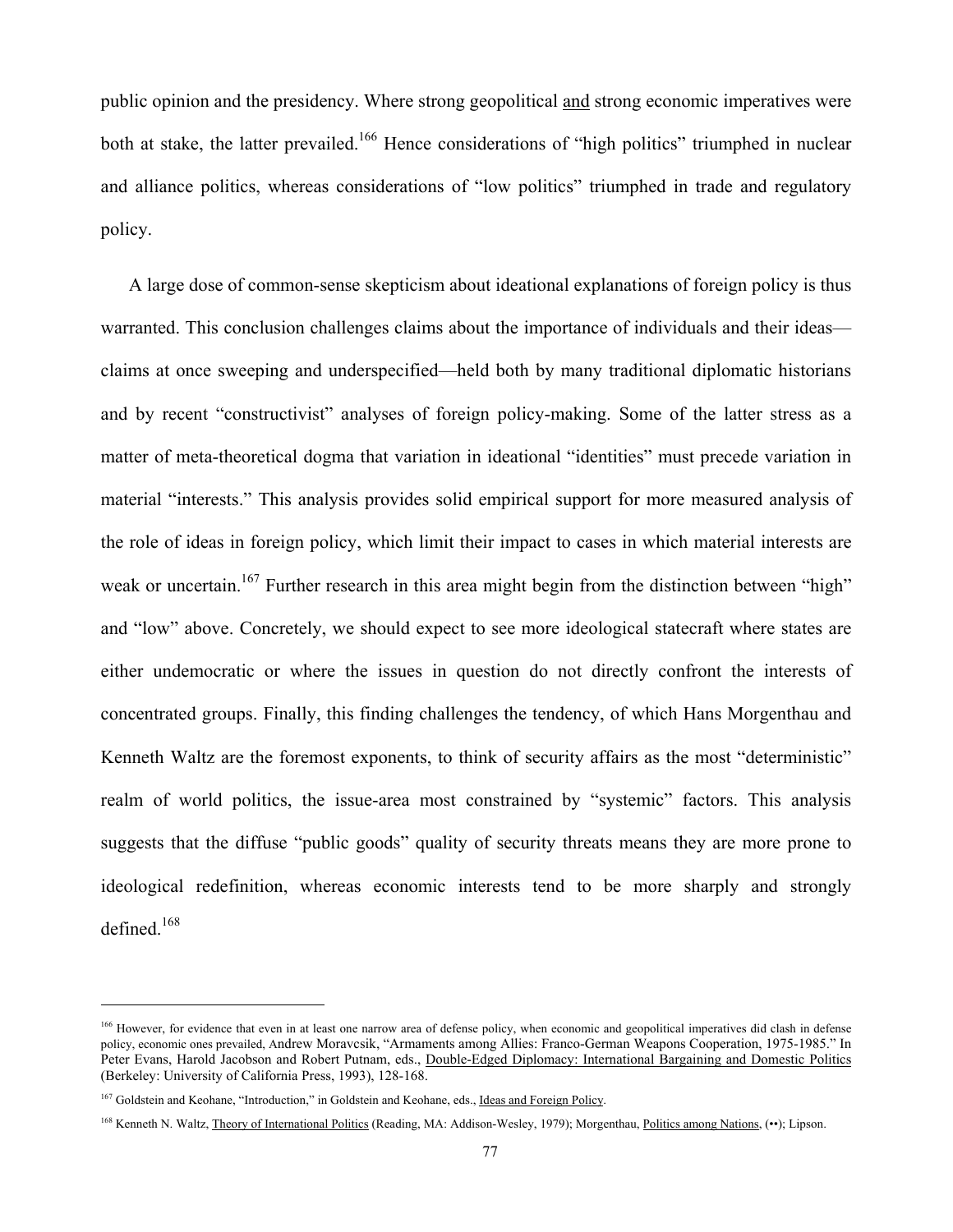public opinion and the presidency. Where strong geopolitical and strong economic imperatives were both at stake, the latter prevailed.[166] Hence considerations of "high politics" triumphed in nuclear and alliance politics, whereas considerations of "low politics" triumphed in trade and regulatory policy.

A large dose of common-sense skepticism about ideational explanations of foreign policy is thus warranted. This conclusion challenges claims about the importance of individuals and their ideas—claims at once sweeping and underspecified—held both by many traditional diplomatic historians and by recent "constructivist" analyses of foreign policy-making. Some of the latter stress as a matter of meta-theoretical dogma that variation in ideational "identities" must precede variation in material "interests." This analysis provides solid empirical support for more measured analysis of the role of ideas in foreign policy, which limit their impact to cases in which material interests are weak or uncertain.[167] Further research in this area might begin from the distinction between "high" and "low" above. Concretely, we should expect to see more ideological statecraft where states are either undemocratic or where the issues in question do not directly confront the interests of concentrated groups. Finally, this finding challenges the tendency, of which Hans Morgenthau and Kenneth Waltz are the foremost exponents, to think of security affairs as the most "deterministic" realm of world politics, the issue-area most constrained by "systemic" factors. This analysis suggests that the diffuse "public goods" quality of security threats means they are more prone to ideological redefinition, whereas economic interests tend to be more sharply and strongly defined.[168]

---

[166] However, for evidence that even in at least one narrow area of defense policy, when economic and geopolitical imperatives did clash in defense policy, economic ones prevailed, Andrew Moravcsik, "Armaments among Allies: Franco-German Weapons Cooperation, 1975-1985." In Peter Evans, Harold Jacobson and Robert Putnam, eds., Double-Edged Diplomacy: International Bargaining and Domestic Politics (Berkeley: University of California Press, 1993), 128-168.

[167] Goldstein and Keohane, "Introduction," in Goldstein and Keohane, eds., Ideas and Foreign Policy.

[168] Kenneth N. Waltz, Theory of International Politics (Reading, MA: Addison-Wesley, 1979); Morgenthau, Politics among Nations, (••); Lipson.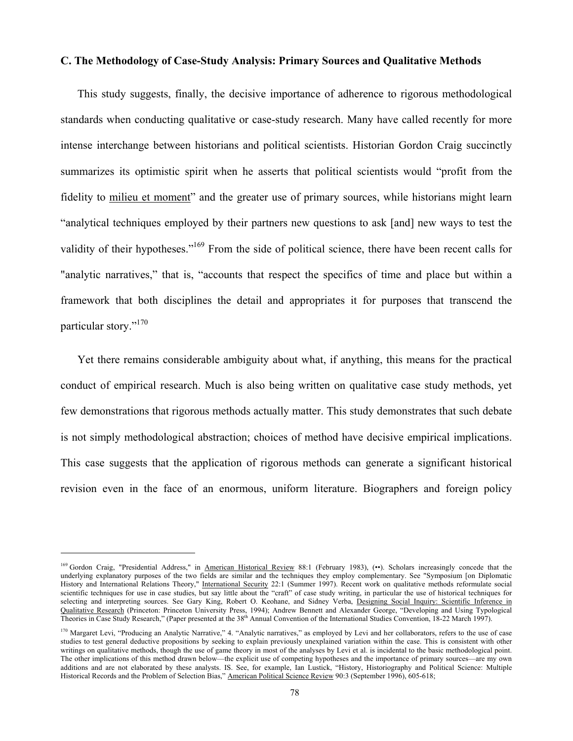### C. The Methodology of Case-Study Analysis: Primary Sources and Qualitative Methods

This study suggests, finally, the decisive importance of adherence to rigorous methodological standards when conducting qualitative or case-study research. Many have called recently for more intense interchange between historians and political scientists. Historian Gordon Craig succinctly summarizes its optimistic spirit when he asserts that political scientists would "profit from the fidelity to milieu et moment" and the greater use of primary sources, while historians might learn "analytical techniques employed by their partners new questions to ask [and] new ways to test the validity of their hypotheses."[169] From the side of political science, there have been recent calls for "analytic narratives," that is, "accounts that respect the specifics of time and place but within a framework that both disciplines the detail and appropriates it for purposes that transcend the particular story."[170]

Yet there remains considerable ambiguity about what, if anything, this means for the practical conduct of empirical research. Much is also being written on qualitative case study methods, yet few demonstrations that rigorous methods actually matter. This study demonstrates that such debate is not simply methodological abstraction; choices of method have decisive empirical implications. This case suggests that the application of rigorous methods can generate a significant historical revision even in the face of an enormous, uniform literature. Biographers and foreign policy

---

[169] Gordon Craig, "Presidential Address," in American Historical Review 88:1 (February 1983), (••). Scholars increasingly concede that the underlying explanatory purposes of the two fields are similar and the techniques they employ complementary. See "Symposium [on Diplomatic History and International Relations Theory," International Security 22:1 (Summer 1997). Recent work on qualitative methods reformulate social scientific techniques for use in case studies, but say little about the "craft" of case study writing, in particular the use of historical techniques for selecting and interpreting sources. See Gary King, Robert O. Keohane, and Sidney Verba, Designing Social Inquiry: Scientific Inference in Qualitative Research (Princeton: Princeton University Press, 1994); Andrew Bennett and Alexander George, "Developing and Using Typological Theories in Case Study Research," (Paper presented at the 38th Annual Convention of the International Studies Convention, 18-22 March 1997).

[170] Margaret Levi, "Producing an Analytic Narrative," 4. "Analytic narratives," as employed by Levi and her collaborators, refers to the use of case studies to test general deductive propositions by seeking to explain previously unexplained variation within the case. This is consistent with other writings on qualitative methods, though the use of game theory in most of the analyses by Levi et al. is incidental to the basic methodological point. The other implications of this method drawn below—the explicit use of competing hypotheses and the importance of primary sources—are my own additions and are not elaborated by these analysts. IS. See, for example, Ian Lustick, "History, Historiography and Political Science: Multiple Historical Records and the Problem of Selection Bias," American Political Science Review 90:3 (September 1996), 605-618;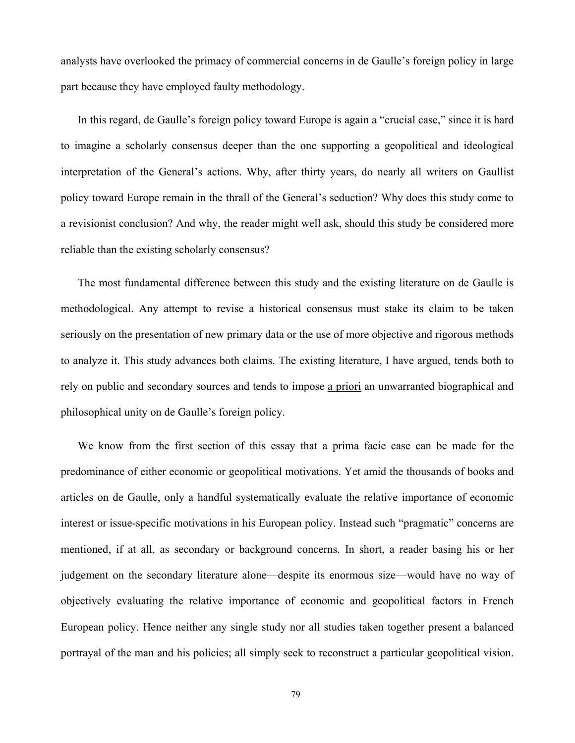analysts have overlooked the primacy of commercial concerns in de Gaulle's foreign policy in large part because they have employed faulty methodology.

In this regard, de Gaulle's foreign policy toward Europe is again a "crucial case," since it is hard to imagine a scholarly consensus deeper than the one supporting a geopolitical and ideological interpretation of the General's actions. Why, after thirty years, do nearly all writers on Gaullist policy toward Europe remain in the thrall of the General's seduction? Why does this study come to a revisionist conclusion? And why, the reader might well ask, should this study be considered more reliable than the existing scholarly consensus?

The most fundamental difference between this study and the existing literature on de Gaulle is methodological. Any attempt to revise a historical consensus must stake its claim to be taken seriously on the presentation of new primary data or the use of more objective and rigorous methods to analyze it. This study advances both claims. The existing literature, I have argued, tends both to rely on public and secondary sources and tends to impose *a priori* an unwarranted biographical and philosophical unity on de Gaulle's foreign policy.

We know from the first section of this essay that a *prima facie* case can be made for the predominance of either economic or geopolitical motivations. Yet amid the thousands of books and articles on de Gaulle, only a handful systematically evaluate the relative importance of economic interest or issue-specific motivations in his European policy. Instead such "pragmatic" concerns are mentioned, if at all, as secondary or background concerns. In short, a reader basing his or her judgement on the secondary literature alone—despite its enormous size—would have no way of objectively evaluating the relative importance of economic and geopolitical factors in French European policy. Hence neither any single study nor all studies taken together present a balanced portrayal of the man and his policies; all simply seek to reconstruct a particular geopolitical vision.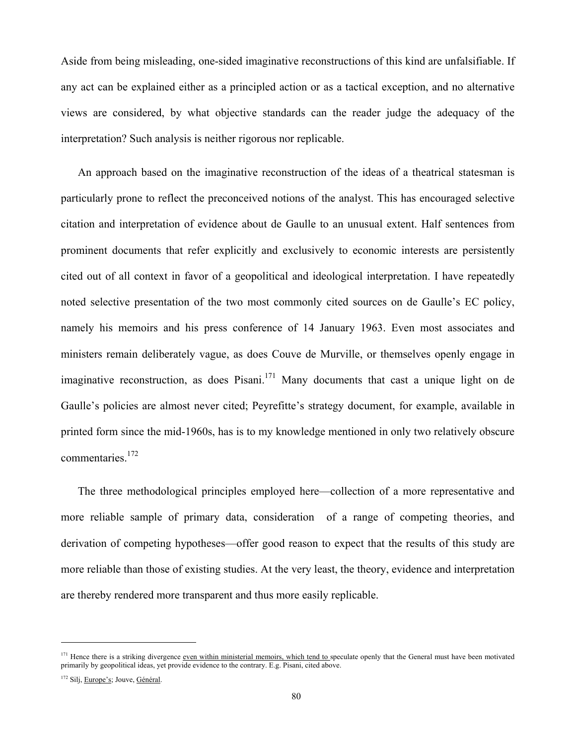Aside from being misleading, one-sided imaginative reconstructions of this kind are unfalsifiable. If any act can be explained either as a principled action or as a tactical exception, and no alternative views are considered, by what objective standards can the reader judge the adequacy of the interpretation? Such analysis is neither rigorous nor replicable.

An approach based on the imaginative reconstruction of the ideas of a theatrical statesman is particularly prone to reflect the preconceived notions of the analyst. This has encouraged selective citation and interpretation of evidence about de Gaulle to an unusual extent. Half sentences from prominent documents that refer explicitly and exclusively to economic interests are persistently cited out of all context in favor of a geopolitical and ideological interpretation. I have repeatedly noted selective presentation of the two most commonly cited sources on de Gaulle's EC policy, namely his memoirs and his press conference of 14 January 1963. Even most associates and ministers remain deliberately vague, as does Couve de Murville, or themselves openly engage in imaginative reconstruction, as does Pisani.[171] Many documents that cast a unique light on de Gaulle's policies are almost never cited; Peyrefitte's strategy document, for example, available in printed form since the mid-1960s, has is to my knowledge mentioned in only two relatively obscure commentaries.[172]

The three methodological principles employed here—collection of a more representative and more reliable sample of primary data, consideration of a range of competing theories, and derivation of competing hypotheses—offer good reason to expect that the results of this study are more reliable than those of existing studies. At the very least, the theory, evidence and interpretation are thereby rendered more transparent and thus more easily replicable.

---

[171] Hence there is a striking divergence even within ministerial memoirs, which tend to speculate openly that the General must have been motivated primarily by geopolitical ideas, yet provide evidence to the contrary. E.g. Pisani, cited above.

[172] Silj, Europe's; Jouve, Général.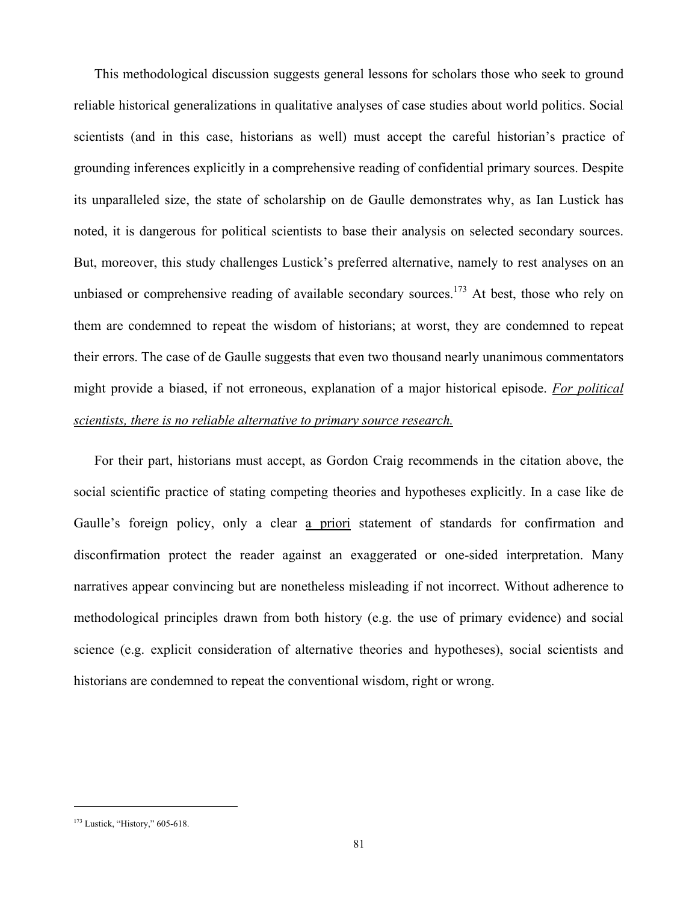This methodological discussion suggests general lessons for scholars those who seek to ground reliable historical generalizations in qualitative analyses of case studies about world politics. Social scientists (and in this case, historians as well) must accept the careful historian's practice of grounding inferences explicitly in a comprehensive reading of confidential primary sources. Despite its unparalleled size, the state of scholarship on de Gaulle demonstrates why, as Ian Lustick has noted, it is dangerous for political scientists to base their analysis on selected secondary sources. But, moreover, this study challenges Lustick's preferred alternative, namely to rest analyses on an unbiased or comprehensive reading of available secondary sources.[173] At best, those who rely on them are condemned to repeat the wisdom of historians; at worst, they are condemned to repeat their errors. The case of de Gaulle suggests that even two thousand nearly unanimous commentators might provide a biased, if not erroneous, explanation of a major historical episode. *For political scientists, there is no reliable alternative to primary source research.*

For their part, historians must accept, as Gordon Craig recommends in the citation above, the social scientific practice of stating competing theories and hypotheses explicitly. In a case like de Gaulle's foreign policy, only a clear a priori statement of standards for confirmation and disconfirmation protect the reader against an exaggerated or one-sided interpretation. Many narratives appear convincing but are nonetheless misleading if not incorrect. Without adherence to methodological principles drawn from both history (e.g. the use of primary evidence) and social science (e.g. explicit consideration of alternative theories and hypotheses), social scientists and historians are condemned to repeat the conventional wisdom, right or wrong.

[173] Lustick, "History," 605-618.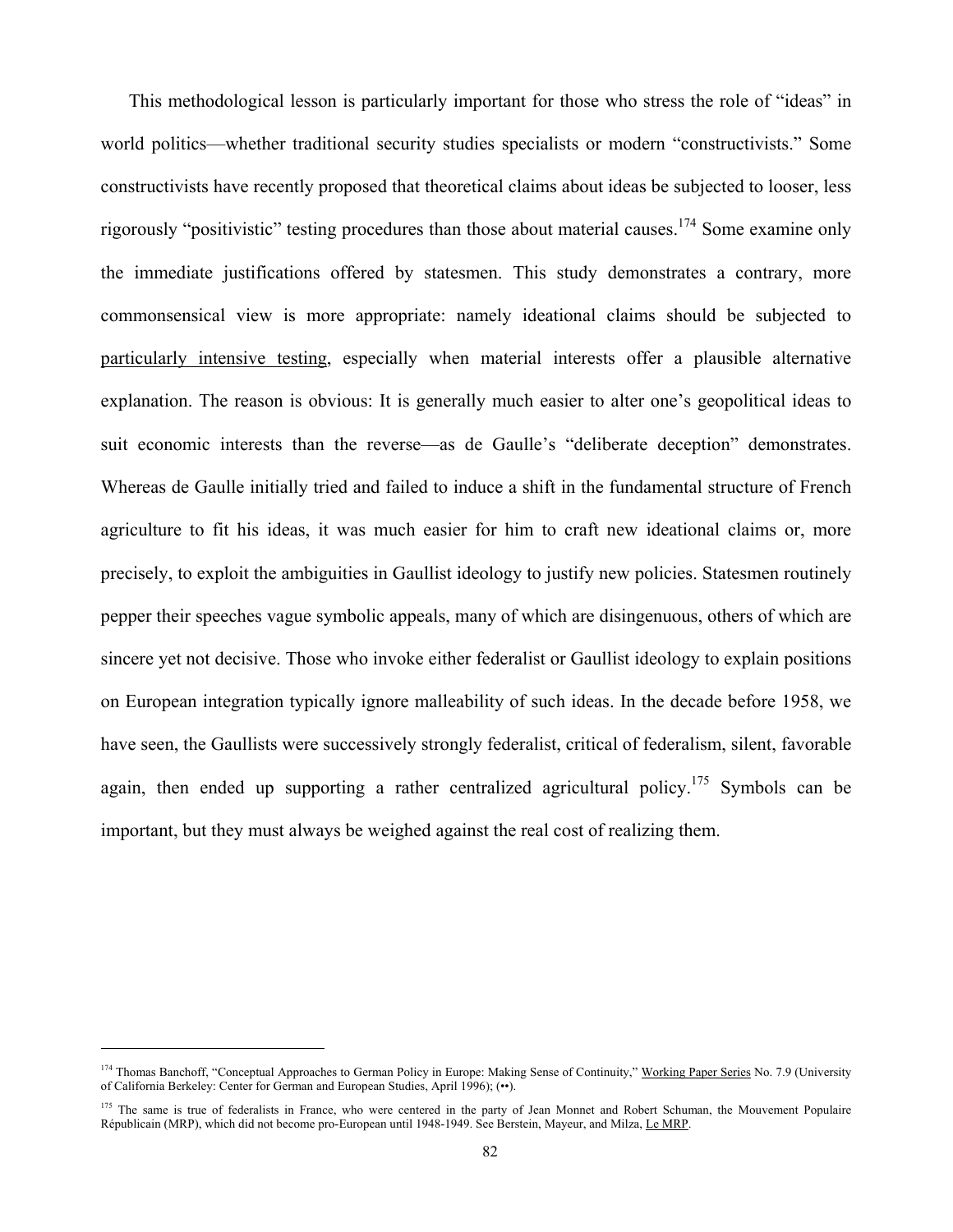This methodological lesson is particularly important for those who stress the role of "ideas" in world politics—whether traditional security studies specialists or modern "constructivists." Some constructivists have recently proposed that theoretical claims about ideas be subjected to looser, less rigorously "positivistic" testing procedures than those about material causes.[174] Some examine only the immediate justifications offered by statesmen. This study demonstrates a contrary, more commonsensical view is more appropriate: namely ideational claims should be subjected to particularly intensive testing, especially when material interests offer a plausible alternative explanation. The reason is obvious: It is generally much easier to alter one's geopolitical ideas to suit economic interests than the reverse—as de Gaulle's "deliberate deception" demonstrates. Whereas de Gaulle initially tried and failed to induce a shift in the fundamental structure of French agriculture to fit his ideas, it was much easier for him to craft new ideational claims or, more precisely, to exploit the ambiguities in Gaullist ideology to justify new policies. Statesmen routinely pepper their speeches vague symbolic appeals, many of which are disingenuous, others of which are sincere yet not decisive. Those who invoke either federalist or Gaullist ideology to explain positions on European integration typically ignore malleability of such ideas. In the decade before 1958, we have seen, the Gaullists were successively strongly federalist, critical of federalism, silent, favorable again, then ended up supporting a rather centralized agricultural policy.[175] Symbols can be important, but they must always be weighed against the real cost of realizing them.

---

[174] Thomas Banchoff, "Conceptual Approaches to German Policy in Europe: Making Sense of Continuity," Working Paper Series No. 7.9 (University of California Berkeley: Center for German and European Studies, April 1996); (••).

[175] The same is true of federalists in France, who were centered in the party of Jean Monnet and Robert Schuman, the Mouvement Populaire Républicain (MRP), which did not become pro-European until 1948-1949. See Berstein, Mayeur, and Milza, Le MRP.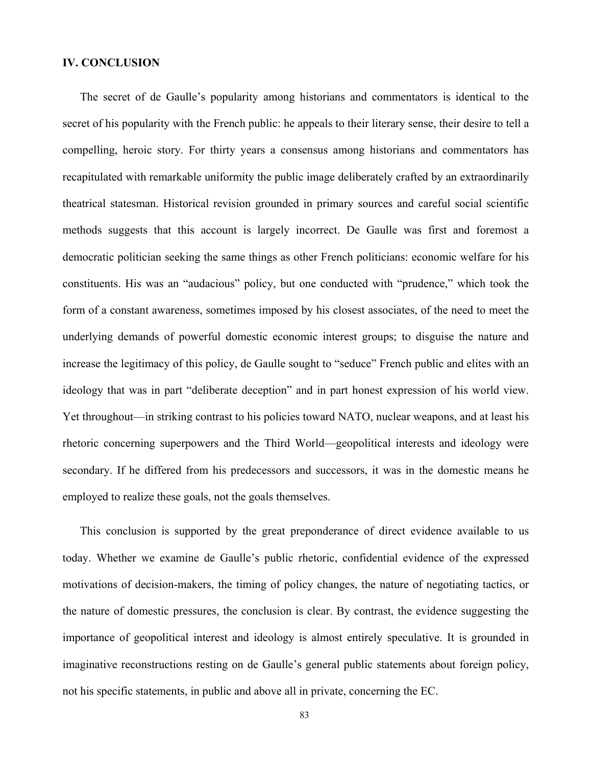## IV. CONCLUSION

The secret of de Gaulle's popularity among historians and commentators is identical to the secret of his popularity with the French public: he appeals to their literary sense, their desire to tell a compelling, heroic story. For thirty years a consensus among historians and commentators has recapitulated with remarkable uniformity the public image deliberately crafted by an extraordinarily theatrical statesman. Historical revision grounded in primary sources and careful social scientific methods suggests that this account is largely incorrect. De Gaulle was first and foremost a democratic politician seeking the same things as other French politicians: economic welfare for his constituents. His was an "audacious" policy, but one conducted with "prudence," which took the form of a constant awareness, sometimes imposed by his closest associates, of the need to meet the underlying demands of powerful domestic economic interest groups; to disguise the nature and increase the legitimacy of this policy, de Gaulle sought to "seduce" French public and elites with an ideology that was in part "deliberate deception" and in part honest expression of his world view. Yet throughout—in striking contrast to his policies toward NATO, nuclear weapons, and at least his rhetoric concerning superpowers and the Third World—geopolitical interests and ideology were secondary. If he differed from his predecessors and successors, it was in the domestic means he employed to realize these goals, not the goals themselves.

This conclusion is supported by the great preponderance of direct evidence available to us today. Whether we examine de Gaulle's public rhetoric, confidential evidence of the expressed motivations of decision-makers, the timing of policy changes, the nature of negotiating tactics, or the nature of domestic pressures, the conclusion is clear. By contrast, the evidence suggesting the importance of geopolitical interest and ideology is almost entirely speculative. It is grounded in imaginative reconstructions resting on de Gaulle's general public statements about foreign policy, not his specific statements, in public and above all in private, concerning the EC.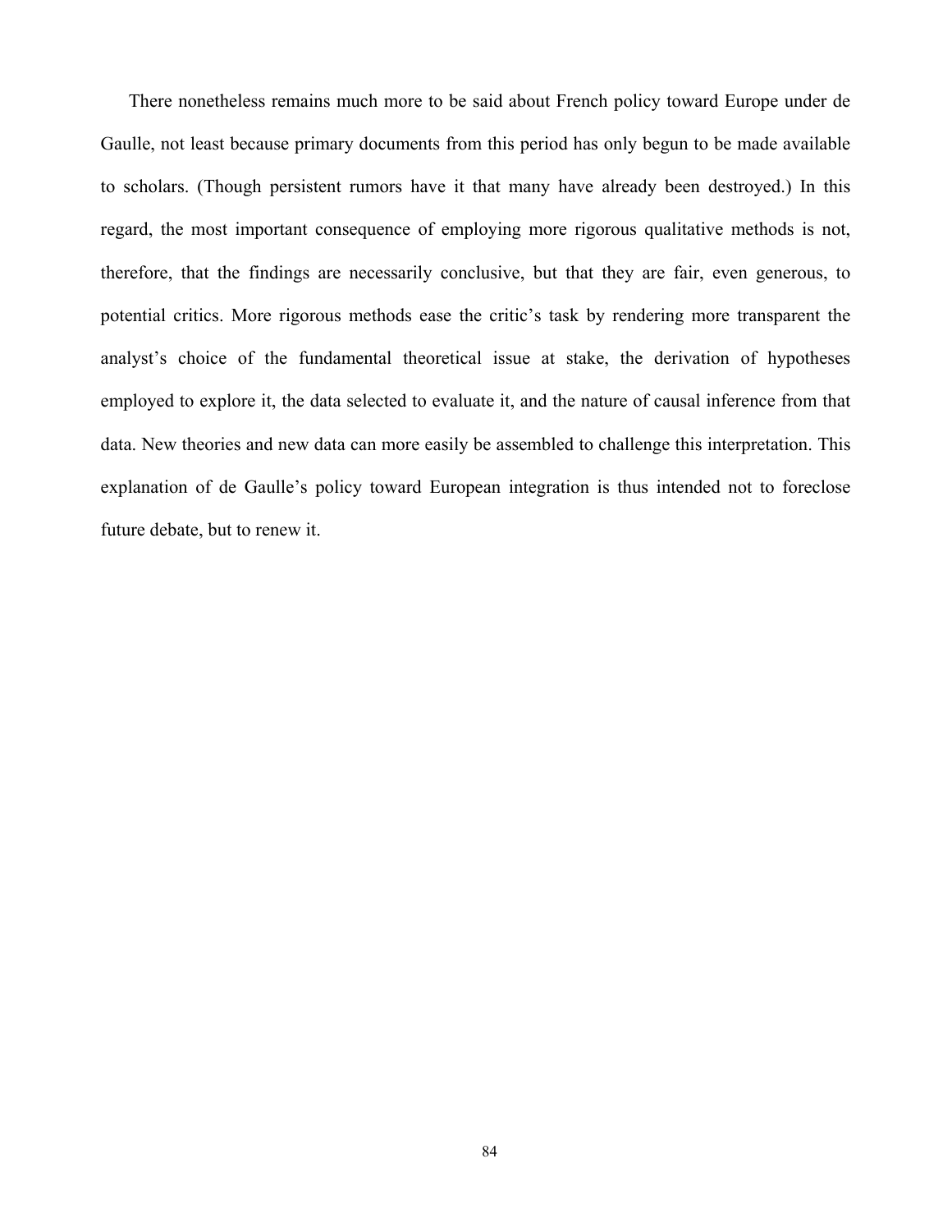There nonetheless remains much more to be said about French policy toward Europe under de Gaulle, not least because primary documents from this period has only begun to be made available to scholars. (Though persistent rumors have it that many have already been destroyed.) In this regard, the most important consequence of employing more rigorous qualitative methods is not, therefore, that the findings are necessarily conclusive, but that they are fair, even generous, to potential critics. More rigorous methods ease the critic's task by rendering more transparent the analyst's choice of the fundamental theoretical issue at stake, the derivation of hypotheses employed to explore it, the data selected to evaluate it, and the nature of causal inference from that data. New theories and new data can more easily be assembled to challenge this interpretation. This explanation of de Gaulle's policy toward European integration is thus intended not to foreclose future debate, but to renew it.